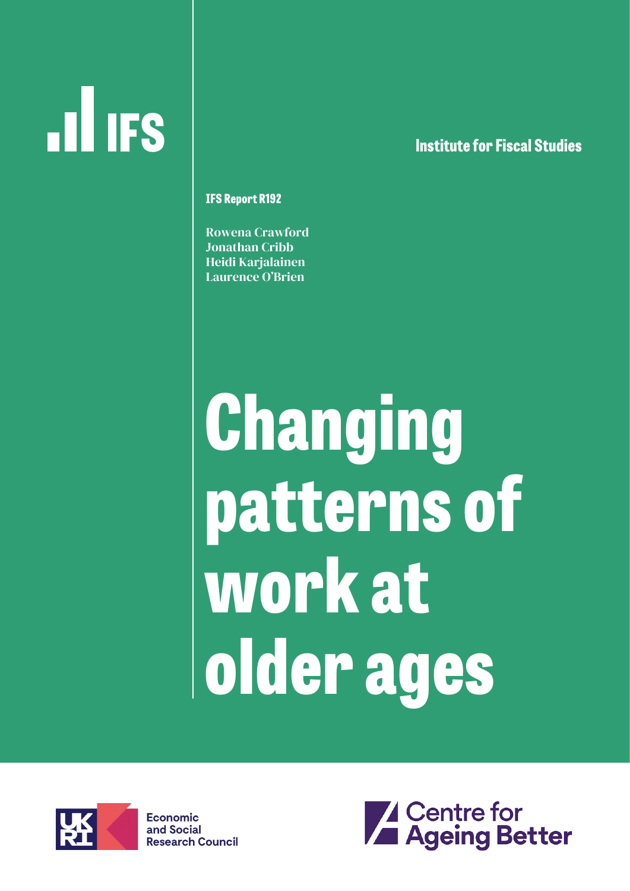IFS

Institute for Fiscal Studies

**IFS Report R192**

Rowena Crawford
Jonathan Cribb
Heidi Karjalainen
Laurence O'Brien

# Changing patterns of work at older ages

Economic and Social Research Council

Centre for Ageing Better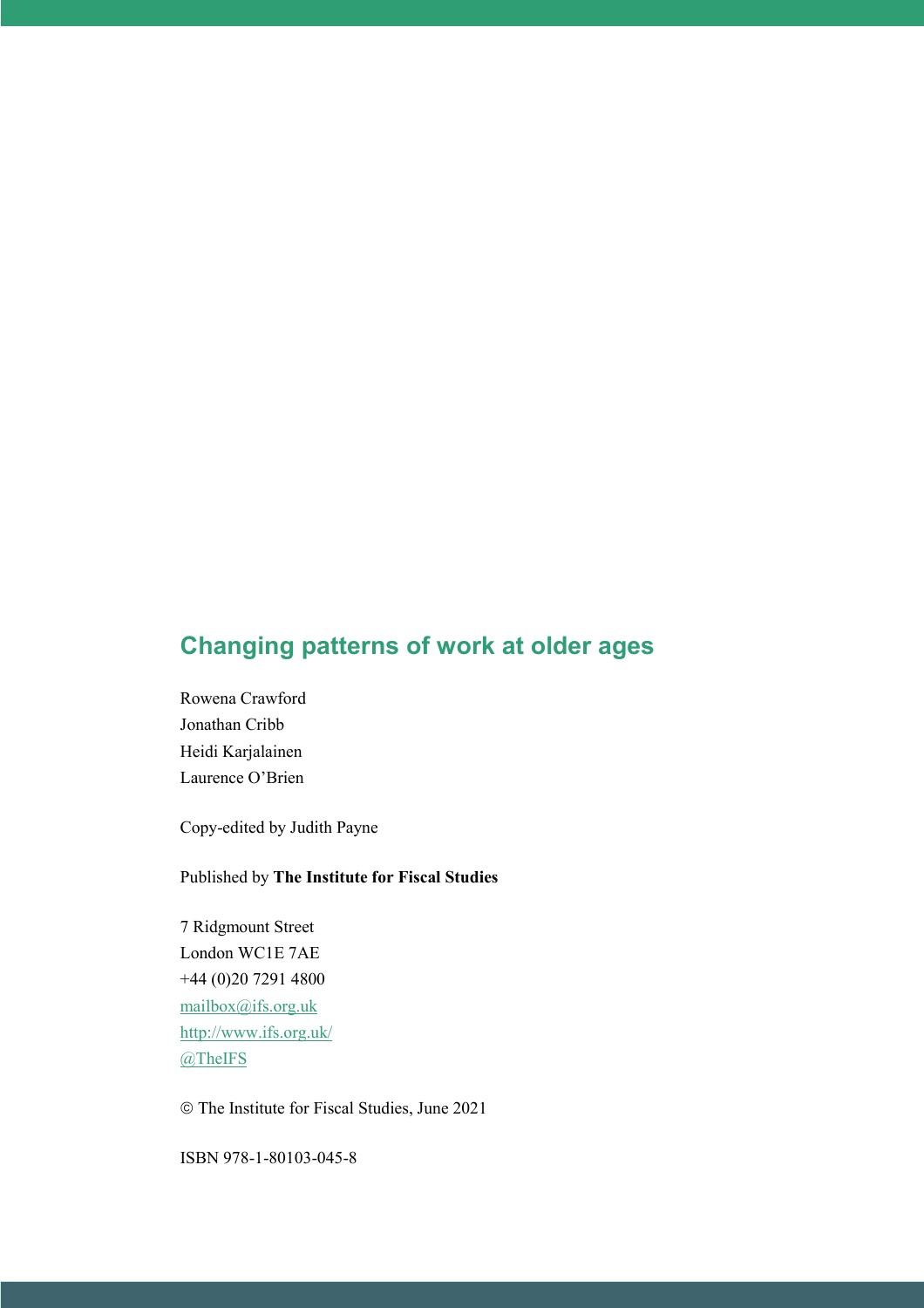## Changing patterns of work at older ages

Rowena Crawford
Jonathan Cribb
Heidi Karjalainen
Laurence O'Brien

Copy-edited by Judith Payne

Published by **The Institute for Fiscal Studies**

7 Ridgmount Street
London WC1E 7AE
+44 (0)20 7291 4800
mailbox@ifs.org.uk
http://www.ifs.org.uk/
@TheIFS

© The Institute for Fiscal Studies, June 2021

ISBN 978-1-80103-045-8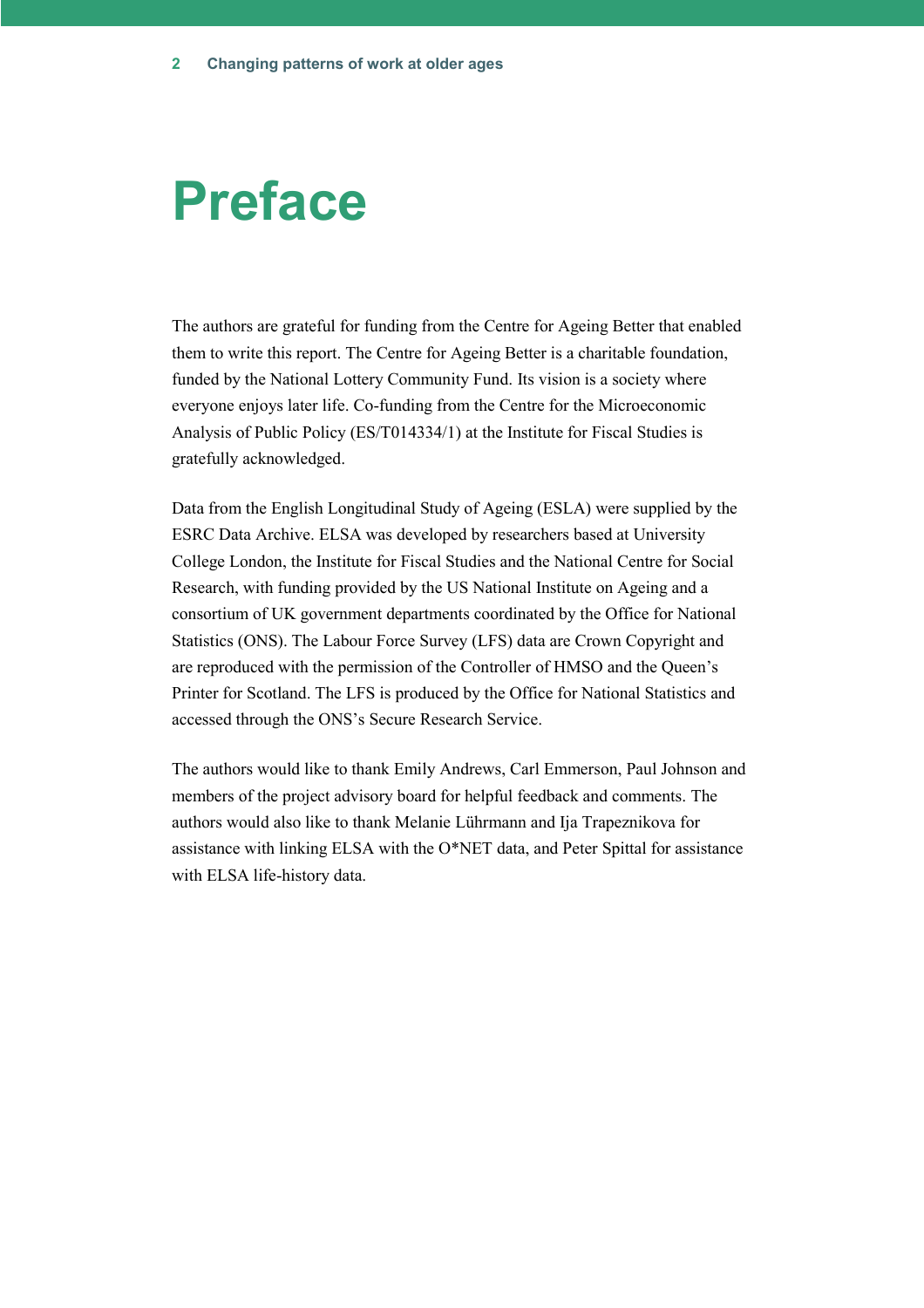# Preface

The authors are grateful for funding from the Centre for Ageing Better that enabled them to write this report. The Centre for Ageing Better is a charitable foundation, funded by the National Lottery Community Fund. Its vision is a society where everyone enjoys later life. Co-funding from the Centre for the Microeconomic Analysis of Public Policy (ES/T014334/1) at the Institute for Fiscal Studies is gratefully acknowledged.

Data from the English Longitudinal Study of Ageing (ESLA) were supplied by the ESRC Data Archive. ELSA was developed by researchers based at University College London, the Institute for Fiscal Studies and the National Centre for Social Research, with funding provided by the US National Institute on Ageing and a consortium of UK government departments coordinated by the Office for National Statistics (ONS). The Labour Force Survey (LFS) data are Crown Copyright and are reproduced with the permission of the Controller of HMSO and the Queen's Printer for Scotland. The LFS is produced by the Office for National Statistics and accessed through the ONS's Secure Research Service.

The authors would like to thank Emily Andrews, Carl Emmerson, Paul Johnson and members of the project advisory board for helpful feedback and comments. The authors would also like to thank Melanie Lührmann and Ija Trapeznikova for assistance with linking ELSA with the O*NET data, and Peter Spittal for assistance with ELSA life-history data.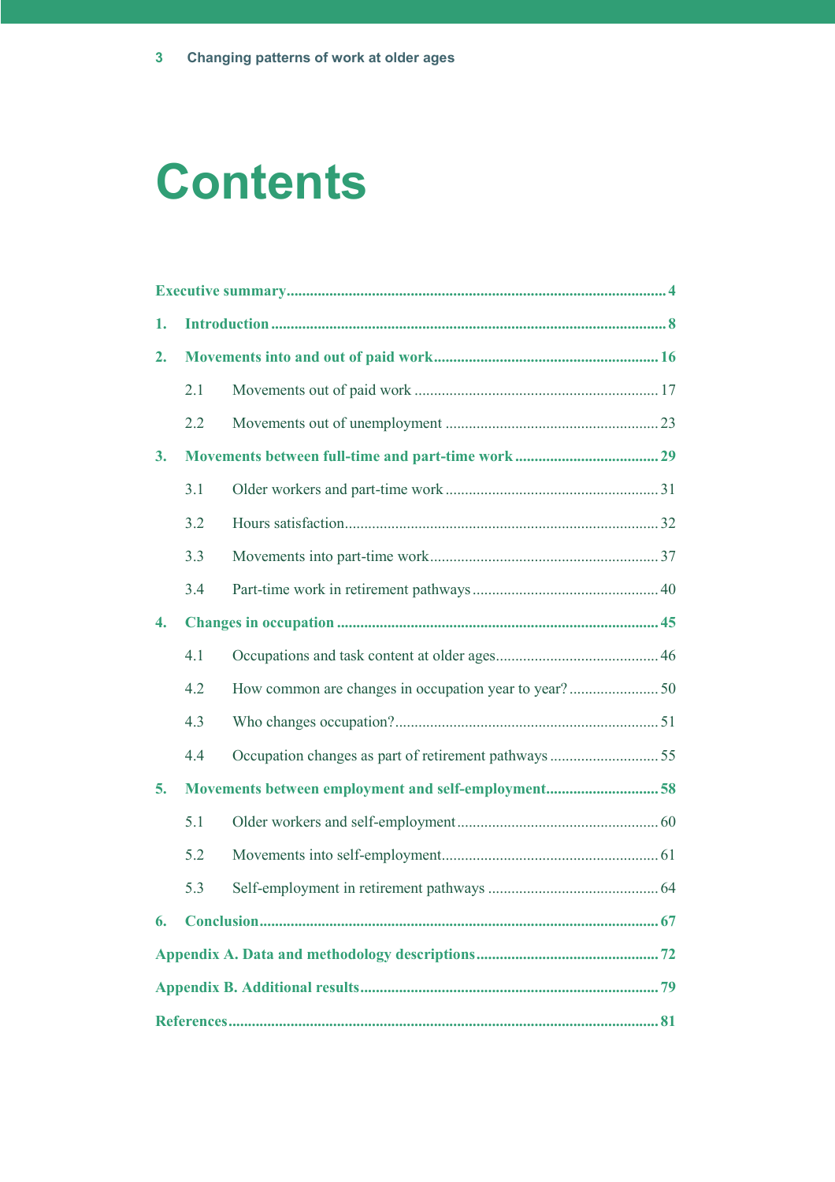# Contents

**Executive summary** ........ 4

**1. Introduction** ........ 8

**2. Movements into and out of paid work** ........ 16

- 2.1 Movements out of paid work ........ 17
- 2.2 Movements out of unemployment ........ 23

**3. Movements between full-time and part-time work** ........ 29

- 3.1 Older workers and part-time work ........ 31
- 3.2 Hours satisfaction ........ 32
- 3.3 Movements into part-time work ........ 37
- 3.4 Part-time work in retirement pathways ........ 40

**4. Changes in occupation** ........ 45

- 4.1 Occupations and task content at older ages ........ 46
- 4.2 How common are changes in occupation year to year? ........ 50
- 4.3 Who changes occupation? ........ 51
- 4.4 Occupation changes as part of retirement pathways ........ 55

**5. Movements between employment and self-employment** ........ 58

- 5.1 Older workers and self-employment ........ 60
- 5.2 Movements into self-employment ........ 61
- 5.3 Self-employment in retirement pathways ........ 64

**6. Conclusion** ........ 67

**Appendix A. Data and methodology descriptions** ........ 72

**Appendix B. Additional results** ........ 79

**References** ........ 81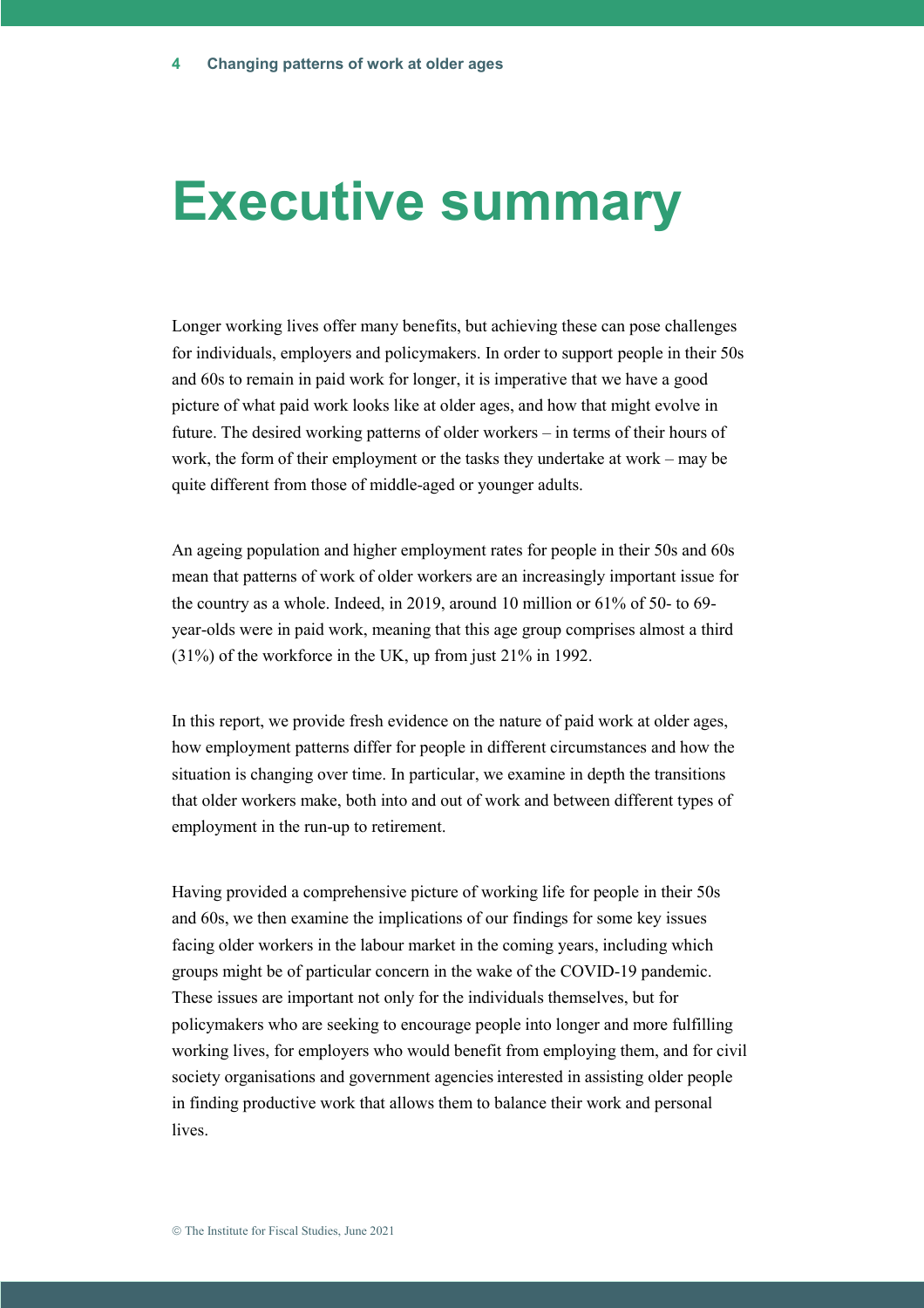# Executive summary

Longer working lives offer many benefits, but achieving these can pose challenges for individuals, employers and policymakers. In order to support people in their 50s and 60s to remain in paid work for longer, it is imperative that we have a good picture of what paid work looks like at older ages, and how that might evolve in future. The desired working patterns of older workers – in terms of their hours of work, the form of their employment or the tasks they undertake at work – may be quite different from those of middle-aged or younger adults.

An ageing population and higher employment rates for people in their 50s and 60s mean that patterns of work of older workers are an increasingly important issue for the country as a whole. Indeed, in 2019, around 10 million or 61% of 50- to 69-year-olds were in paid work, meaning that this age group comprises almost a third (31%) of the workforce in the UK, up from just 21% in 1992.

In this report, we provide fresh evidence on the nature of paid work at older ages, how employment patterns differ for people in different circumstances and how the situation is changing over time. In particular, we examine in depth the transitions that older workers make, both into and out of work and between different types of employment in the run-up to retirement.

Having provided a comprehensive picture of working life for people in their 50s and 60s, we then examine the implications of our findings for some key issues facing older workers in the labour market in the coming years, including which groups might be of particular concern in the wake of the COVID-19 pandemic. These issues are important not only for the individuals themselves, but for policymakers who are seeking to encourage people into longer and more fulfilling working lives, for employers who would benefit from employing them, and for civil society organisations and government agencies interested in assisting older people in finding productive work that allows them to balance their work and personal lives.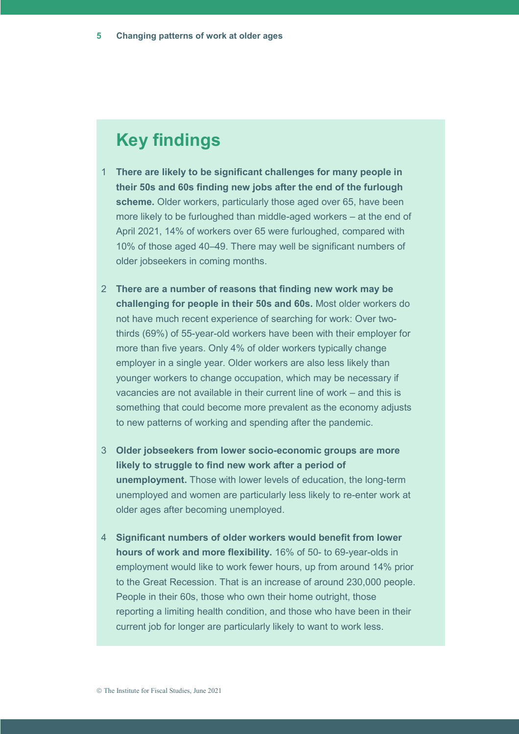## Key findings

1. **There are likely to be significant challenges for many people in their 50s and 60s finding new jobs after the end of the furlough scheme.** Older workers, particularly those aged over 65, have been more likely to be furloughed than middle-aged workers – at the end of April 2021, 14% of workers over 65 were furloughed, compared with 10% of those aged 40–49. There may well be significant numbers of older jobseekers in coming months.

2. **There are a number of reasons that finding new work may be challenging for people in their 50s and 60s.** Most older workers do not have much recent experience of searching for work: Over two-thirds (69%) of 55-year-old workers have been with their employer for more than five years. Only 4% of older workers typically change employer in a single year. Older workers are also less likely than younger workers to change occupation, which may be necessary if vacancies are not available in their current line of work – and this is something that could become more prevalent as the economy adjusts to new patterns of working and spending after the pandemic.

3. **Older jobseekers from lower socio-economic groups are more likely to struggle to find new work after a period of unemployment.** Those with lower levels of education, the long-term unemployed and women are particularly less likely to re-enter work at older ages after becoming unemployed.

4. **Significant numbers of older workers would benefit from lower hours of work and more flexibility.** 16% of 50- to 69-year-olds in employment would like to work fewer hours, up from around 14% prior to the Great Recession. That is an increase of around 230,000 people. People in their 60s, those who own their home outright, those reporting a limiting health condition, and those who have been in their current job for longer are particularly likely to want to work less.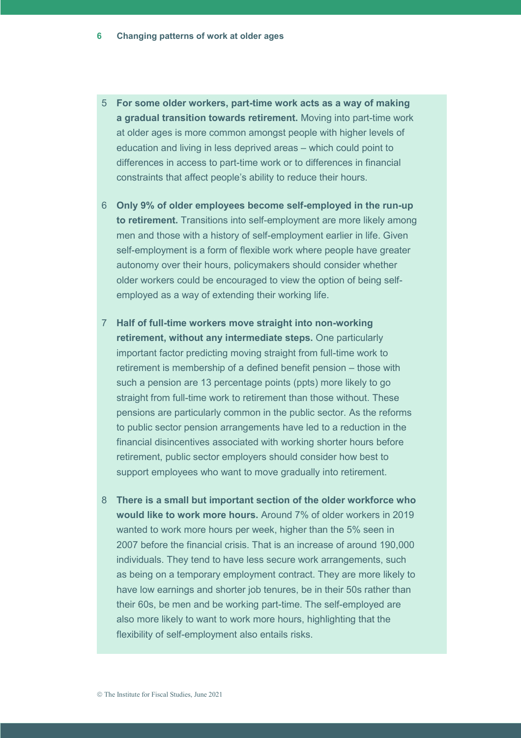5. **For some older workers, part-time work acts as a way of making a gradual transition towards retirement.** Moving into part-time work at older ages is more common amongst people with higher levels of education and living in less deprived areas – which could point to differences in access to part-time work or to differences in financial constraints that affect people's ability to reduce their hours.

6. **Only 9% of older employees become self-employed in the run-up to retirement.** Transitions into self-employment are more likely among men and those with a history of self-employment earlier in life. Given self-employment is a form of flexible work where people have greater autonomy over their hours, policymakers should consider whether older workers could be encouraged to view the option of being self-employed as a way of extending their working life.

7. **Half of full-time workers move straight into non-working retirement, without any intermediate steps.** One particularly important factor predicting moving straight from full-time work to retirement is membership of a defined benefit pension – those with such a pension are 13 percentage points (ppts) more likely to go straight from full-time work to retirement than those without. These pensions are particularly common in the public sector. As the reforms to public sector pension arrangements have led to a reduction in the financial disincentives associated with working shorter hours before retirement, public sector employers should consider how best to support employees who want to move gradually into retirement.

8. **There is a small but important section of the older workforce who would like to work more hours.** Around 7% of older workers in 2019 wanted to work more hours per week, higher than the 5% seen in 2007 before the financial crisis. That is an increase of around 190,000 individuals. They tend to have less secure work arrangements, such as being on a temporary employment contract. They are more likely to have low earnings and shorter job tenures, be in their 50s rather than their 60s, be men and be working part-time. The self-employed are also more likely to want to work more hours, highlighting that the flexibility of self-employment also entails risks.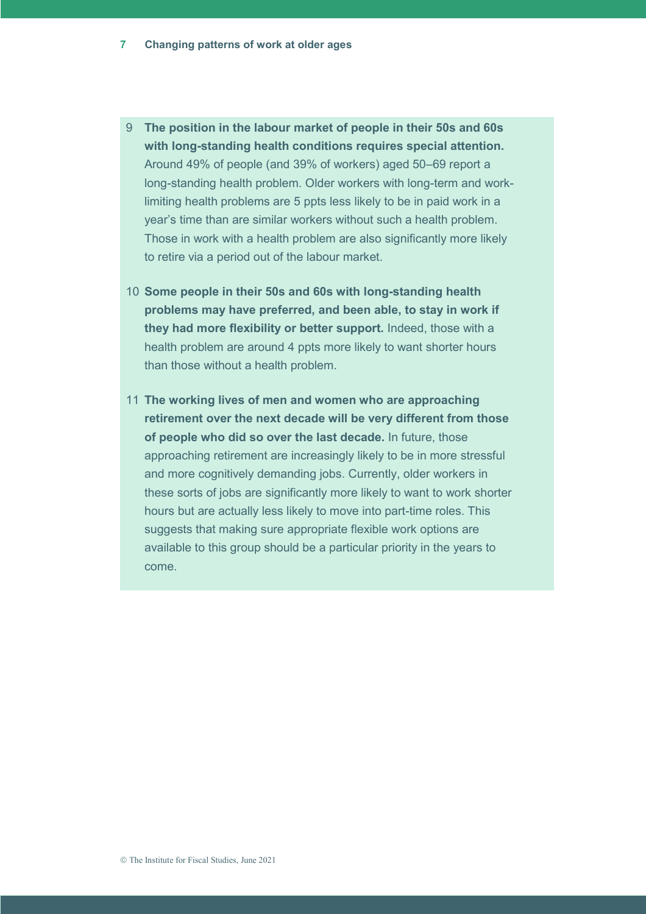9. **The position in the labour market of people in their 50s and 60s with long-standing health conditions requires special attention.** Around 49% of people (and 39% of workers) aged 50–69 report a long-standing health problem. Older workers with long-term and work-limiting health problems are 5 ppts less likely to be in paid work in a year's time than are similar workers without such a health problem. Those in work with a health problem are also significantly more likely to retire via a period out of the labour market.

10. **Some people in their 50s and 60s with long-standing health problems may have preferred, and been able, to stay in work if they had more flexibility or better support.** Indeed, those with a health problem are around 4 ppts more likely to want shorter hours than those without a health problem.

11. **The working lives of men and women who are approaching retirement over the next decade will be very different from those of people who did so over the last decade.** In future, those approaching retirement are increasingly likely to be in more stressful and more cognitively demanding jobs. Currently, older workers in these sorts of jobs are significantly more likely to want to work shorter hours but are actually less likely to move into part-time roles. This suggests that making sure appropriate flexible work options are available to this group should be a particular priority in the years to come.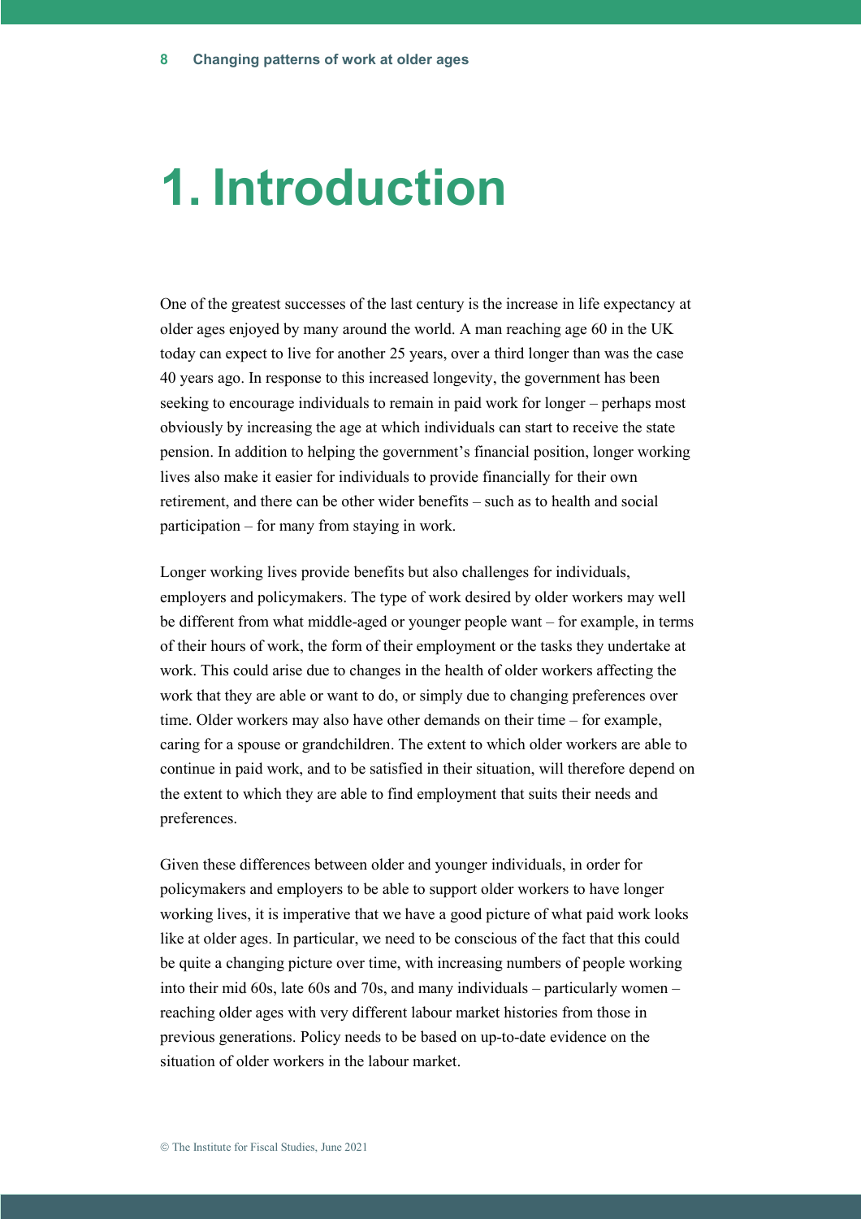# 1. Introduction

One of the greatest successes of the last century is the increase in life expectancy at older ages enjoyed by many around the world. A man reaching age 60 in the UK today can expect to live for another 25 years, over a third longer than was the case 40 years ago. In response to this increased longevity, the government has been seeking to encourage individuals to remain in paid work for longer – perhaps most obviously by increasing the age at which individuals can start to receive the state pension. In addition to helping the government's financial position, longer working lives also make it easier for individuals to provide financially for their own retirement, and there can be other wider benefits – such as to health and social participation – for many from staying in work.

Longer working lives provide benefits but also challenges for individuals, employers and policymakers. The type of work desired by older workers may well be different from what middle-aged or younger people want – for example, in terms of their hours of work, the form of their employment or the tasks they undertake at work. This could arise due to changes in the health of older workers affecting the work that they are able or want to do, or simply due to changing preferences over time. Older workers may also have other demands on their time – for example, caring for a spouse or grandchildren. The extent to which older workers are able to continue in paid work, and to be satisfied in their situation, will therefore depend on the extent to which they are able to find employment that suits their needs and preferences.

Given these differences between older and younger individuals, in order for policymakers and employers to be able to support older workers to have longer working lives, it is imperative that we have a good picture of what paid work looks like at older ages. In particular, we need to be conscious of the fact that this could be quite a changing picture over time, with increasing numbers of people working into their mid 60s, late 60s and 70s, and many individuals – particularly women – reaching older ages with very different labour market histories from those in previous generations. Policy needs to be based on up-to-date evidence on the situation of older workers in the labour market.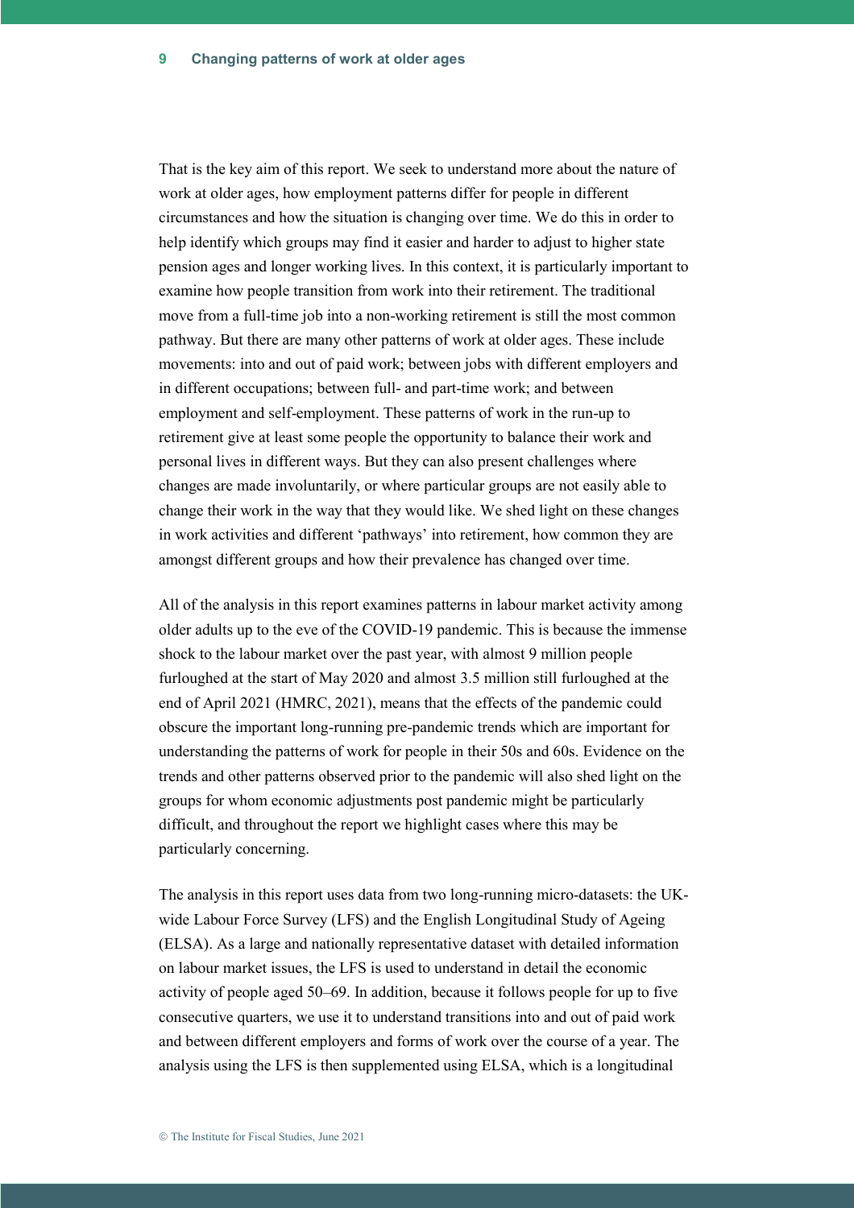That is the key aim of this report. We seek to understand more about the nature of work at older ages, how employment patterns differ for people in different circumstances and how the situation is changing over time. We do this in order to help identify which groups may find it easier and harder to adjust to higher state pension ages and longer working lives. In this context, it is particularly important to examine how people transition from work into their retirement. The traditional move from a full-time job into a non-working retirement is still the most common pathway. But there are many other patterns of work at older ages. These include movements: into and out of paid work; between jobs with different employers and in different occupations; between full- and part-time work; and between employment and self-employment. These patterns of work in the run-up to retirement give at least some people the opportunity to balance their work and personal lives in different ways. But they can also present challenges where changes are made involuntarily, or where particular groups are not easily able to change their work in the way that they would like. We shed light on these changes in work activities and different 'pathways' into retirement, how common they are amongst different groups and how their prevalence has changed over time.

All of the analysis in this report examines patterns in labour market activity among older adults up to the eve of the COVID-19 pandemic. This is because the immense shock to the labour market over the past year, with almost 9 million people furloughed at the start of May 2020 and almost 3.5 million still furloughed at the end of April 2021 (HMRC, 2021), means that the effects of the pandemic could obscure the important long-running pre-pandemic trends which are important for understanding the patterns of work for people in their 50s and 60s. Evidence on the trends and other patterns observed prior to the pandemic will also shed light on the groups for whom economic adjustments post pandemic might be particularly difficult, and throughout the report we highlight cases where this may be particularly concerning.

The analysis in this report uses data from two long-running micro-datasets: the UK-wide Labour Force Survey (LFS) and the English Longitudinal Study of Ageing (ELSA). As a large and nationally representative dataset with detailed information on labour market issues, the LFS is used to understand in detail the economic activity of people aged 50–69. In addition, because it follows people for up to five consecutive quarters, we use it to understand transitions into and out of paid work and between different employers and forms of work over the course of a year. The analysis using the LFS is then supplemented using ELSA, which is a longitudinal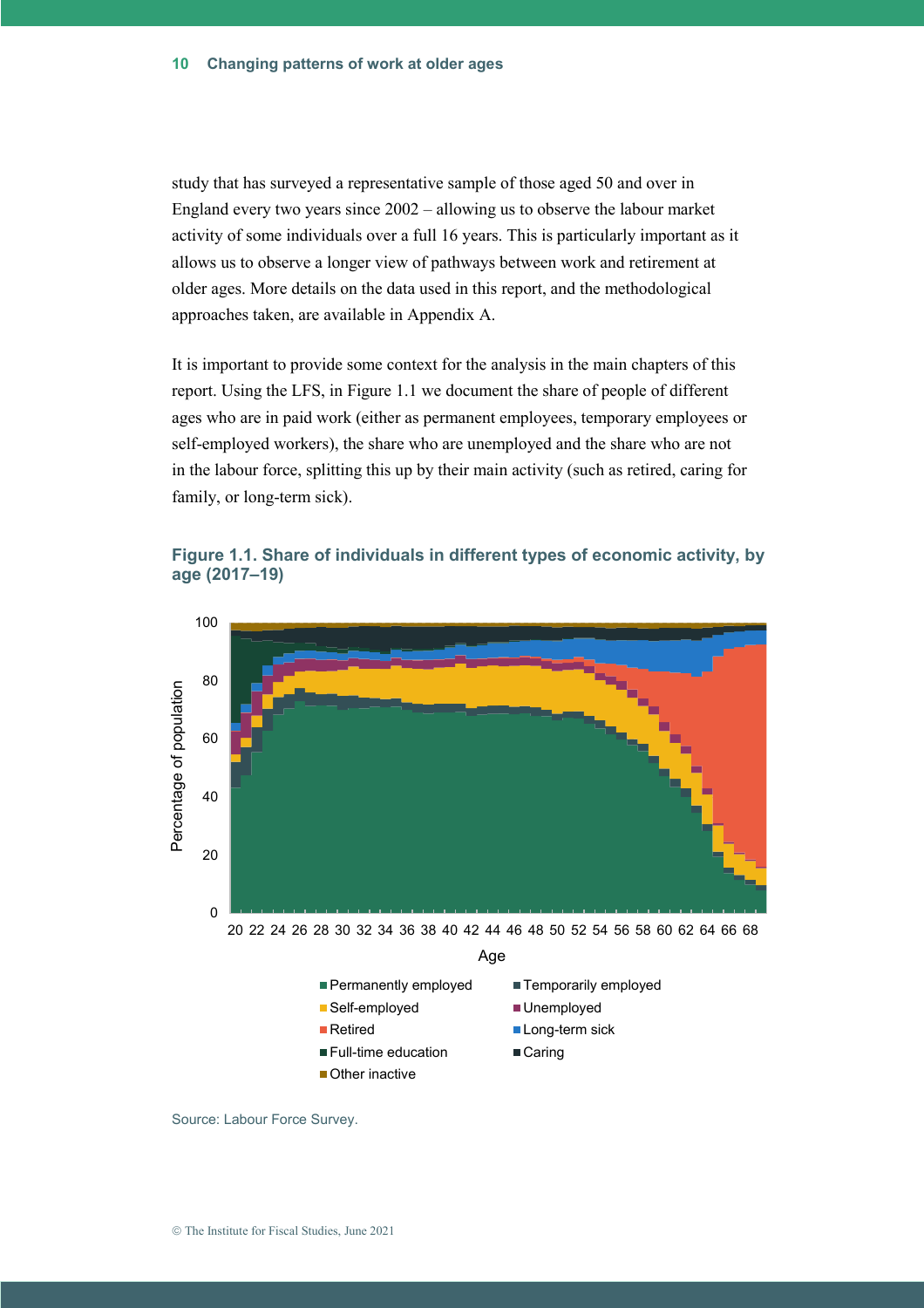study that has surveyed a representative sample of those aged 50 and over in England every two years since 2002 – allowing us to observe the labour market activity of some individuals over a full 16 years. This is particularly important as it allows us to observe a longer view of pathways between work and retirement at older ages. More details on the data used in this report, and the methodological approaches taken, are available in Appendix A.

It is important to provide some context for the analysis in the main chapters of this report. Using the LFS, in Figure 1.1 we document the share of people of different ages who are in paid work (either as permanent employees, temporary employees or self-employed workers), the share who are unemployed and the share who are not in the labour force, splitting this up by their main activity (such as retired, caring for family, or long-term sick).

### Figure 1.1. Share of individuals in different types of economic activity, by age (2017–19)

Source: Labour Force Survey.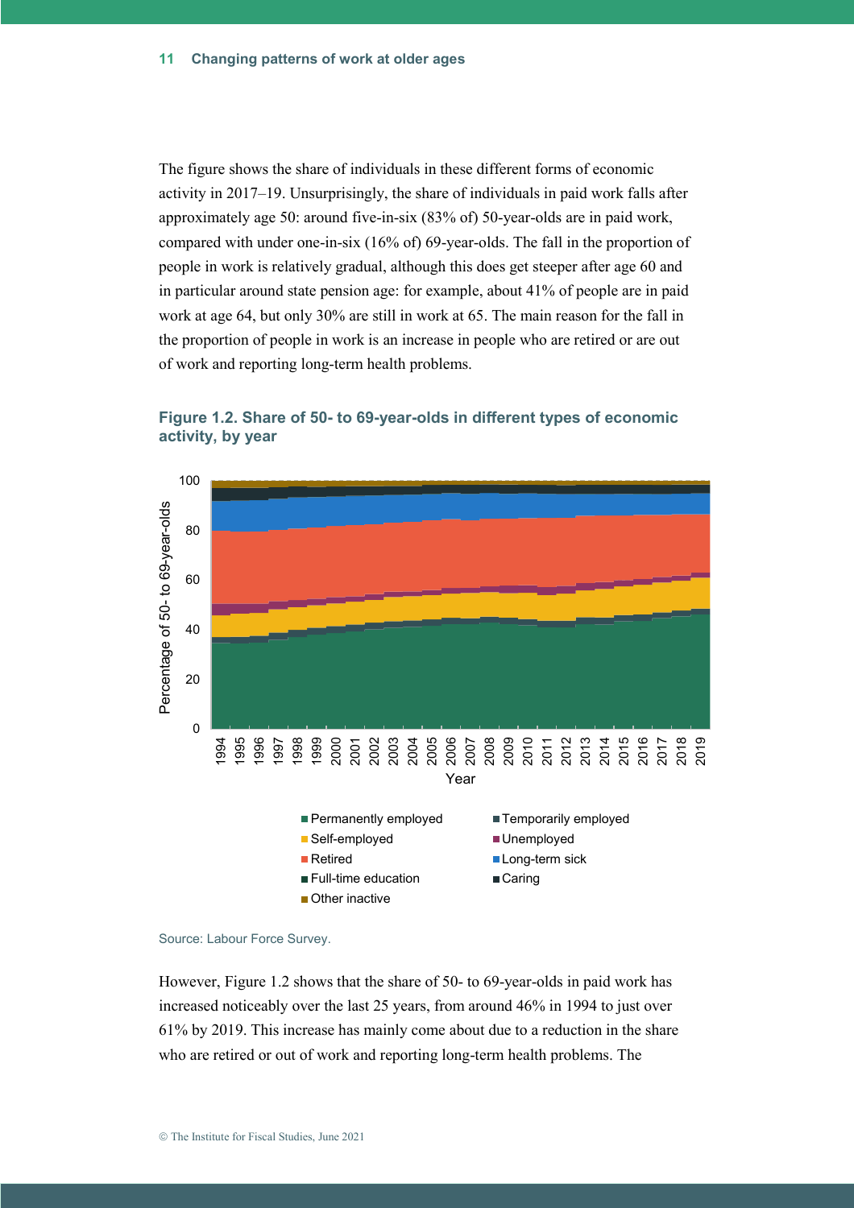The figure shows the share of individuals in these different forms of economic activity in 2017–19. Unsurprisingly, the share of individuals in paid work falls after approximately age 50: around five-in-six (83% of) 50-year-olds are in paid work, compared with under one-in-six (16% of) 69-year-olds. The fall in the proportion of people in work is relatively gradual, although this does get steeper after age 60 and in particular around state pension age: for example, about 41% of people are in paid work at age 64, but only 30% are still in work at 65. The main reason for the fall in the proportion of people in work is an increase in people who are retired or are out of work and reporting long-term health problems.

**Figure 1.2. Share of 50- to 69-year-olds in different types of economic activity, by year**

Source: Labour Force Survey.

However, Figure 1.2 shows that the share of 50- to 69-year-olds in paid work has increased noticeably over the last 25 years, from around 46% in 1994 to just over 61% by 2019. This increase has mainly come about due to a reduction in the share who are retired or out of work and reporting long-term health problems. The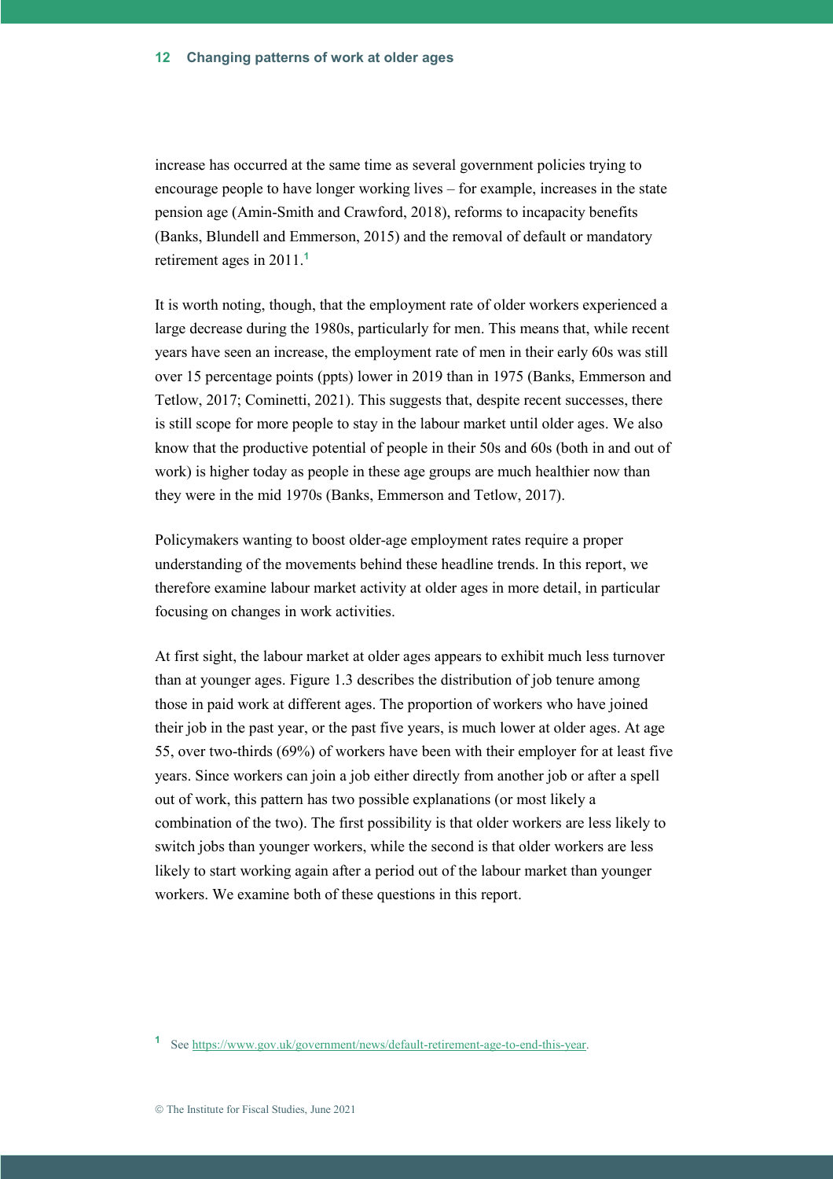increase has occurred at the same time as several government policies trying to encourage people to have longer working lives – for example, increases in the state pension age (Amin-Smith and Crawford, 2018), reforms to incapacity benefits (Banks, Blundell and Emmerson, 2015) and the removal of default or mandatory retirement ages in 2011.[1]

It is worth noting, though, that the employment rate of older workers experienced a large decrease during the 1980s, particularly for men. This means that, while recent years have seen an increase, the employment rate of men in their early 60s was still over 15 percentage points (ppts) lower in 2019 than in 1975 (Banks, Emmerson and Tetlow, 2017; Cominetti, 2021). This suggests that, despite recent successes, there is still scope for more people to stay in the labour market until older ages. We also know that the productive potential of people in their 50s and 60s (both in and out of work) is higher today as people in these age groups are much healthier now than they were in the mid 1970s (Banks, Emmerson and Tetlow, 2017).

Policymakers wanting to boost older-age employment rates require a proper understanding of the movements behind these headline trends. In this report, we therefore examine labour market activity at older ages in more detail, in particular focusing on changes in work activities.

At first sight, the labour market at older ages appears to exhibit much less turnover than at younger ages. Figure 1.3 describes the distribution of job tenure among those in paid work at different ages. The proportion of workers who have joined their job in the past year, or the past five years, is much lower at older ages. At age 55, over two-thirds (69%) of workers have been with their employer for at least five years. Since workers can join a job either directly from another job or after a spell out of work, this pattern has two possible explanations (or most likely a combination of the two). The first possibility is that older workers are less likely to switch jobs than younger workers, while the second is that older workers are less likely to start working again after a period out of the labour market than younger workers. We examine both of these questions in this report.

[1] See https://www.gov.uk/government/news/default-retirement-age-to-end-this-year.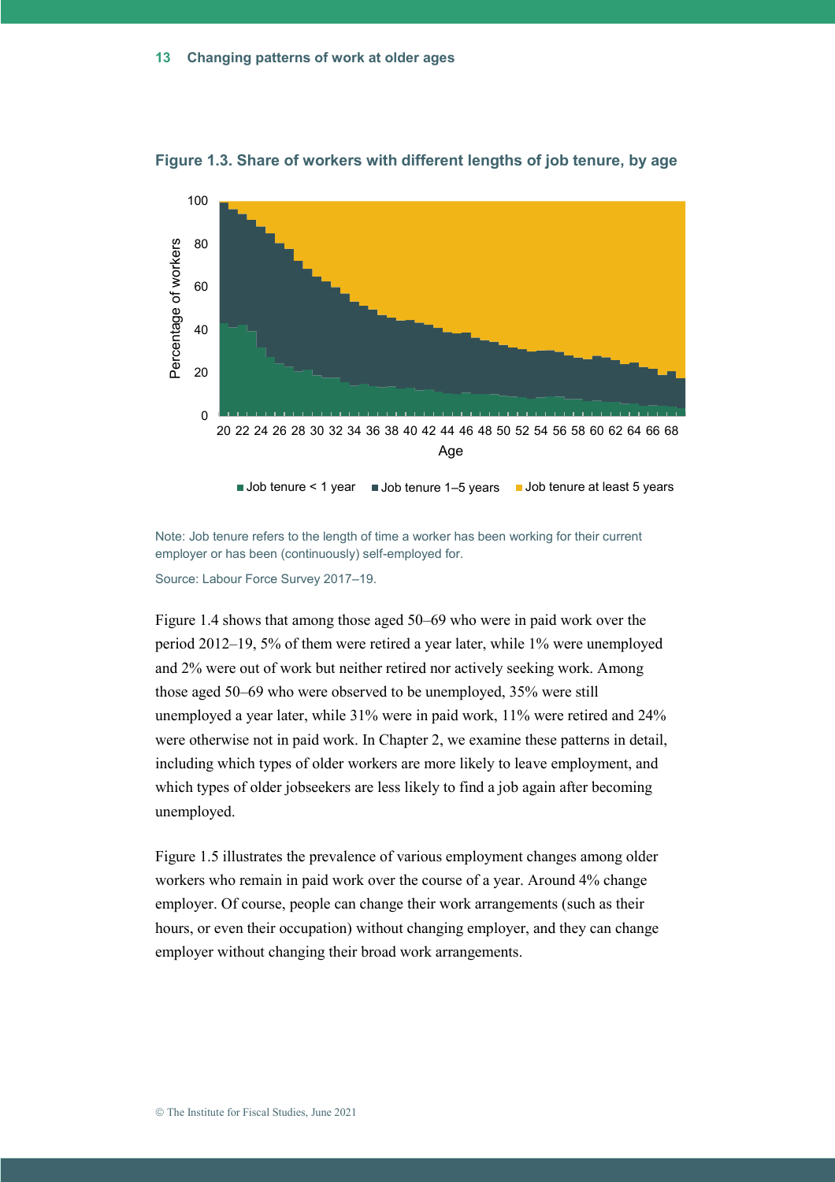**Figure 1.3. Share of workers with different lengths of job tenure, by age**

Note: Job tenure refers to the length of time a worker has been working for their current employer or has been (continuously) self-employed for.

Source: Labour Force Survey 2017–19.

Figure 1.4 shows that among those aged 50–69 who were in paid work over the period 2012–19, 5% of them were retired a year later, while 1% were unemployed and 2% were out of work but neither retired nor actively seeking work. Among those aged 50–69 who were observed to be unemployed, 35% were still unemployed a year later, while 31% were in paid work, 11% were retired and 24% were otherwise not in paid work. In Chapter 2, we examine these patterns in detail, including which types of older workers are more likely to leave employment, and which types of older jobseekers are less likely to find a job again after becoming unemployed.

Figure 1.5 illustrates the prevalence of various employment changes among older workers who remain in paid work over the course of a year. Around 4% change employer. Of course, people can change their work arrangements (such as their hours, or even their occupation) without changing employer, and they can change employer without changing their broad work arrangements.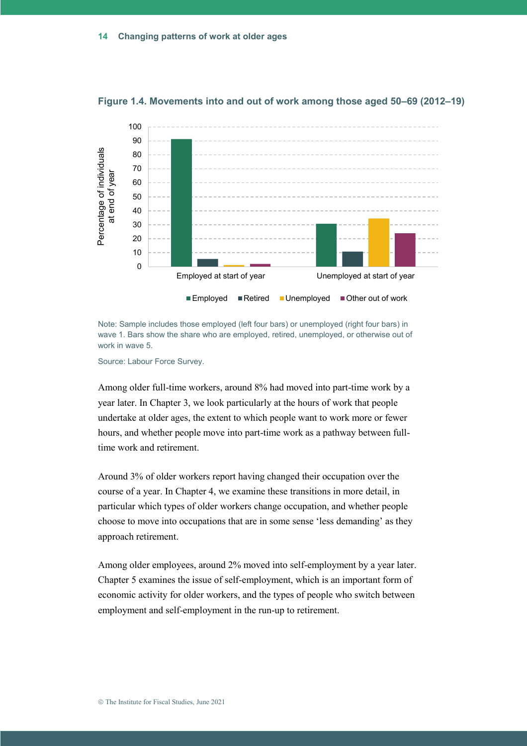**Figure 1.4. Movements into and out of work among those aged 50–69 (2012–19)**

Note: Sample includes those employed (left four bars) or unemployed (right four bars) in wave 1. Bars show the share who are employed, retired, unemployed, or otherwise out of work in wave 5.

Source: Labour Force Survey.

Among older full-time workers, around 8% had moved into part-time work by a year later. In Chapter 3, we look particularly at the hours of work that people undertake at older ages, the extent to which people want to work more or fewer hours, and whether people move into part-time work as a pathway between full-time work and retirement.

Around 3% of older workers report having changed their occupation over the course of a year. In Chapter 4, we examine these transitions in more detail, in particular which types of older workers change occupation, and whether people choose to move into occupations that are in some sense 'less demanding' as they approach retirement.

Among older employees, around 2% moved into self-employment by a year later. Chapter 5 examines the issue of self-employment, which is an important form of economic activity for older workers, and the types of people who switch between employment and self-employment in the run-up to retirement.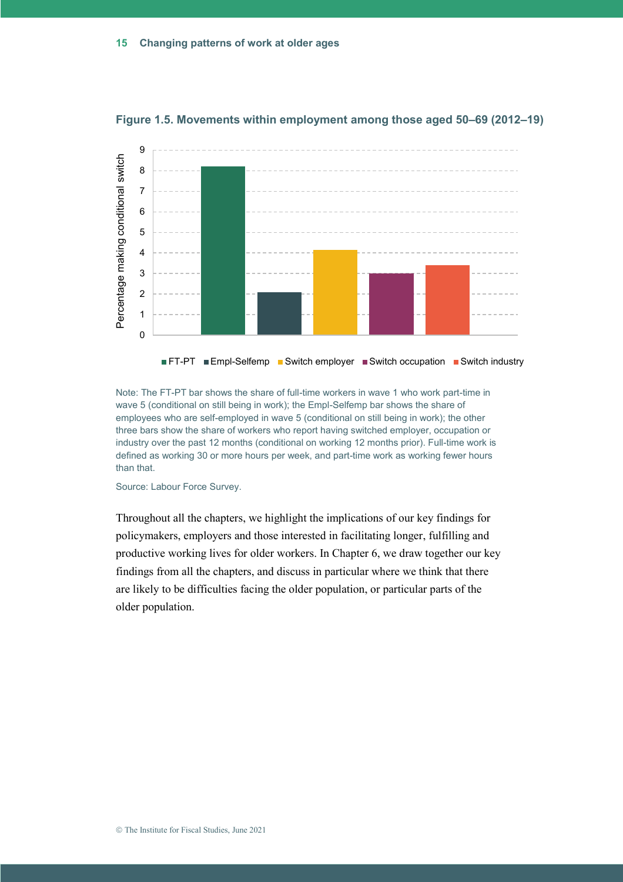**Figure 1.5. Movements within employment among those aged 50–69 (2012–19)**

Note: The FT-PT bar shows the share of full-time workers in wave 1 who work part-time in wave 5 (conditional on still being in work); the Empl-Selfemp bar shows the share of employees who are self-employed in wave 5 (conditional on still being in work); the other three bars show the share of workers who report having switched employer, occupation or industry over the past 12 months (conditional on working 12 months prior). Full-time work is defined as working 30 or more hours per week, and part-time work as working fewer hours than that.

Source: Labour Force Survey.

Throughout all the chapters, we highlight the implications of our key findings for policymakers, employers and those interested in facilitating longer, fulfilling and productive working lives for older workers. In Chapter 6, we draw together our key findings from all the chapters, and discuss in particular where we think that there are likely to be difficulties facing the older population, or particular parts of the older population.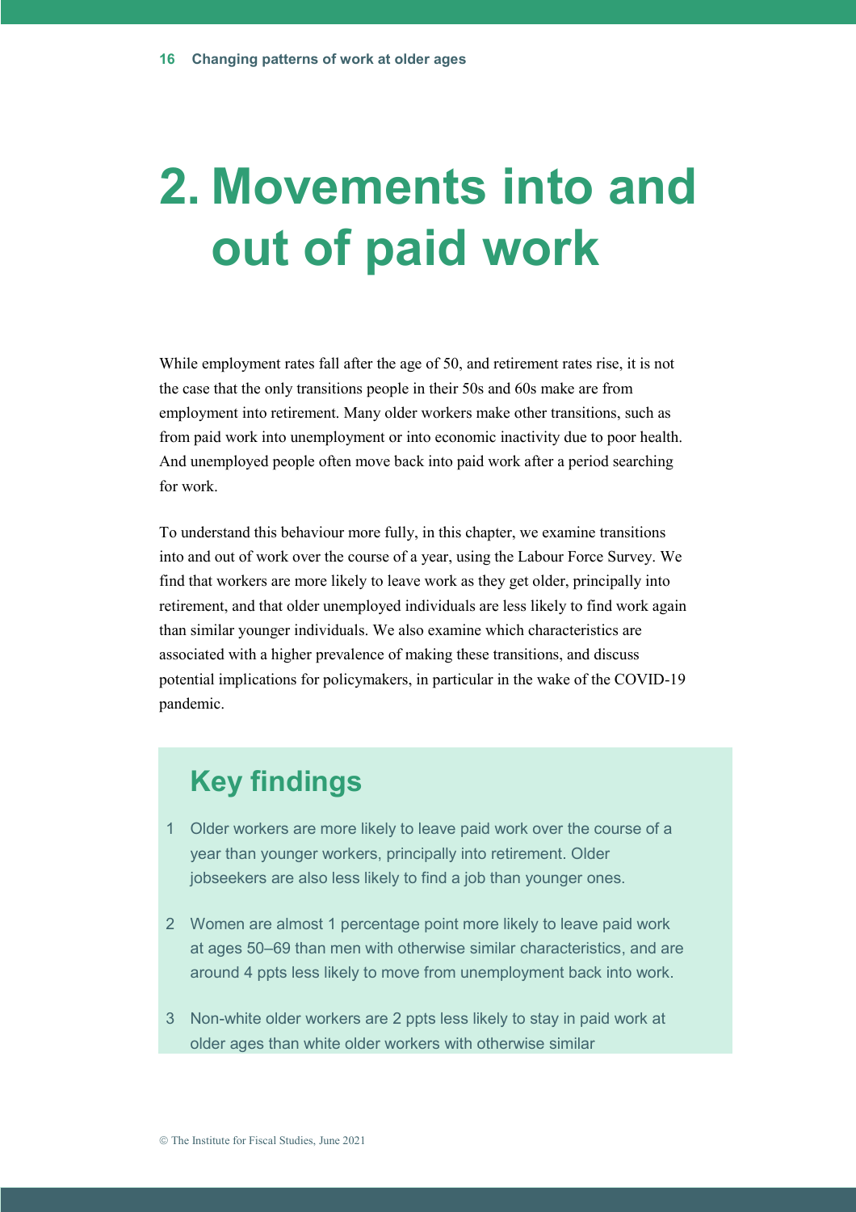# 2. Movements into and out of paid work

While employment rates fall after the age of 50, and retirement rates rise, it is not the case that the only transitions people in their 50s and 60s make are from employment into retirement. Many older workers make other transitions, such as from paid work into unemployment or into economic inactivity due to poor health. And unemployed people often move back into paid work after a period searching for work.

To understand this behaviour more fully, in this chapter, we examine transitions into and out of work over the course of a year, using the Labour Force Survey. We find that workers are more likely to leave work as they get older, principally into retirement, and that older unemployed individuals are less likely to find work again than similar younger individuals. We also examine which characteristics are associated with a higher prevalence of making these transitions, and discuss potential implications for policymakers, in particular in the wake of the COVID-19 pandemic.

## Key findings

1. Older workers are more likely to leave paid work over the course of a year than younger workers, principally into retirement. Older jobseekers are also less likely to find a job than younger ones.

2. Women are almost 1 percentage point more likely to leave paid work at ages 50–69 than men with otherwise similar characteristics, and are around 4 ppts less likely to move from unemployment back into work.

3. Non-white older workers are 2 ppts less likely to stay in paid work at older ages than white older workers with otherwise similar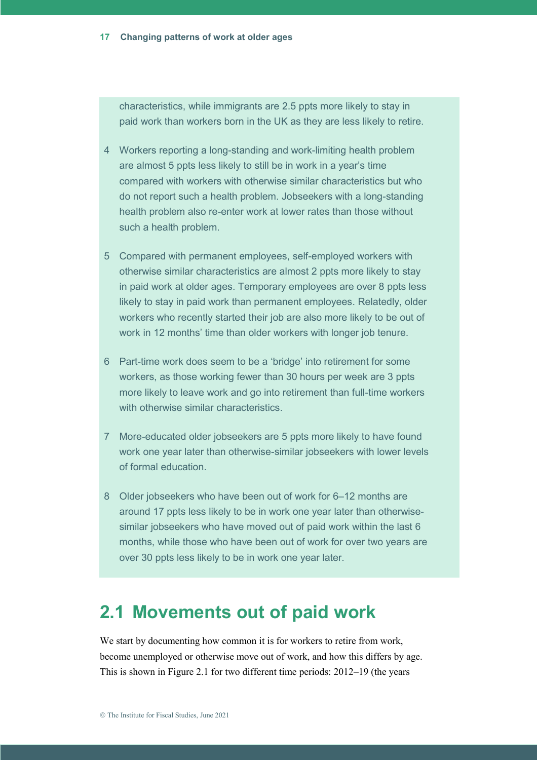characteristics, while immigrants are 2.5 ppts more likely to stay in paid work than workers born in the UK as they are less likely to retire.

4. Workers reporting a long-standing and work-limiting health problem are almost 5 ppts less likely to still be in work in a year's time compared with workers with otherwise similar characteristics but who do not report such a health problem. Jobseekers with a long-standing health problem also re-enter work at lower rates than those without such a health problem.

5. Compared with permanent employees, self-employed workers with otherwise similar characteristics are almost 2 ppts more likely to stay in paid work at older ages. Temporary employees are over 8 ppts less likely to stay in paid work than permanent employees. Relatedly, older workers who recently started their job are also more likely to be out of work in 12 months' time than older workers with longer job tenure.

6. Part-time work does seem to be a 'bridge' into retirement for some workers, as those working fewer than 30 hours per week are 3 ppts more likely to leave work and go into retirement than full-time workers with otherwise similar characteristics.

7. More-educated older jobseekers are 5 ppts more likely to have found work one year later than otherwise-similar jobseekers with lower levels of formal education.

8. Older jobseekers who have been out of work for 6–12 months are around 17 ppts less likely to be in work one year later than otherwise-similar jobseekers who have moved out of paid work within the last 6 months, while those who have been out of work for over two years are over 30 ppts less likely to be in work one year later.

## 2.1 Movements out of paid work

We start by documenting how common it is for workers to retire from work, become unemployed or otherwise move out of work, and how this differs by age. This is shown in Figure 2.1 for two different time periods: 2012–19 (the years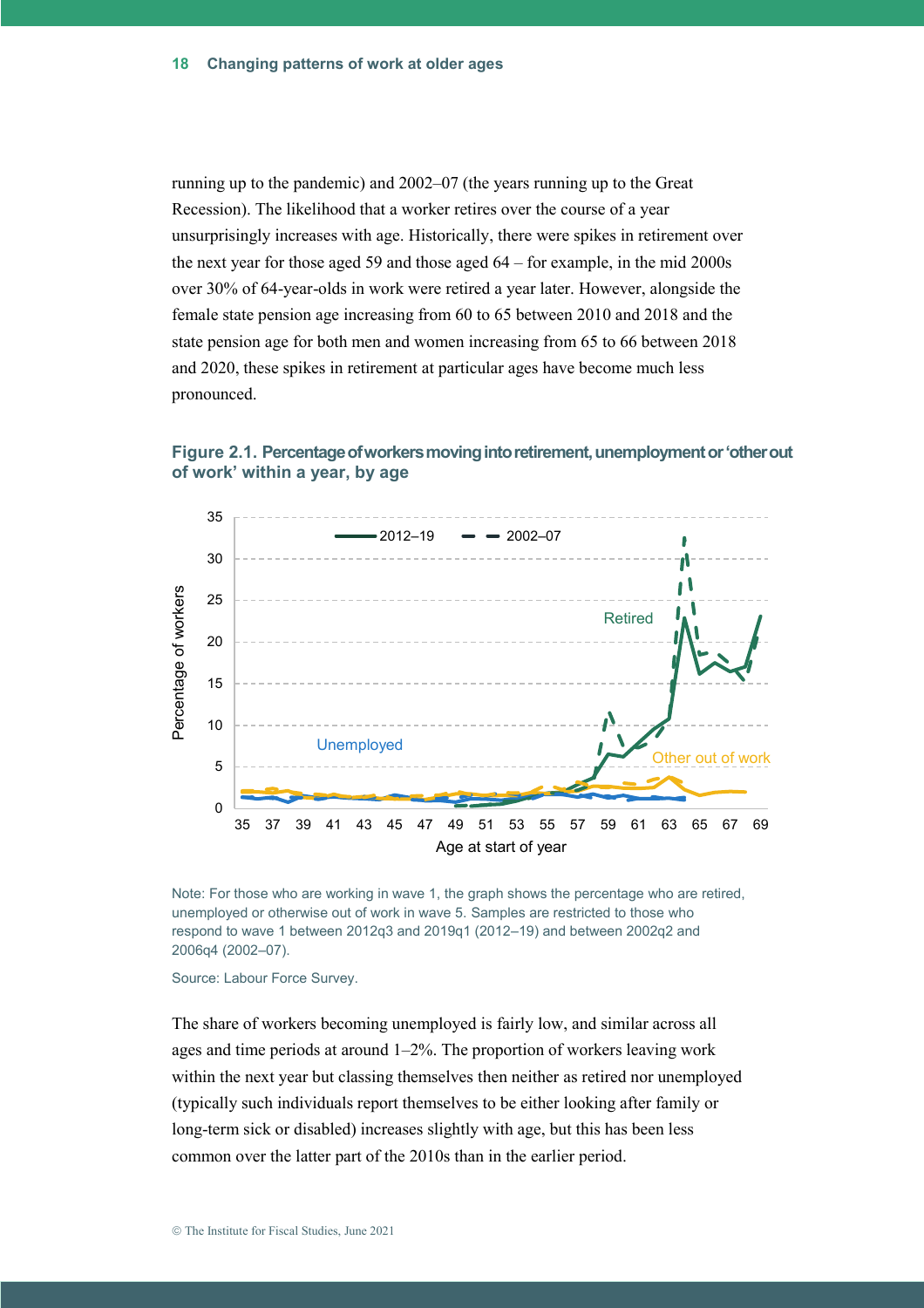running up to the pandemic) and 2002–07 (the years running up to the Great Recession). The likelihood that a worker retires over the course of a year unsurprisingly increases with age. Historically, there were spikes in retirement over the next year for those aged 59 and those aged 64 – for example, in the mid 2000s over 30% of 64-year-olds in work were retired a year later. However, alongside the female state pension age increasing from 60 to 65 between 2010 and 2018 and the state pension age for both men and women increasing from 65 to 66 between 2018 and 2020, these spikes in retirement at particular ages have become much less pronounced.

### Figure 2.1. Percentage of workers moving into retirement, unemployment or 'other out of work' within a year, by age

Note: For those who are working in wave 1, the graph shows the percentage who are retired, unemployed or otherwise out of work in wave 5. Samples are restricted to those who respond to wave 1 between 2012q3 and 2019q1 (2012–19) and between 2002q2 and 2006q4 (2002–07).

Source: Labour Force Survey.

The share of workers becoming unemployed is fairly low, and similar across all ages and time periods at around 1–2%. The proportion of workers leaving work within the next year but classing themselves then neither as retired nor unemployed (typically such individuals report themselves to be either looking after family or long-term sick or disabled) increases slightly with age, but this has been less common over the latter part of the 2010s than in the earlier period.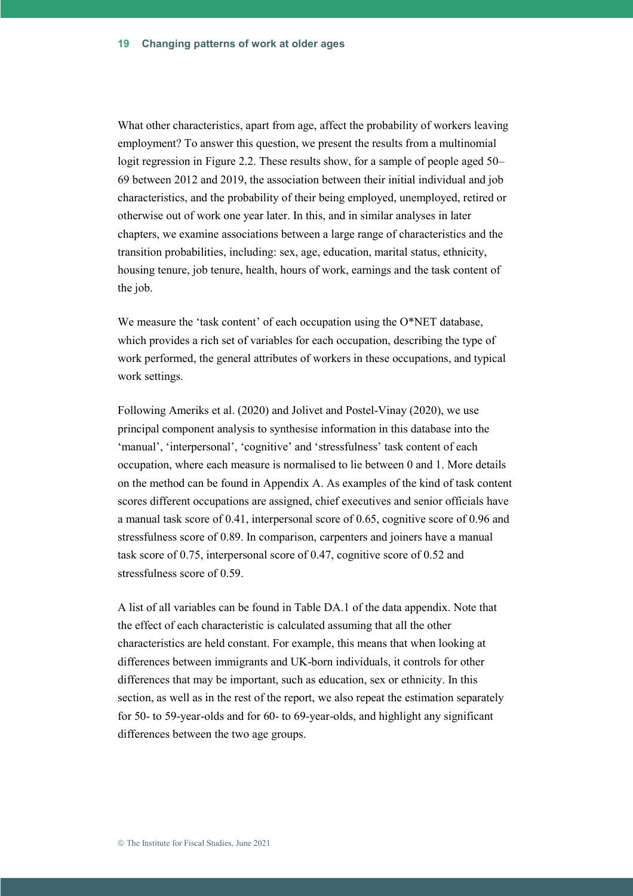What other characteristics, apart from age, affect the probability of workers leaving employment? To answer this question, we present the results from a multinomial logit regression in Figure 2.2. These results show, for a sample of people aged 50–69 between 2012 and 2019, the association between their initial individual and job characteristics, and the probability of their being employed, unemployed, retired or otherwise out of work one year later. In this, and in similar analyses in later chapters, we examine associations between a large range of characteristics and the transition probabilities, including: sex, age, education, marital status, ethnicity, housing tenure, job tenure, health, hours of work, earnings and the task content of the job.

We measure the 'task content' of each occupation using the O*NET database, which provides a rich set of variables for each occupation, describing the type of work performed, the general attributes of workers in these occupations, and typical work settings.

Following Ameriks et al. (2020) and Jolivet and Postel-Vinay (2020), we use principal component analysis to synthesise information in this database into the 'manual', 'interpersonal', 'cognitive' and 'stressfulness' task content of each occupation, where each measure is normalised to lie between 0 and 1. More details on the method can be found in Appendix A. As examples of the kind of task content scores different occupations are assigned, chief executives and senior officials have a manual task score of 0.41, interpersonal score of 0.65, cognitive score of 0.96 and stressfulness score of 0.89. In comparison, carpenters and joiners have a manual task score of 0.75, interpersonal score of 0.47, cognitive score of 0.52 and stressfulness score of 0.59.

A list of all variables can be found in Table DA.1 of the data appendix. Note that the effect of each characteristic is calculated assuming that all the other characteristics are held constant. For example, this means that when looking at differences between immigrants and UK-born individuals, it controls for other differences that may be important, such as education, sex or ethnicity. In this section, as well as in the rest of the report, we also repeat the estimation separately for 50- to 59-year-olds and for 60- to 69-year-olds, and highlight any significant differences between the two age groups.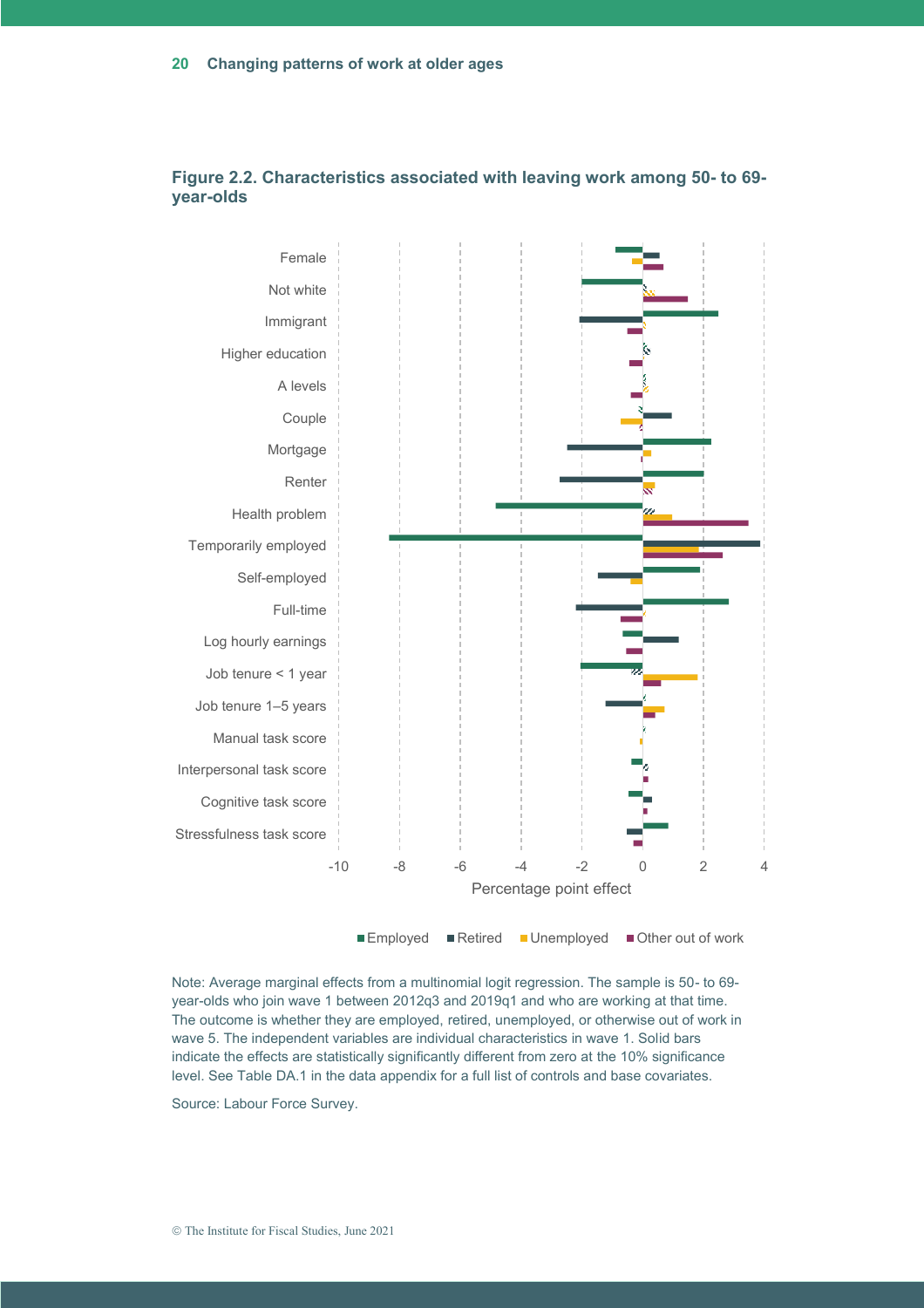### Figure 2.2. Characteristics associated with leaving work among 50- to 69-year-olds

Note: Average marginal effects from a multinomial logit regression. The sample is 50- to 69-year-olds who join wave 1 between 2012q3 and 2019q1 and who are working at that time. The outcome is whether they are employed, retired, unemployed, or otherwise out of work in wave 5. The independent variables are individual characteristics in wave 1. Solid bars indicate the effects are statistically significantly different from zero at the 10% significance level. See Table DA.1 in the data appendix for a full list of controls and base covariates.

Source: Labour Force Survey.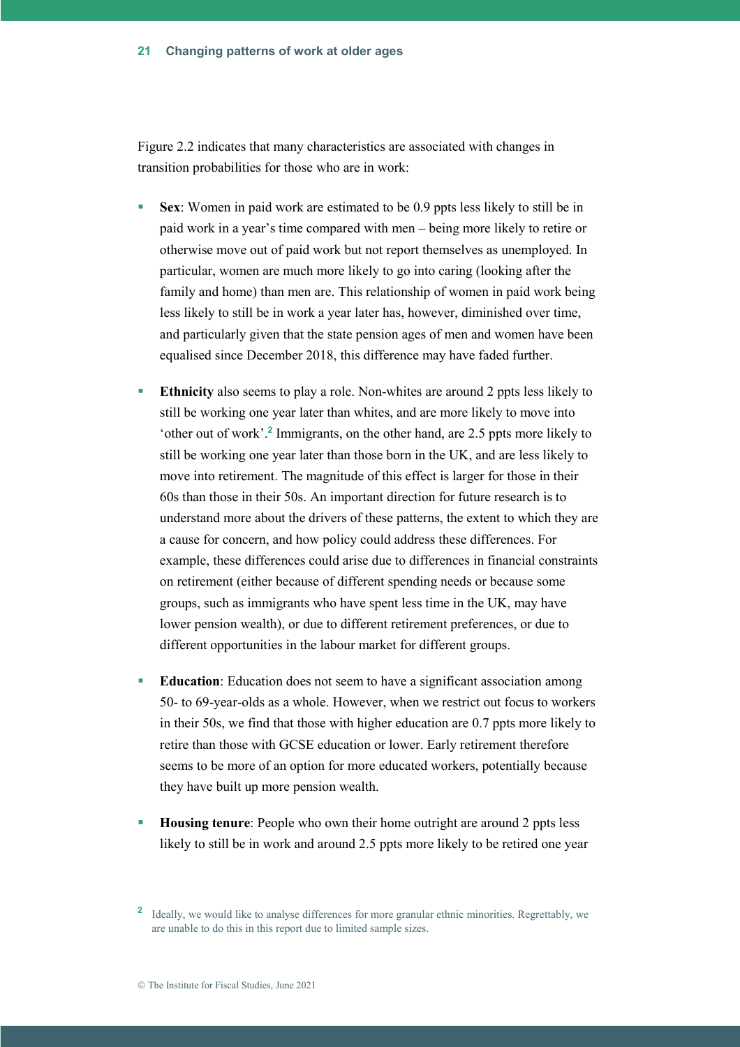Figure 2.2 indicates that many characteristics are associated with changes in transition probabilities for those who are in work:

- **Sex**: Women in paid work are estimated to be 0.9 ppts less likely to still be in paid work in a year's time compared with men – being more likely to retire or otherwise move out of paid work but not report themselves as unemployed. In particular, women are much more likely to go into caring (looking after the family and home) than men are. This relationship of women in paid work being less likely to still be in work a year later has, however, diminished over time, and particularly given that the state pension ages of men and women have been equalised since December 2018, this difference may have faded further.

- **Ethnicity** also seems to play a role. Non-whites are around 2 ppts less likely to still be working one year later than whites, and are more likely to move into 'other out of work'.[2] Immigrants, on the other hand, are 2.5 ppts more likely to still be working one year later than those born in the UK, and are less likely to move into retirement. The magnitude of this effect is larger for those in their 60s than those in their 50s. An important direction for future research is to understand more about the drivers of these patterns, the extent to which they are a cause for concern, and how policy could address these differences. For example, these differences could arise due to differences in financial constraints on retirement (either because of different spending needs or because some groups, such as immigrants who have spent less time in the UK, may have lower pension wealth), or due to different retirement preferences, or due to different opportunities in the labour market for different groups.

- **Education**: Education does not seem to have a significant association among 50- to 69-year-olds as a whole. However, when we restrict out focus to workers in their 50s, we find that those with higher education are 0.7 ppts more likely to retire than those with GCSE education or lower. Early retirement therefore seems to be more of an option for more educated workers, potentially because they have built up more pension wealth.

- **Housing tenure**: People who own their home outright are around 2 ppts less likely to still be in work and around 2.5 ppts more likely to be retired one year

[2] Ideally, we would like to analyse differences for more granular ethnic minorities. Regrettably, we are unable to do this in this report due to limited sample sizes.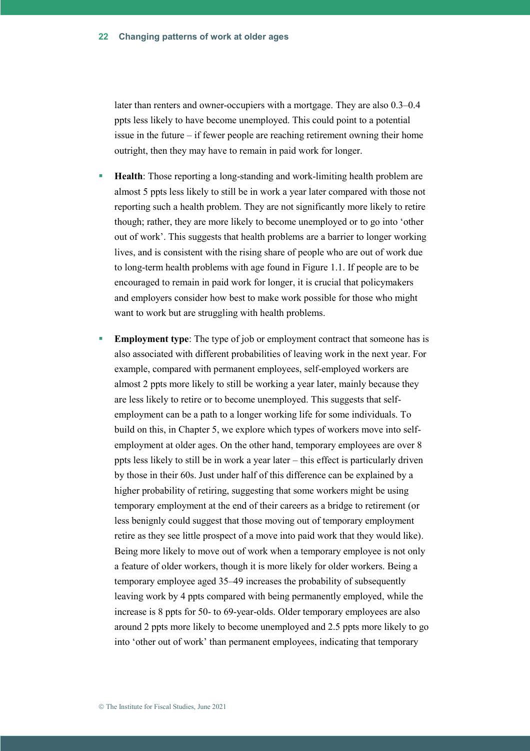later than renters and owner-occupiers with a mortgage. They are also 0.3–0.4 ppts less likely to have become unemployed. This could point to a potential issue in the future – if fewer people are reaching retirement owning their home outright, then they may have to remain in paid work for longer.

- **Health**: Those reporting a long-standing and work-limiting health problem are almost 5 ppts less likely to still be in work a year later compared with those not reporting such a health problem. They are not significantly more likely to retire though; rather, they are more likely to become unemployed or to go into 'other out of work'. This suggests that health problems are a barrier to longer working lives, and is consistent with the rising share of people who are out of work due to long-term health problems with age found in Figure 1.1. If people are to be encouraged to remain in paid work for longer, it is crucial that policymakers and employers consider how best to make work possible for those who might want to work but are struggling with health problems.

- **Employment type**: The type of job or employment contract that someone has is also associated with different probabilities of leaving work in the next year. For example, compared with permanent employees, self-employed workers are almost 2 ppts more likely to still be working a year later, mainly because they are less likely to retire or to become unemployed. This suggests that self-employment can be a path to a longer working life for some individuals. To build on this, in Chapter 5, we explore which types of workers move into self-employment at older ages. On the other hand, temporary employees are over 8 ppts less likely to still be in work a year later – this effect is particularly driven by those in their 60s. Just under half of this difference can be explained by a higher probability of retiring, suggesting that some workers might be using temporary employment at the end of their careers as a bridge to retirement (or less benignly could suggest that those moving out of temporary employment retire as they see little prospect of a move into paid work that they would like). Being more likely to move out of work when a temporary employee is not only a feature of older workers, though it is more likely for older workers. Being a temporary employee aged 35–49 increases the probability of subsequently leaving work by 4 ppts compared with being permanently employed, while the increase is 8 ppts for 50- to 69-year-olds. Older temporary employees are also around 2 ppts more likely to become unemployed and 2.5 ppts more likely to go into 'other out of work' than permanent employees, indicating that temporary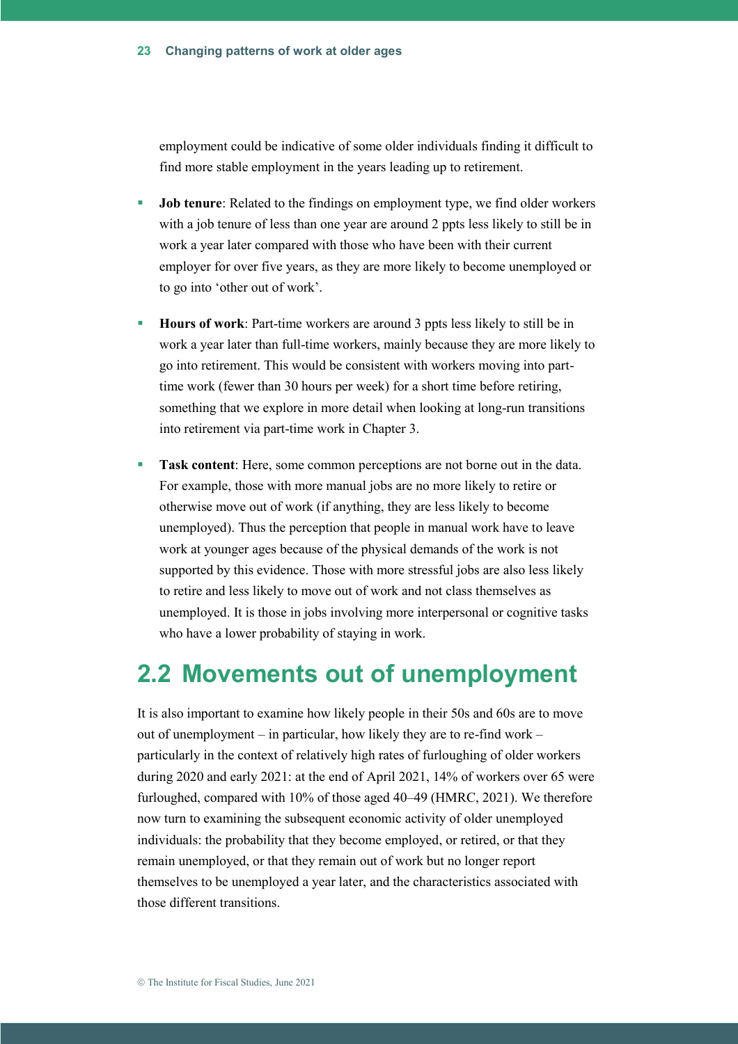employment could be indicative of some older individuals finding it difficult to find more stable employment in the years leading up to retirement.

- **Job tenure**: Related to the findings on employment type, we find older workers with a job tenure of less than one year are around 2 ppts less likely to still be in work a year later compared with those who have been with their current employer for over five years, as they are more likely to become unemployed or to go into 'other out of work'.
- **Hours of work**: Part-time workers are around 3 ppts less likely to still be in work a year later than full-time workers, mainly because they are more likely to go into retirement. This would be consistent with workers moving into part-time work (fewer than 30 hours per week) for a short time before retiring, something that we explore in more detail when looking at long-run transitions into retirement via part-time work in Chapter 3.
- **Task content**: Here, some common perceptions are not borne out in the data. For example, those with more manual jobs are no more likely to retire or otherwise move out of work (if anything, they are less likely to become unemployed). Thus the perception that people in manual work have to leave work at younger ages because of the physical demands of the work is not supported by this evidence. Those with more stressful jobs are also less likely to retire and less likely to move out of work and not class themselves as unemployed. It is those in jobs involving more interpersonal or cognitive tasks who have a lower probability of staying in work.

## 2.2 Movements out of unemployment

It is also important to examine how likely people in their 50s and 60s are to move out of unemployment – in particular, how likely they are to re-find work – particularly in the context of relatively high rates of furloughing of older workers during 2020 and early 2021: at the end of April 2021, 14% of workers over 65 were furloughed, compared with 10% of those aged 40–49 (HMRC, 2021). We therefore now turn to examining the subsequent economic activity of older unemployed individuals: the probability that they become employed, or retired, or that they remain unemployed, or that they remain out of work but no longer report themselves to be unemployed a year later, and the characteristics associated with those different transitions.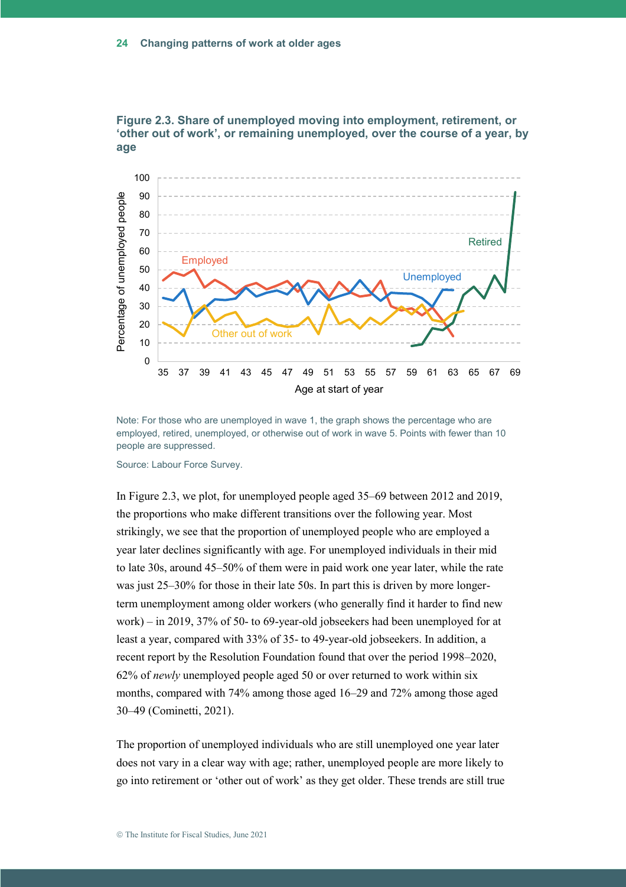**Figure 2.3. Share of unemployed moving into employment, retirement, or 'other out of work', or remaining unemployed, over the course of a year, by age**

Note: For those who are unemployed in wave 1, the graph shows the percentage who are employed, retired, unemployed, or otherwise out of work in wave 5. Points with fewer than 10 people are suppressed.

Source: Labour Force Survey.

In Figure 2.3, we plot, for unemployed people aged 35–69 between 2012 and 2019, the proportions who make different transitions over the following year. Most strikingly, we see that the proportion of unemployed people who are employed a year later declines significantly with age. For unemployed individuals in their mid to late 30s, around 45–50% of them were in paid work one year later, while the rate was just 25–30% for those in their late 50s. In part this is driven by more longer-term unemployment among older workers (who generally find it harder to find new work) – in 2019, 37% of 50- to 69-year-old jobseekers had been unemployed for at least a year, compared with 33% of 35- to 49-year-old jobseekers. In addition, a recent report by the Resolution Foundation found that over the period 1998–2020, 62% of *newly* unemployed people aged 50 or over returned to work within six months, compared with 74% among those aged 16–29 and 72% among those aged 30–49 (Cominetti, 2021).

The proportion of unemployed individuals who are still unemployed one year later does not vary in a clear way with age; rather, unemployed people are more likely to go into retirement or 'other out of work' as they get older. These trends are still true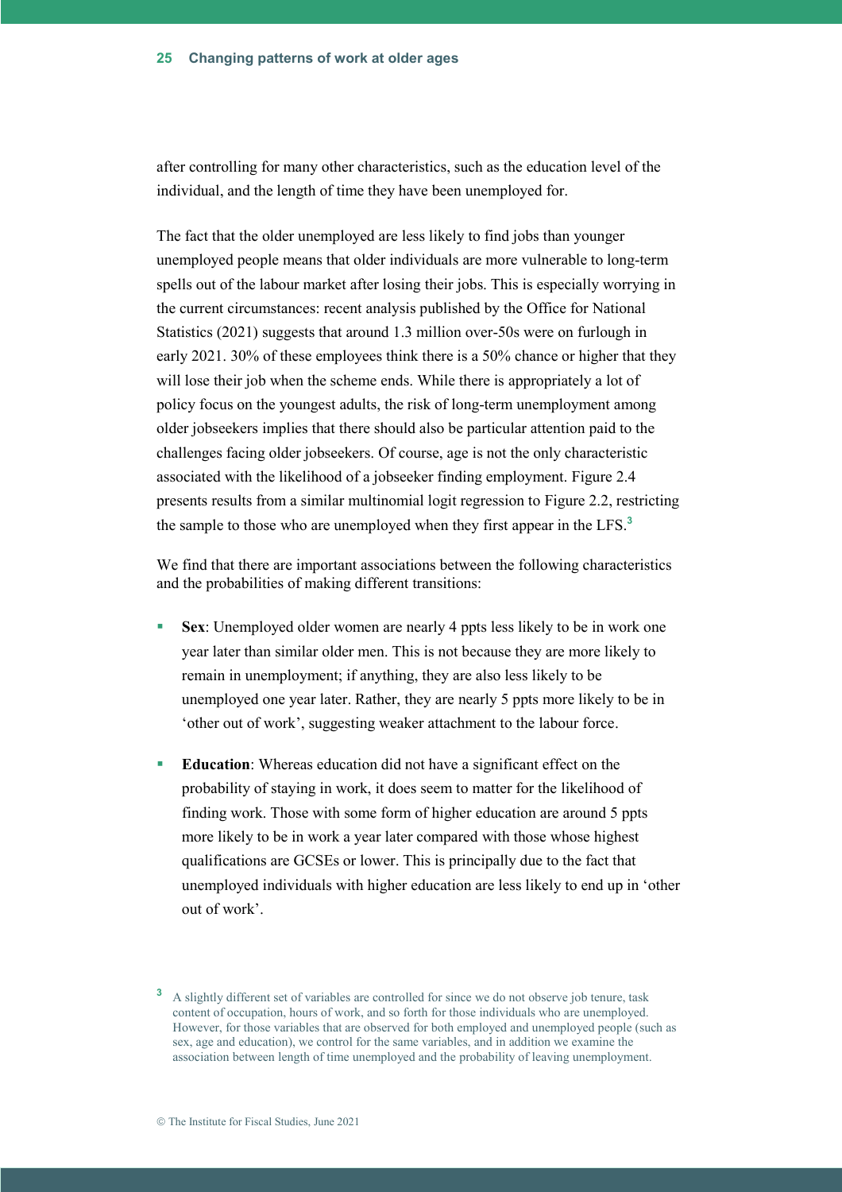after controlling for many other characteristics, such as the education level of the individual, and the length of time they have been unemployed for.

The fact that the older unemployed are less likely to find jobs than younger unemployed people means that older individuals are more vulnerable to long-term spells out of the labour market after losing their jobs. This is especially worrying in the current circumstances: recent analysis published by the Office for National Statistics (2021) suggests that around 1.3 million over-50s were on furlough in early 2021. 30% of these employees think there is a 50% chance or higher that they will lose their job when the scheme ends. While there is appropriately a lot of policy focus on the youngest adults, the risk of long-term unemployment among older jobseekers implies that there should also be particular attention paid to the challenges facing older jobseekers. Of course, age is not the only characteristic associated with the likelihood of a jobseeker finding employment. Figure 2.4 presents results from a similar multinomial logit regression to Figure 2.2, restricting the sample to those who are unemployed when they first appear in the LFS.[3]

We find that there are important associations between the following characteristics and the probabilities of making different transitions:

- **Sex**: Unemployed older women are nearly 4 ppts less likely to be in work one year later than similar older men. This is not because they are more likely to remain in unemployment; if anything, they are also less likely to be unemployed one year later. Rather, they are nearly 5 ppts more likely to be in 'other out of work', suggesting weaker attachment to the labour force.
- **Education**: Whereas education did not have a significant effect on the probability of staying in work, it does seem to matter for the likelihood of finding work. Those with some form of higher education are around 5 ppts more likely to be in work a year later compared with those whose highest qualifications are GCSEs or lower. This is principally due to the fact that unemployed individuals with higher education are less likely to end up in 'other out of work'.

[3] A slightly different set of variables are controlled for since we do not observe job tenure, task content of occupation, hours of work, and so forth for those individuals who are unemployed. However, for those variables that are observed for both employed and unemployed people (such as sex, age and education), we control for the same variables, and in addition we examine the association between length of time unemployed and the probability of leaving unemployment.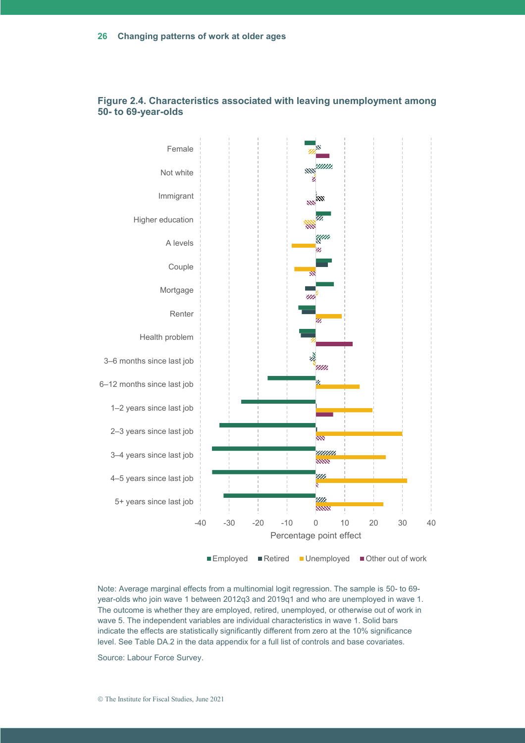**Figure 2.4. Characteristics associated with leaving unemployment among 50- to 69-year-olds**

Note: Average marginal effects from a multinomial logit regression. The sample is 50- to 69-year-olds who join wave 1 between 2012q3 and 2019q1 and who are unemployed in wave 1. The outcome is whether they are employed, retired, unemployed, or otherwise out of work in wave 5. The independent variables are individual characteristics in wave 1. Solid bars indicate the effects are statistically significantly different from zero at the 10% significance level. See Table DA.2 in the data appendix for a full list of controls and base covariates.

Source: Labour Force Survey.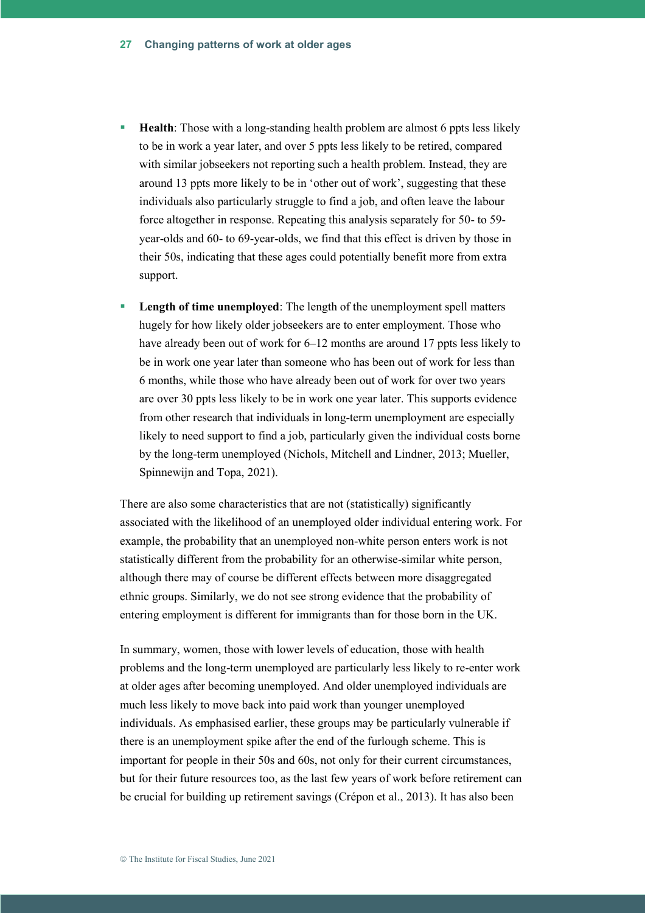- **Health**: Those with a long-standing health problem are almost 6 ppts less likely to be in work a year later, and over 5 ppts less likely to be retired, compared with similar jobseekers not reporting such a health problem. Instead, they are around 13 ppts more likely to be in 'other out of work', suggesting that these individuals also particularly struggle to find a job, and often leave the labour force altogether in response. Repeating this analysis separately for 50- to 59-year-olds and 60- to 69-year-olds, we find that this effect is driven by those in their 50s, indicating that these ages could potentially benefit more from extra support.

- **Length of time unemployed**: The length of the unemployment spell matters hugely for how likely older jobseekers are to enter employment. Those who have already been out of work for 6–12 months are around 17 ppts less likely to be in work one year later than someone who has been out of work for less than 6 months, while those who have already been out of work for over two years are over 30 ppts less likely to be in work one year later. This supports evidence from other research that individuals in long-term unemployment are especially likely to need support to find a job, particularly given the individual costs borne by the long-term unemployed (Nichols, Mitchell and Lindner, 2013; Mueller, Spinnewijn and Topa, 2021).

There are also some characteristics that are not (statistically) significantly associated with the likelihood of an unemployed older individual entering work. For example, the probability that an unemployed non-white person enters work is not statistically different from the probability for an otherwise-similar white person, although there may of course be different effects between more disaggregated ethnic groups. Similarly, we do not see strong evidence that the probability of entering employment is different for immigrants than for those born in the UK.

In summary, women, those with lower levels of education, those with health problems and the long-term unemployed are particularly less likely to re-enter work at older ages after becoming unemployed. And older unemployed individuals are much less likely to move back into paid work than younger unemployed individuals. As emphasised earlier, these groups may be particularly vulnerable if there is an unemployment spike after the end of the furlough scheme. This is important for people in their 50s and 60s, not only for their current circumstances, but for their future resources too, as the last few years of work before retirement can be crucial for building up retirement savings (Crépon et al., 2013). It has also been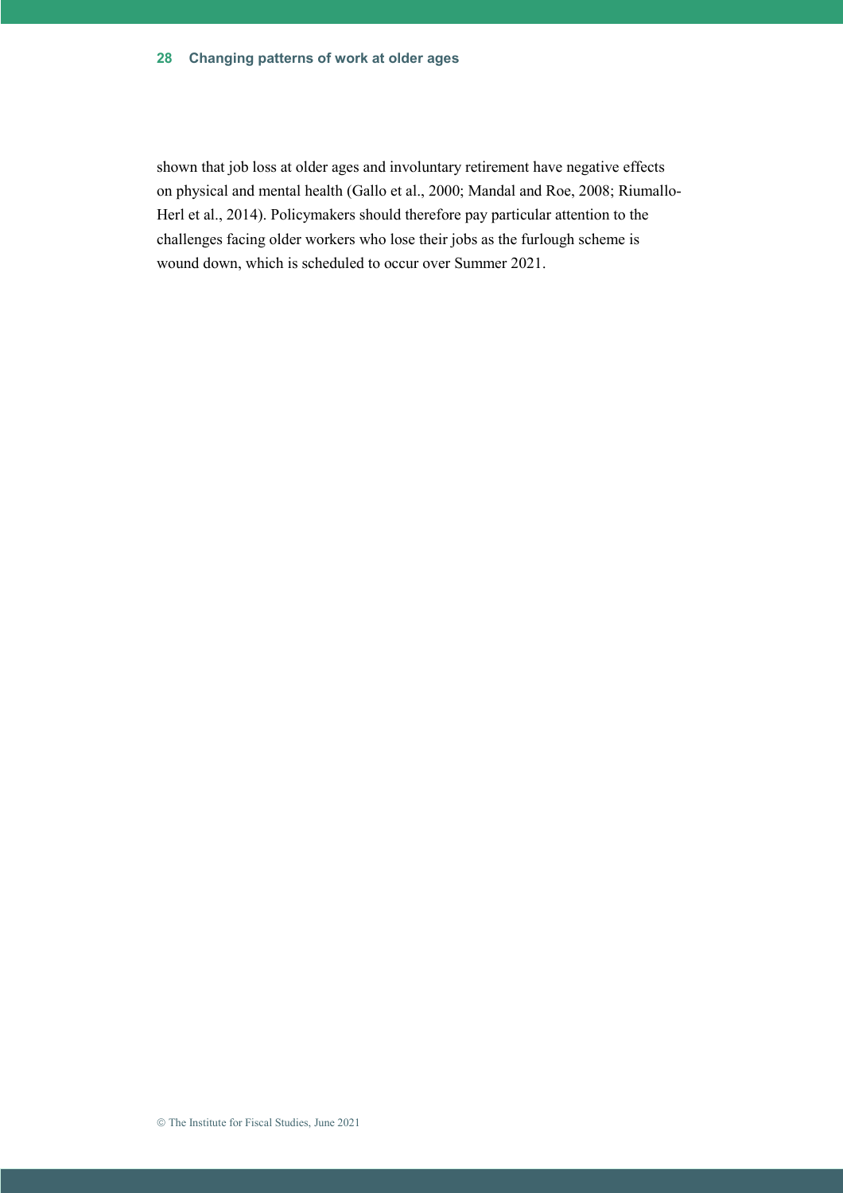shown that job loss at older ages and involuntary retirement have negative effects on physical and mental health (Gallo et al., 2000; Mandal and Roe, 2008; Riumallo-Herl et al., 2014). Policymakers should therefore pay particular attention to the challenges facing older workers who lose their jobs as the furlough scheme is wound down, which is scheduled to occur over Summer 2021.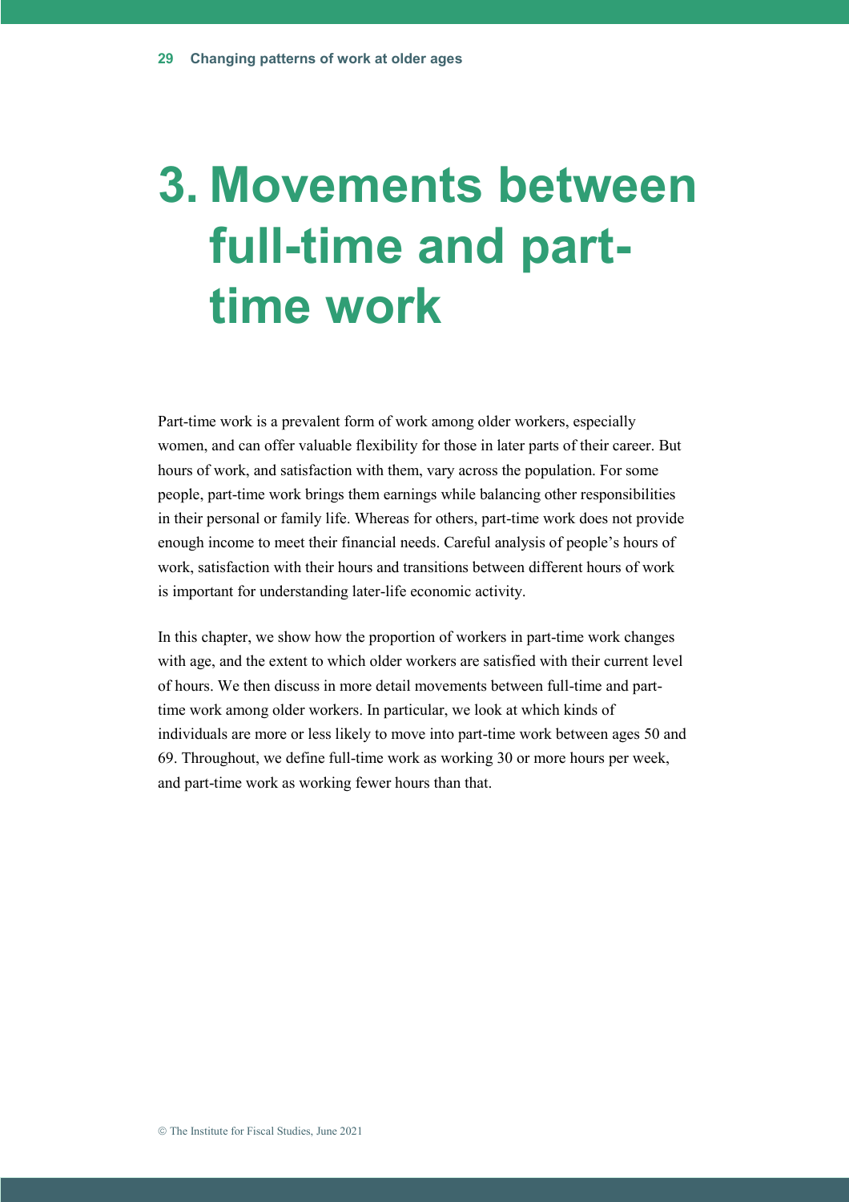# 3. Movements between full-time and part-time work

Part-time work is a prevalent form of work among older workers, especially women, and can offer valuable flexibility for those in later parts of their career. But hours of work, and satisfaction with them, vary across the population. For some people, part-time work brings them earnings while balancing other responsibilities in their personal or family life. Whereas for others, part-time work does not provide enough income to meet their financial needs. Careful analysis of people's hours of work, satisfaction with their hours and transitions between different hours of work is important for understanding later-life economic activity.

In this chapter, we show how the proportion of workers in part-time work changes with age, and the extent to which older workers are satisfied with their current level of hours. We then discuss in more detail movements between full-time and part-time work among older workers. In particular, we look at which kinds of individuals are more or less likely to move into part-time work between ages 50 and 69. Throughout, we define full-time work as working 30 or more hours per week, and part-time work as working fewer hours than that.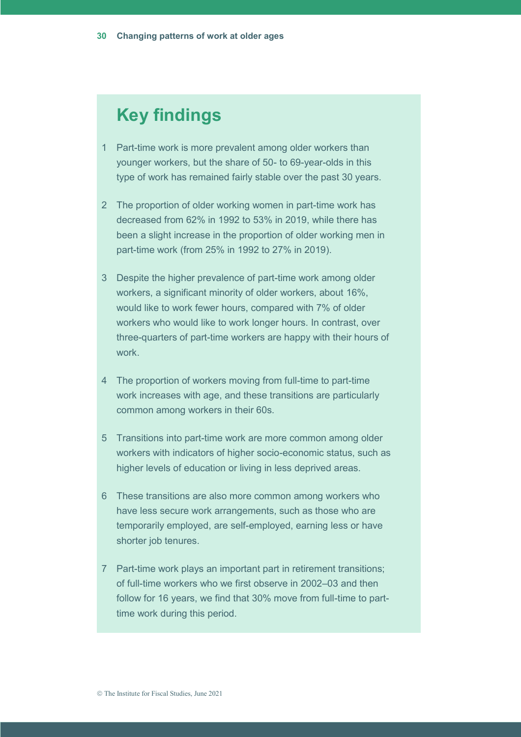## Key findings

1. Part-time work is more prevalent among older workers than younger workers, but the share of 50- to 69-year-olds in this type of work has remained fairly stable over the past 30 years.
2. The proportion of older working women in part-time work has decreased from 62% in 1992 to 53% in 2019, while there has been a slight increase in the proportion of older working men in part-time work (from 25% in 1992 to 27% in 2019).
3. Despite the higher prevalence of part-time work among older workers, a significant minority of older workers, about 16%, would like to work fewer hours, compared with 7% of older workers who would like to work longer hours. In contrast, over three-quarters of part-time workers are happy with their hours of work.
4. The proportion of workers moving from full-time to part-time work increases with age, and these transitions are particularly common among workers in their 60s.
5. Transitions into part-time work are more common among older workers with indicators of higher socio-economic status, such as higher levels of education or living in less deprived areas.
6. These transitions are also more common among workers who have less secure work arrangements, such as those who are temporarily employed, are self-employed, earning less or have shorter job tenures.
7. Part-time work plays an important part in retirement transitions; of full-time workers who we first observe in 2002–03 and then follow for 16 years, we find that 30% move from full-time to part-time work during this period.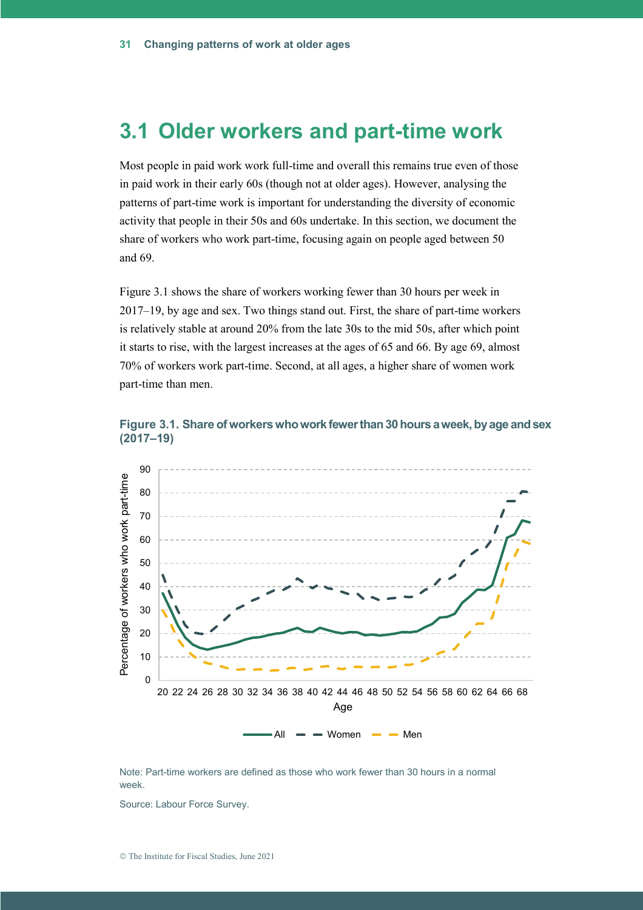## 3.1 Older workers and part-time work

Most people in paid work work full-time and overall this remains true even of those in paid work in their early 60s (though not at older ages). However, analysing the patterns of part-time work is important for understanding the diversity of economic activity that people in their 50s and 60s undertake. In this section, we document the share of workers who work part-time, focusing again on people aged between 50 and 69.

Figure 3.1 shows the share of workers working fewer than 30 hours per week in 2017–19, by age and sex. Two things stand out. First, the share of part-time workers is relatively stable at around 20% from the late 30s to the mid 50s, after which point it starts to rise, with the largest increases at the ages of 65 and 66. By age 69, almost 70% of workers work part-time. Second, at all ages, a higher share of women work part-time than men.

**Figure 3.1. Share of workers who work fewer than 30 hours a week, by age and sex (2017–19)**

Note: Part-time workers are defined as those who work fewer than 30 hours in a normal week.

Source: Labour Force Survey.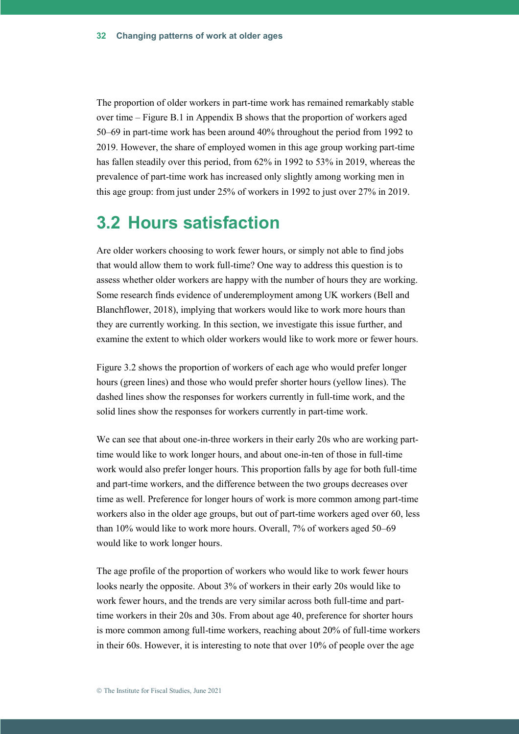The proportion of older workers in part-time work has remained remarkably stable over time – Figure B.1 in Appendix B shows that the proportion of workers aged 50–69 in part-time work has been around 40% throughout the period from 1992 to 2019. However, the share of employed women in this age group working part-time has fallen steadily over this period, from 62% in 1992 to 53% in 2019, whereas the prevalence of part-time work has increased only slightly among working men in this age group: from just under 25% of workers in 1992 to just over 27% in 2019.

## 3.2 Hours satisfaction

Are older workers choosing to work fewer hours, or simply not able to find jobs that would allow them to work full-time? One way to address this question is to assess whether older workers are happy with the number of hours they are working. Some research finds evidence of underemployment among UK workers (Bell and Blanchflower, 2018), implying that workers would like to work more hours than they are currently working. In this section, we investigate this issue further, and examine the extent to which older workers would like to work more or fewer hours.

Figure 3.2 shows the proportion of workers of each age who would prefer longer hours (green lines) and those who would prefer shorter hours (yellow lines). The dashed lines show the responses for workers currently in full-time work, and the solid lines show the responses for workers currently in part-time work.

We can see that about one-in-three workers in their early 20s who are working part-time would like to work longer hours, and about one-in-ten of those in full-time work would also prefer longer hours. This proportion falls by age for both full-time and part-time workers, and the difference between the two groups decreases over time as well. Preference for longer hours of work is more common among part-time workers also in the older age groups, but out of part-time workers aged over 60, less than 10% would like to work more hours. Overall, 7% of workers aged 50–69 would like to work longer hours.

The age profile of the proportion of workers who would like to work fewer hours looks nearly the opposite. About 3% of workers in their early 20s would like to work fewer hours, and the trends are very similar across both full-time and part-time workers in their 20s and 30s. From about age 40, preference for shorter hours is more common among full-time workers, reaching about 20% of full-time workers in their 60s. However, it is interesting to note that over 10% of people over the age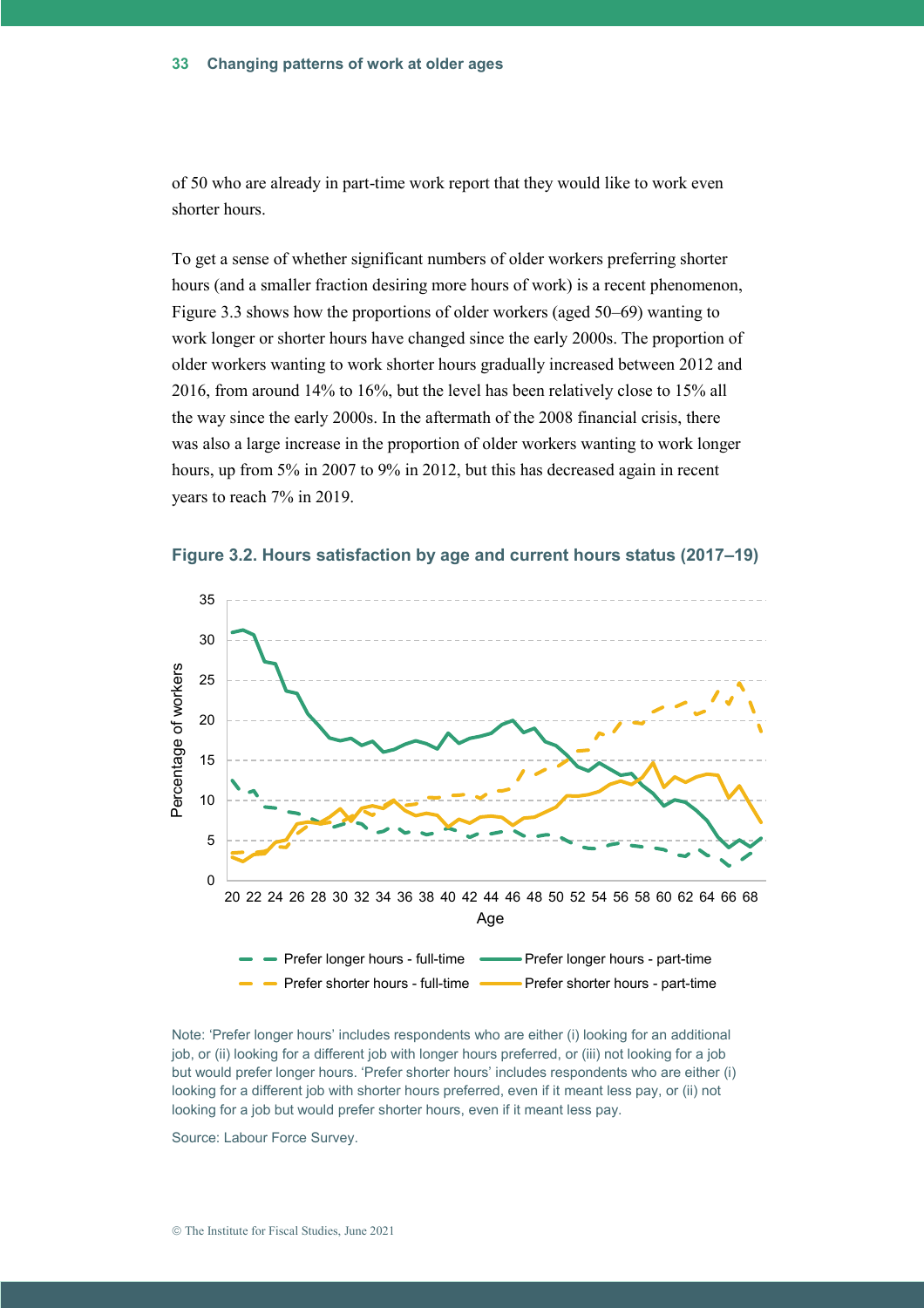of 50 who are already in part-time work report that they would like to work even shorter hours.

To get a sense of whether significant numbers of older workers preferring shorter hours (and a smaller fraction desiring more hours of work) is a recent phenomenon, Figure 3.3 shows how the proportions of older workers (aged 50–69) wanting to work longer or shorter hours have changed since the early 2000s. The proportion of older workers wanting to work shorter hours gradually increased between 2012 and 2016, from around 14% to 16%, but the level has been relatively close to 15% all the way since the early 2000s. In the aftermath of the 2008 financial crisis, there was also a large increase in the proportion of older workers wanting to work longer hours, up from 5% in 2007 to 9% in 2012, but this has decreased again in recent years to reach 7% in 2019.

**Figure 3.2. Hours satisfaction by age and current hours status (2017–19)**

Note: 'Prefer longer hours' includes respondents who are either (i) looking for an additional job, or (ii) looking for a different job with longer hours preferred, or (iii) not looking for a job but would prefer longer hours. 'Prefer shorter hours' includes respondents who are either (i) looking for a different job with shorter hours preferred, even if it meant less pay, or (ii) not looking for a job but would prefer shorter hours, even if it meant less pay.

Source: Labour Force Survey.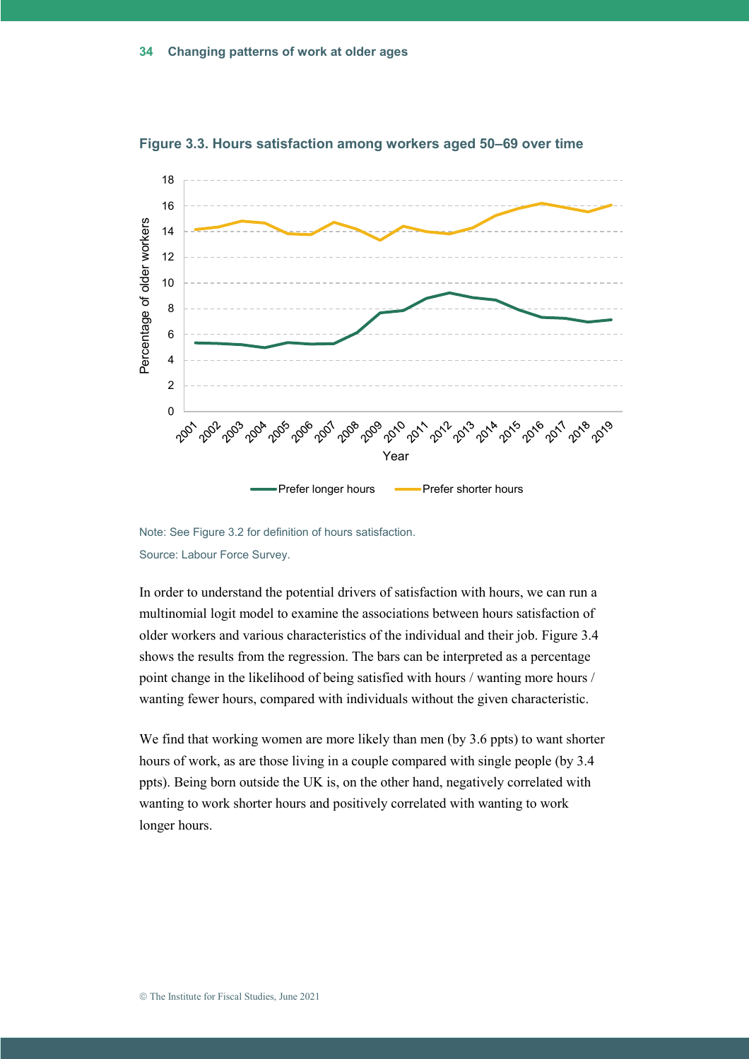**Figure 3.3. Hours satisfaction among workers aged 50–69 over time**

Note: See Figure 3.2 for definition of hours satisfaction.

Source: Labour Force Survey.

In order to understand the potential drivers of satisfaction with hours, we can run a multinomial logit model to examine the associations between hours satisfaction of older workers and various characteristics of the individual and their job. Figure 3.4 shows the results from the regression. The bars can be interpreted as a percentage point change in the likelihood of being satisfied with hours / wanting more hours / wanting fewer hours, compared with individuals without the given characteristic.

We find that working women are more likely than men (by 3.6 ppts) to want shorter hours of work, as are those living in a couple compared with single people (by 3.4 ppts). Being born outside the UK is, on the other hand, negatively correlated with wanting to work shorter hours and positively correlated with wanting to work longer hours.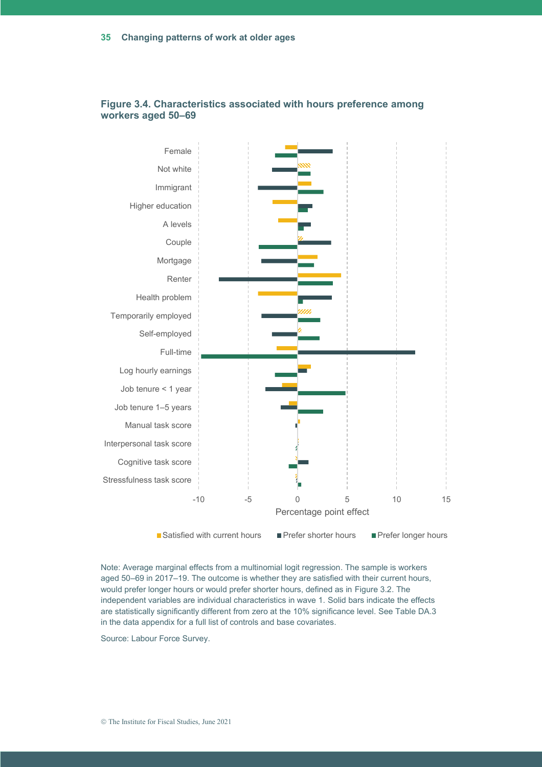### Figure 3.4. Characteristics associated with hours preference among workers aged 50–69

Note: Average marginal effects from a multinomial logit regression. The sample is workers aged 50–69 in 2017–19. The outcome is whether they are satisfied with their current hours, would prefer longer hours or would prefer shorter hours, defined as in Figure 3.2. The independent variables are individual characteristics in wave 1. Solid bars indicate the effects are statistically significantly different from zero at the 10% significance level. See Table DA.3 in the data appendix for a full list of controls and base covariates.

Source: Labour Force Survey.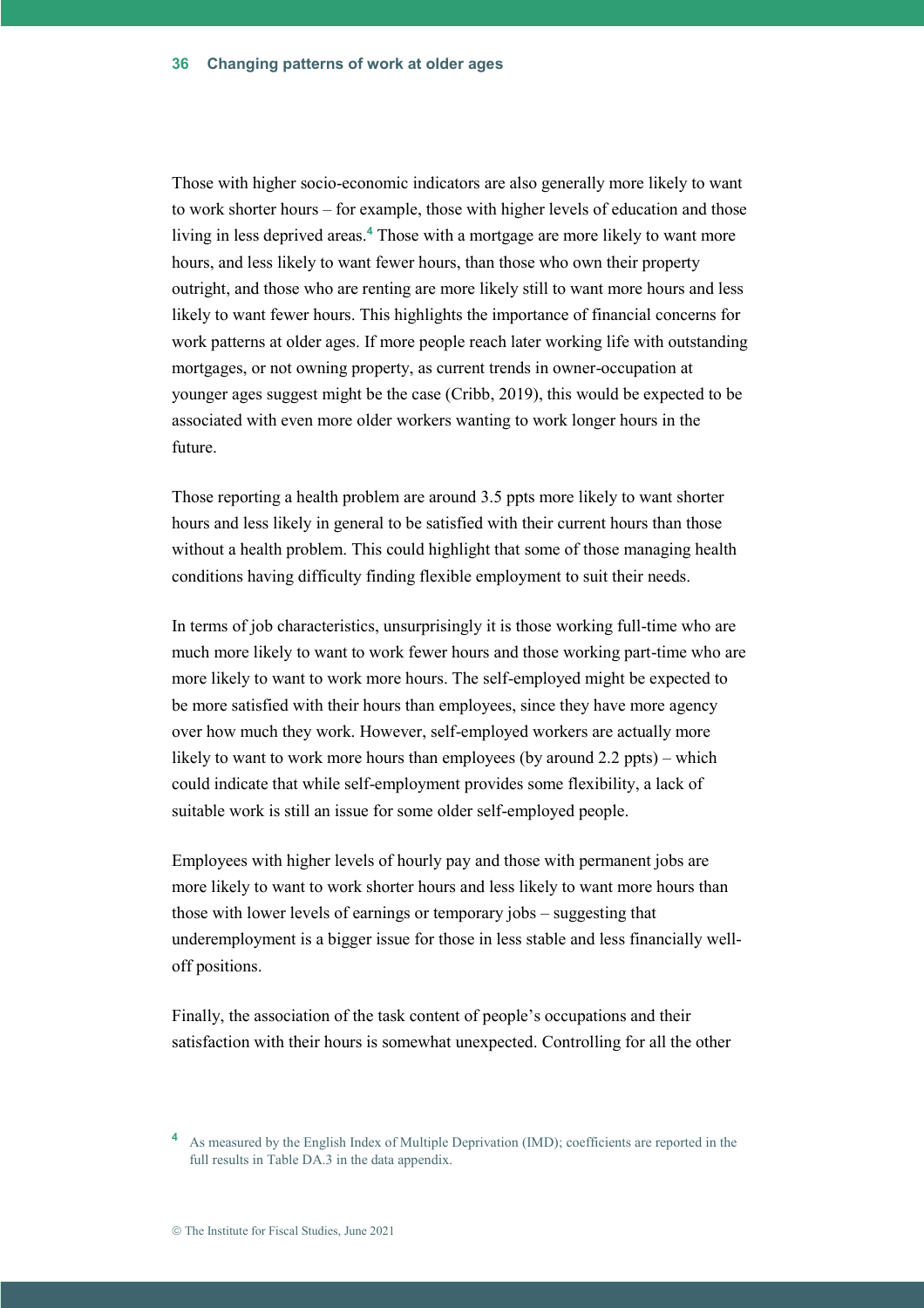Those with higher socio-economic indicators are also generally more likely to want to work shorter hours – for example, those with higher levels of education and those living in less deprived areas.[4] Those with a mortgage are more likely to want more hours, and less likely to want fewer hours, than those who own their property outright, and those who are renting are more likely still to want more hours and less likely to want fewer hours. This highlights the importance of financial concerns for work patterns at older ages. If more people reach later working life with outstanding mortgages, or not owning property, as current trends in owner-occupation at younger ages suggest might be the case (Cribb, 2019), this would be expected to be associated with even more older workers wanting to work longer hours in the future.

Those reporting a health problem are around 3.5 ppts more likely to want shorter hours and less likely in general to be satisfied with their current hours than those without a health problem. This could highlight that some of those managing health conditions having difficulty finding flexible employment to suit their needs.

In terms of job characteristics, unsurprisingly it is those working full-time who are much more likely to want to work fewer hours and those working part-time who are more likely to want to work more hours. The self-employed might be expected to be more satisfied with their hours than employees, since they have more agency over how much they work. However, self-employed workers are actually more likely to want to work more hours than employees (by around 2.2 ppts) – which could indicate that while self-employment provides some flexibility, a lack of suitable work is still an issue for some older self-employed people.

Employees with higher levels of hourly pay and those with permanent jobs are more likely to want to work shorter hours and less likely to want more hours than those with lower levels of earnings or temporary jobs – suggesting that underemployment is a bigger issue for those in less stable and less financially well-off positions.

Finally, the association of the task content of people's occupations and their satisfaction with their hours is somewhat unexpected. Controlling for all the other

[4] As measured by the English Index of Multiple Deprivation (IMD); coefficients are reported in the full results in Table DA.3 in the data appendix.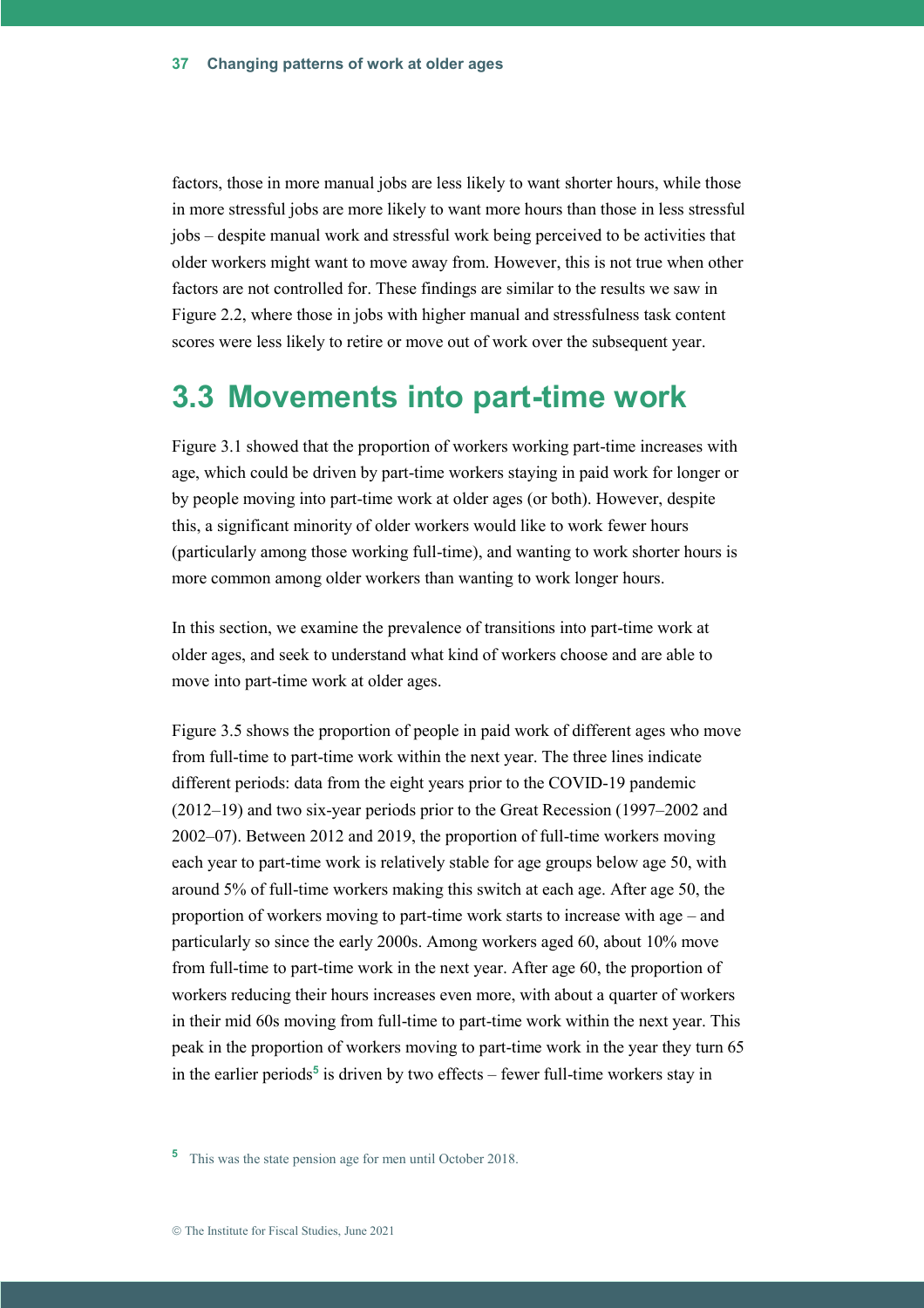factors, those in more manual jobs are less likely to want shorter hours, while those in more stressful jobs are more likely to want more hours than those in less stressful jobs – despite manual work and stressful work being perceived to be activities that older workers might want to move away from. However, this is not true when other factors are not controlled for. These findings are similar to the results we saw in Figure 2.2, where those in jobs with higher manual and stressfulness task content scores were less likely to retire or move out of work over the subsequent year.

## 3.3 Movements into part-time work

Figure 3.1 showed that the proportion of workers working part-time increases with age, which could be driven by part-time workers staying in paid work for longer or by people moving into part-time work at older ages (or both). However, despite this, a significant minority of older workers would like to work fewer hours (particularly among those working full-time), and wanting to work shorter hours is more common among older workers than wanting to work longer hours.

In this section, we examine the prevalence of transitions into part-time work at older ages, and seek to understand what kind of workers choose and are able to move into part-time work at older ages.

Figure 3.5 shows the proportion of people in paid work of different ages who move from full-time to part-time work within the next year. The three lines indicate different periods: data from the eight years prior to the COVID-19 pandemic (2012–19) and two six-year periods prior to the Great Recession (1997–2002 and 2002–07). Between 2012 and 2019, the proportion of full-time workers moving each year to part-time work is relatively stable for age groups below age 50, with around 5% of full-time workers making this switch at each age. After age 50, the proportion of workers moving to part-time work starts to increase with age – and particularly so since the early 2000s. Among workers aged 60, about 10% move from full-time to part-time work in the next year. After age 60, the proportion of workers reducing their hours increases even more, with about a quarter of workers in their mid 60s moving from full-time to part-time work within the next year. This peak in the proportion of workers moving to part-time work in the year they turn 65 in the earlier periods[5] is driven by two effects – fewer full-time workers stay in

[5] This was the state pension age for men until October 2018.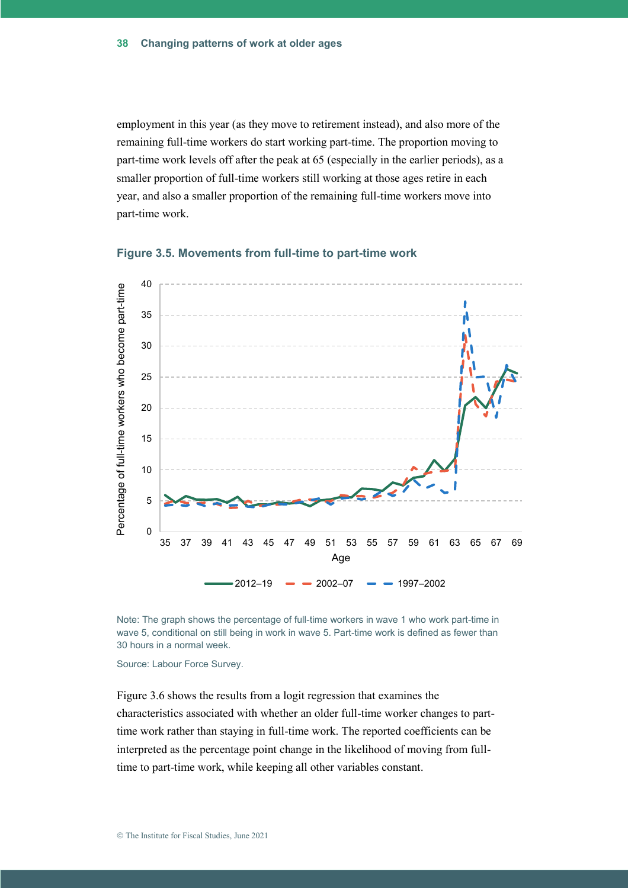employment in this year (as they move to retirement instead), and also more of the remaining full-time workers do start working part-time. The proportion moving to part-time work levels off after the peak at 65 (especially in the earlier periods), as a smaller proportion of full-time workers still working at those ages retire in each year, and also a smaller proportion of the remaining full-time workers move into part-time work.

**Figure 3.5. Movements from full-time to part-time work**

Note: The graph shows the percentage of full-time workers in wave 1 who work part-time in wave 5, conditional on still being in work in wave 5. Part-time work is defined as fewer than 30 hours in a normal week.

Source: Labour Force Survey.

Figure 3.6 shows the results from a logit regression that examines the characteristics associated with whether an older full-time worker changes to part-time work rather than staying in full-time work. The reported coefficients can be interpreted as the percentage point change in the likelihood of moving from full-time to part-time work, while keeping all other variables constant.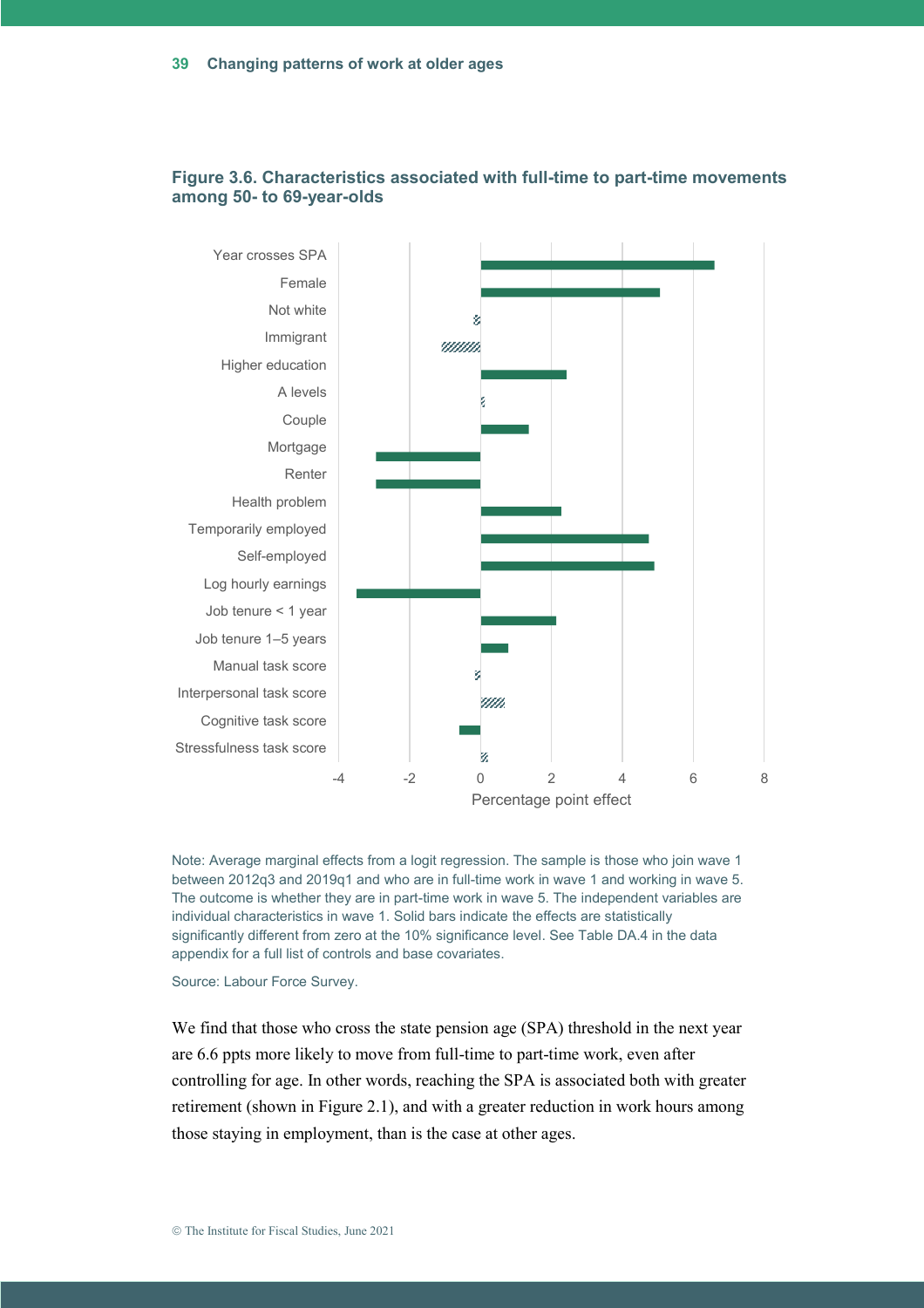## Figure 3.6. Characteristics associated with full-time to part-time movements among 50- to 69-year-olds

Note: Average marginal effects from a logit regression. The sample is those who join wave 1 between 2012q3 and 2019q1 and who are in full-time work in wave 1 and working in wave 5. The outcome is whether they are in part-time work in wave 5. The independent variables are individual characteristics in wave 1. Solid bars indicate the effects are statistically significantly different from zero at the 10% significance level. See Table DA.4 in the data appendix for a full list of controls and base covariates.

Source: Labour Force Survey.

We find that those who cross the state pension age (SPA) threshold in the next year are 6.6 ppts more likely to move from full-time to part-time work, even after controlling for age. In other words, reaching the SPA is associated both with greater retirement (shown in Figure 2.1), and with a greater reduction in work hours among those staying in employment, than is the case at other ages.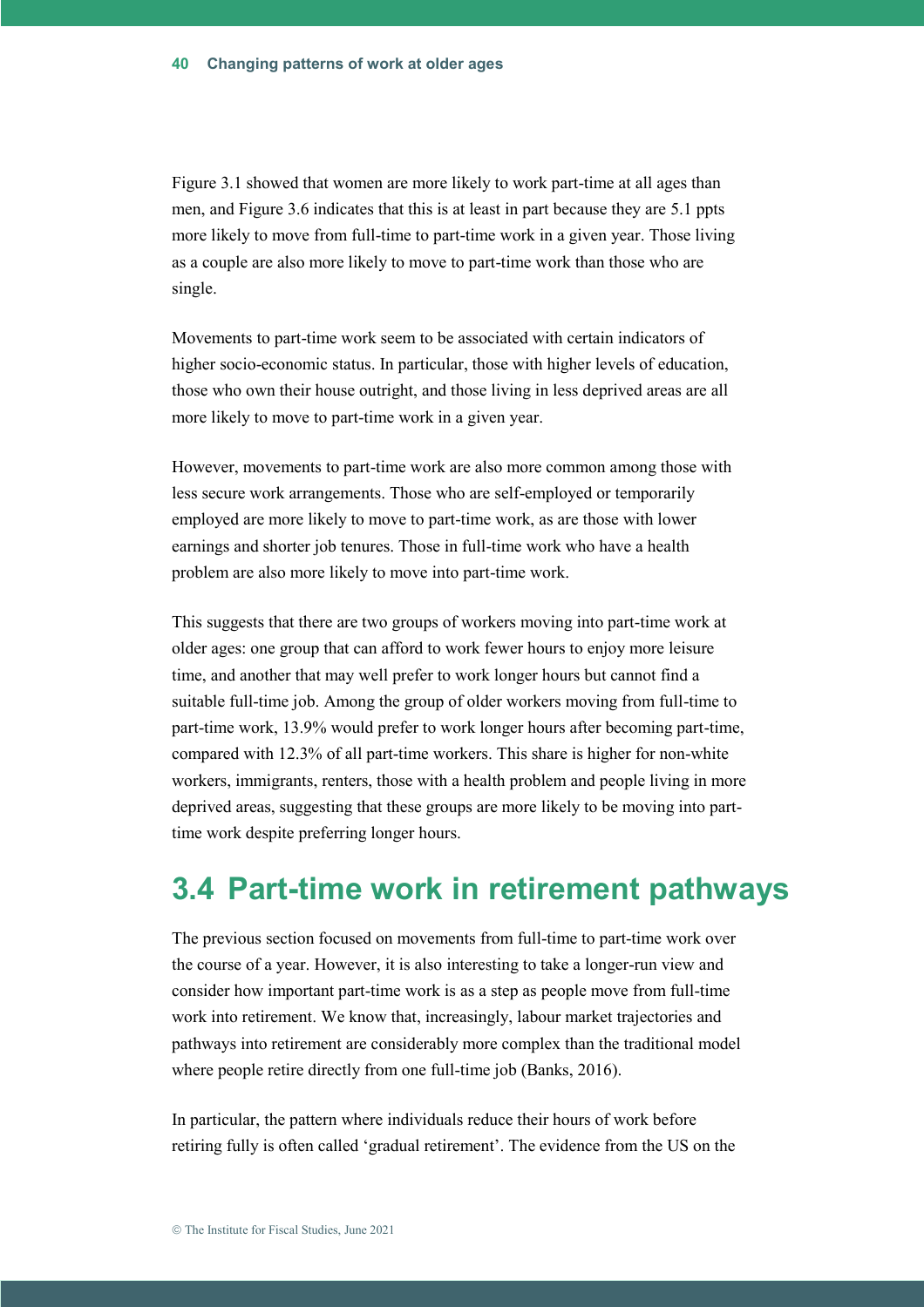Figure 3.1 showed that women are more likely to work part-time at all ages than men, and Figure 3.6 indicates that this is at least in part because they are 5.1 ppts more likely to move from full-time to part-time work in a given year. Those living as a couple are also more likely to move to part-time work than those who are single.

Movements to part-time work seem to be associated with certain indicators of higher socio-economic status. In particular, those with higher levels of education, those who own their house outright, and those living in less deprived areas are all more likely to move to part-time work in a given year.

However, movements to part-time work are also more common among those with less secure work arrangements. Those who are self-employed or temporarily employed are more likely to move to part-time work, as are those with lower earnings and shorter job tenures. Those in full-time work who have a health problem are also more likely to move into part-time work.

This suggests that there are two groups of workers moving into part-time work at older ages: one group that can afford to work fewer hours to enjoy more leisure time, and another that may well prefer to work longer hours but cannot find a suitable full-time job. Among the group of older workers moving from full-time to part-time work, 13.9% would prefer to work longer hours after becoming part-time, compared with 12.3% of all part-time workers. This share is higher for non-white workers, immigrants, renters, those with a health problem and people living in more deprived areas, suggesting that these groups are more likely to be moving into part-time work despite preferring longer hours.

## 3.4 Part-time work in retirement pathways

The previous section focused on movements from full-time to part-time work over the course of a year. However, it is also interesting to take a longer-run view and consider how important part-time work is as a step as people move from full-time work into retirement. We know that, increasingly, labour market trajectories and pathways into retirement are considerably more complex than the traditional model where people retire directly from one full-time job (Banks, 2016).

In particular, the pattern where individuals reduce their hours of work before retiring fully is often called 'gradual retirement'. The evidence from the US on the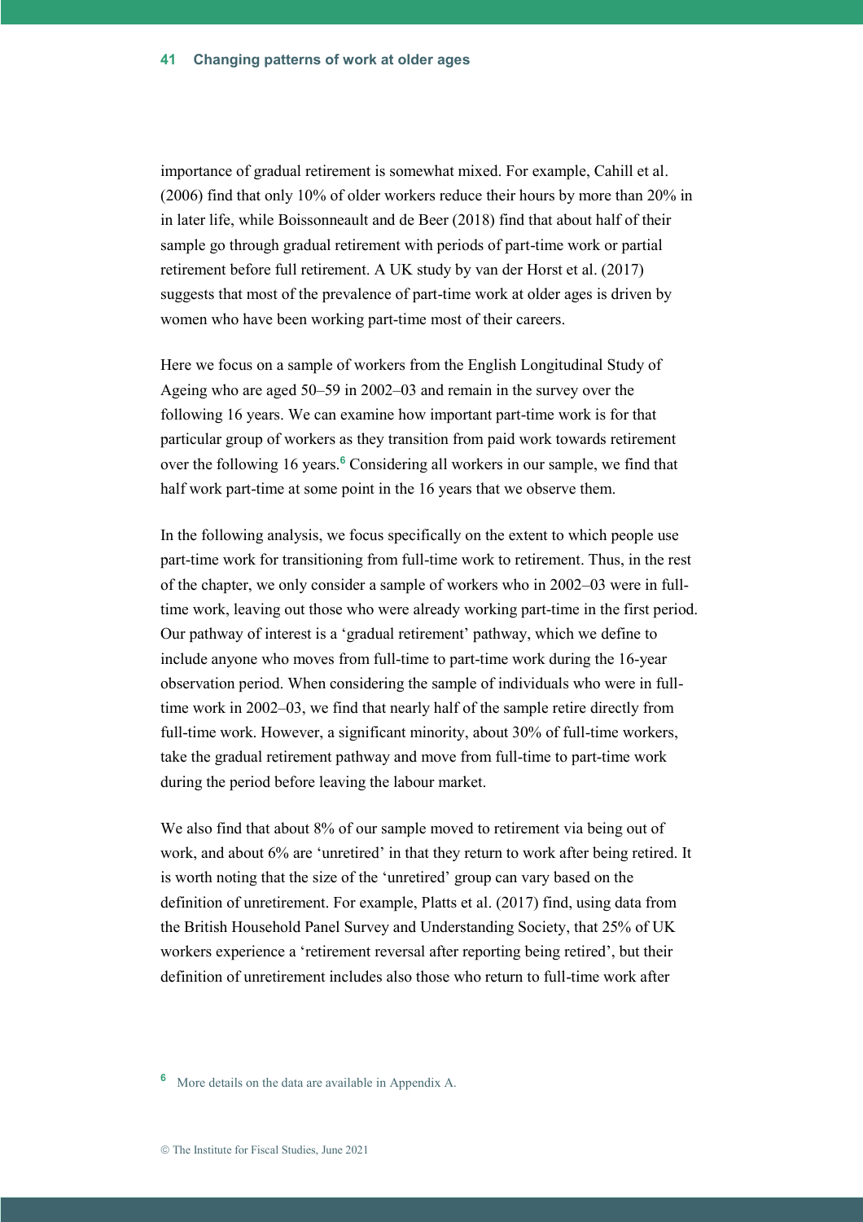importance of gradual retirement is somewhat mixed. For example, Cahill et al. (2006) find that only 10% of older workers reduce their hours by more than 20% in in later life, while Boissonneault and de Beer (2018) find that about half of their sample go through gradual retirement with periods of part-time work or partial retirement before full retirement. A UK study by van der Horst et al. (2017) suggests that most of the prevalence of part-time work at older ages is driven by women who have been working part-time most of their careers.

Here we focus on a sample of workers from the English Longitudinal Study of Ageing who are aged 50–59 in 2002–03 and remain in the survey over the following 16 years. We can examine how important part-time work is for that particular group of workers as they transition from paid work towards retirement over the following 16 years.[6] Considering all workers in our sample, we find that half work part-time at some point in the 16 years that we observe them.

In the following analysis, we focus specifically on the extent to which people use part-time work for transitioning from full-time work to retirement. Thus, in the rest of the chapter, we only consider a sample of workers who in 2002–03 were in full-time work, leaving out those who were already working part-time in the first period. Our pathway of interest is a 'gradual retirement' pathway, which we define to include anyone who moves from full-time to part-time work during the 16-year observation period. When considering the sample of individuals who were in full-time work in 2002–03, we find that nearly half of the sample retire directly from full-time work. However, a significant minority, about 30% of full-time workers, take the gradual retirement pathway and move from full-time to part-time work during the period before leaving the labour market.

We also find that about 8% of our sample moved to retirement via being out of work, and about 6% are 'unretired' in that they return to work after being retired. It is worth noting that the size of the 'unretired' group can vary based on the definition of unretirement. For example, Platts et al. (2017) find, using data from the British Household Panel Survey and Understanding Society, that 25% of UK workers experience a 'retirement reversal after reporting being retired', but their definition of unretirement includes also those who return to full-time work after

[6] More details on the data are available in Appendix A.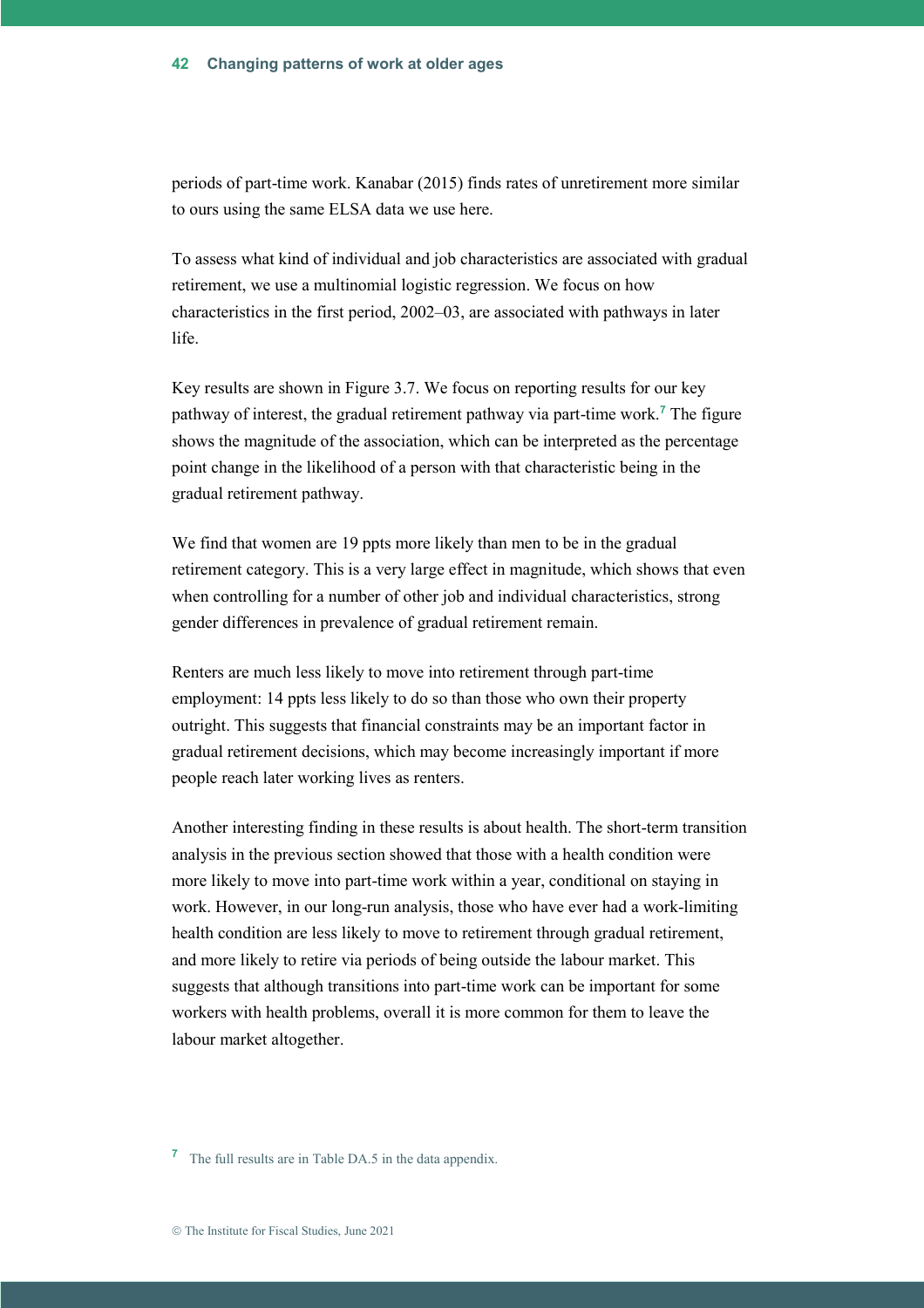periods of part-time work. Kanabar (2015) finds rates of unretirement more similar to ours using the same ELSA data we use here.

To assess what kind of individual and job characteristics are associated with gradual retirement, we use a multinomial logistic regression. We focus on how characteristics in the first period, 2002–03, are associated with pathways in later life.

Key results are shown in Figure 3.7. We focus on reporting results for our key pathway of interest, the gradual retirement pathway via part-time work.[7] The figure shows the magnitude of the association, which can be interpreted as the percentage point change in the likelihood of a person with that characteristic being in the gradual retirement pathway.

We find that women are 19 ppts more likely than men to be in the gradual retirement category. This is a very large effect in magnitude, which shows that even when controlling for a number of other job and individual characteristics, strong gender differences in prevalence of gradual retirement remain.

Renters are much less likely to move into retirement through part-time employment: 14 ppts less likely to do so than those who own their property outright. This suggests that financial constraints may be an important factor in gradual retirement decisions, which may become increasingly important if more people reach later working lives as renters.

Another interesting finding in these results is about health. The short-term transition analysis in the previous section showed that those with a health condition were more likely to move into part-time work within a year, conditional on staying in work. However, in our long-run analysis, those who have ever had a work-limiting health condition are less likely to move to retirement through gradual retirement, and more likely to retire via periods of being outside the labour market. This suggests that although transitions into part-time work can be important for some workers with health problems, overall it is more common for them to leave the labour market altogether.

[7] The full results are in Table DA.5 in the data appendix.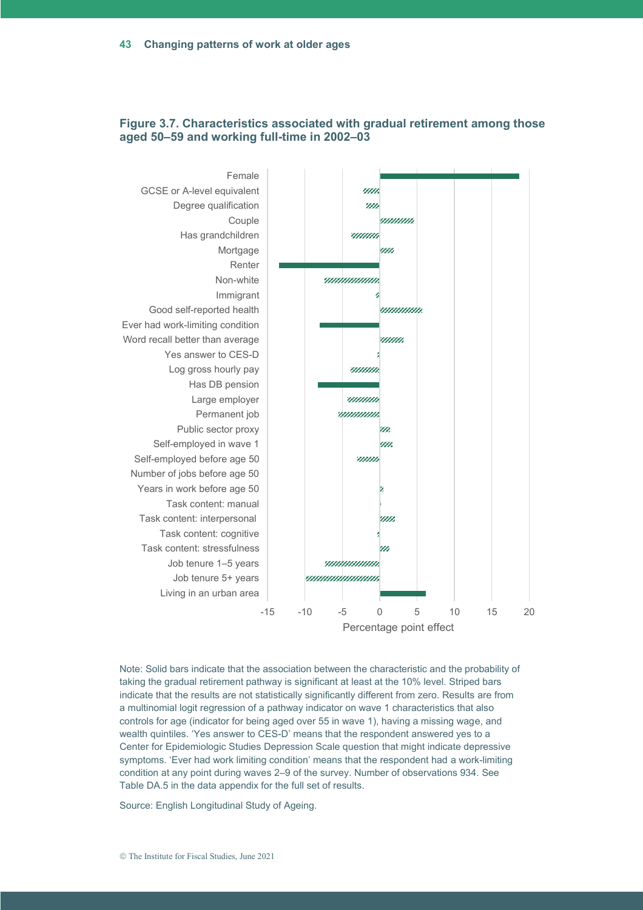**Figure 3.7. Characteristics associated with gradual retirement among those aged 50–59 and working full-time in 2002–03**

Female
GCSE or A-level equivalent
Degree qualification
Couple
Has grandchildren
Mortgage
Renter
Non-white
Immigrant
Good self-reported health
Ever had work-limiting condition
Word recall better than average
Yes answer to CES-D
Log gross hourly pay
Has DB pension
Large employer
Permanent job
Public sector proxy
Self-employed in wave 1
Self-employed before age 50
Number of jobs before age 50
Years in work before age 50
Task content: manual
Task content: interpersonal
Task content: cognitive
Task content: stressfulness
Job tenure 1–5 years
Job tenure 5+ years
Living in an urban area

-15 -10 -5 0 5 10 15 20

Percentage point effect

Note: Solid bars indicate that the association between the characteristic and the probability of taking the gradual retirement pathway is significant at least at the 10% level. Striped bars indicate that the results are not statistically significantly different from zero. Results are from a multinomial logit regression of a pathway indicator on wave 1 characteristics that also controls for age (indicator for being aged over 55 in wave 1), having a missing wage, and wealth quintiles. 'Yes answer to CES-D' means that the respondent answered yes to a Center for Epidemiologic Studies Depression Scale question that might indicate depressive symptoms. 'Ever had work limiting condition' means that the respondent had a work-limiting condition at any point during waves 2–9 of the survey. Number of observations 934. See Table DA.5 in the data appendix for the full set of results.

Source: English Longitudinal Study of Ageing.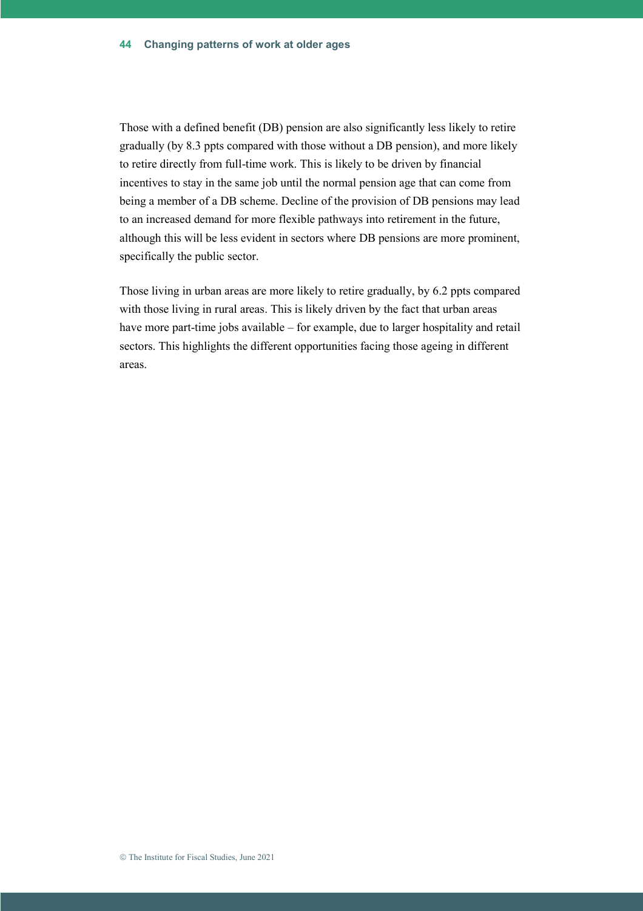Those with a defined benefit (DB) pension are also significantly less likely to retire gradually (by 8.3 ppts compared with those without a DB pension), and more likely to retire directly from full-time work. This is likely to be driven by financial incentives to stay in the same job until the normal pension age that can come from being a member of a DB scheme. Decline of the provision of DB pensions may lead to an increased demand for more flexible pathways into retirement in the future, although this will be less evident in sectors where DB pensions are more prominent, specifically the public sector.

Those living in urban areas are more likely to retire gradually, by 6.2 ppts compared with those living in rural areas. This is likely driven by the fact that urban areas have more part-time jobs available – for example, due to larger hospitality and retail sectors. This highlights the different opportunities facing those ageing in different areas.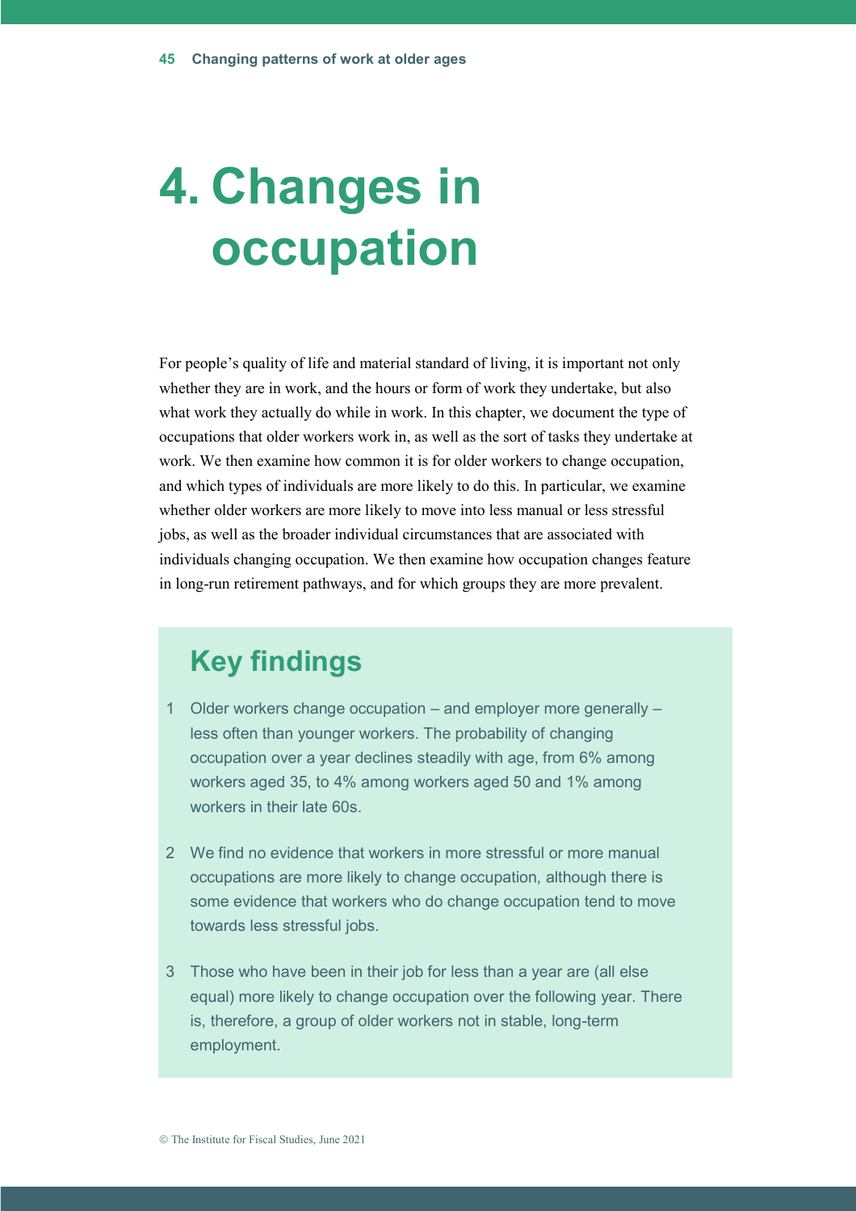# 4. Changes in occupation

For people's quality of life and material standard of living, it is important not only whether they are in work, and the hours or form of work they undertake, but also what work they actually do while in work. In this chapter, we document the type of occupations that older workers work in, as well as the sort of tasks they undertake at work. We then examine how common it is for older workers to change occupation, and which types of individuals are more likely to do this. In particular, we examine whether older workers are more likely to move into less manual or less stressful jobs, as well as the broader individual circumstances that are associated with individuals changing occupation. We then examine how occupation changes feature in long-run retirement pathways, and for which groups they are more prevalent.

## Key findings

1. Older workers change occupation – and employer more generally – less often than younger workers. The probability of changing occupation over a year declines steadily with age, from 6% among workers aged 35, to 4% among workers aged 50 and 1% among workers in their late 60s.

2. We find no evidence that workers in more stressful or more manual occupations are more likely to change occupation, although there is some evidence that workers who do change occupation tend to move towards less stressful jobs.

3. Those who have been in their job for less than a year are (all else equal) more likely to change occupation over the following year. There is, therefore, a group of older workers not in stable, long-term employment.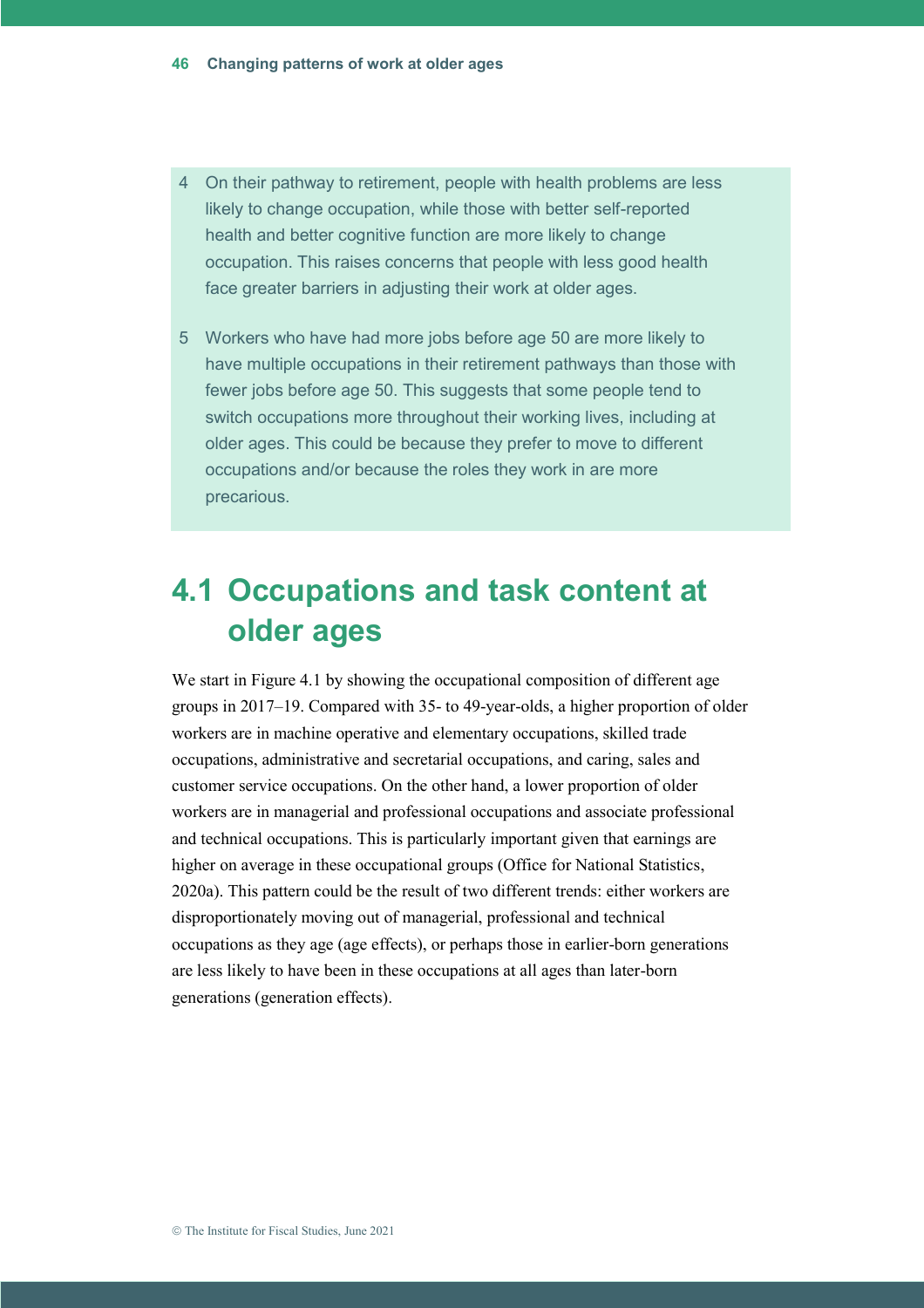4. On their pathway to retirement, people with health problems are less likely to change occupation, while those with better self-reported health and better cognitive function are more likely to change occupation. This raises concerns that people with less good health face greater barriers in adjusting their work at older ages.
5. Workers who have had more jobs before age 50 are more likely to have multiple occupations in their retirement pathways than those with fewer jobs before age 50. This suggests that some people tend to switch occupations more throughout their working lives, including at older ages. This could be because they prefer to move to different occupations and/or because the roles they work in are more precarious.

## 4.1 Occupations and task content at older ages

We start in Figure 4.1 by showing the occupational composition of different age groups in 2017–19. Compared with 35- to 49-year-olds, a higher proportion of older workers are in machine operative and elementary occupations, skilled trade occupations, administrative and secretarial occupations, and caring, sales and customer service occupations. On the other hand, a lower proportion of older workers are in managerial and professional occupations and associate professional and technical occupations. This is particularly important given that earnings are higher on average in these occupational groups (Office for National Statistics, 2020a). This pattern could be the result of two different trends: either workers are disproportionately moving out of managerial, professional and technical occupations as they age (age effects), or perhaps those in earlier-born generations are less likely to have been in these occupations at all ages than later-born generations (generation effects).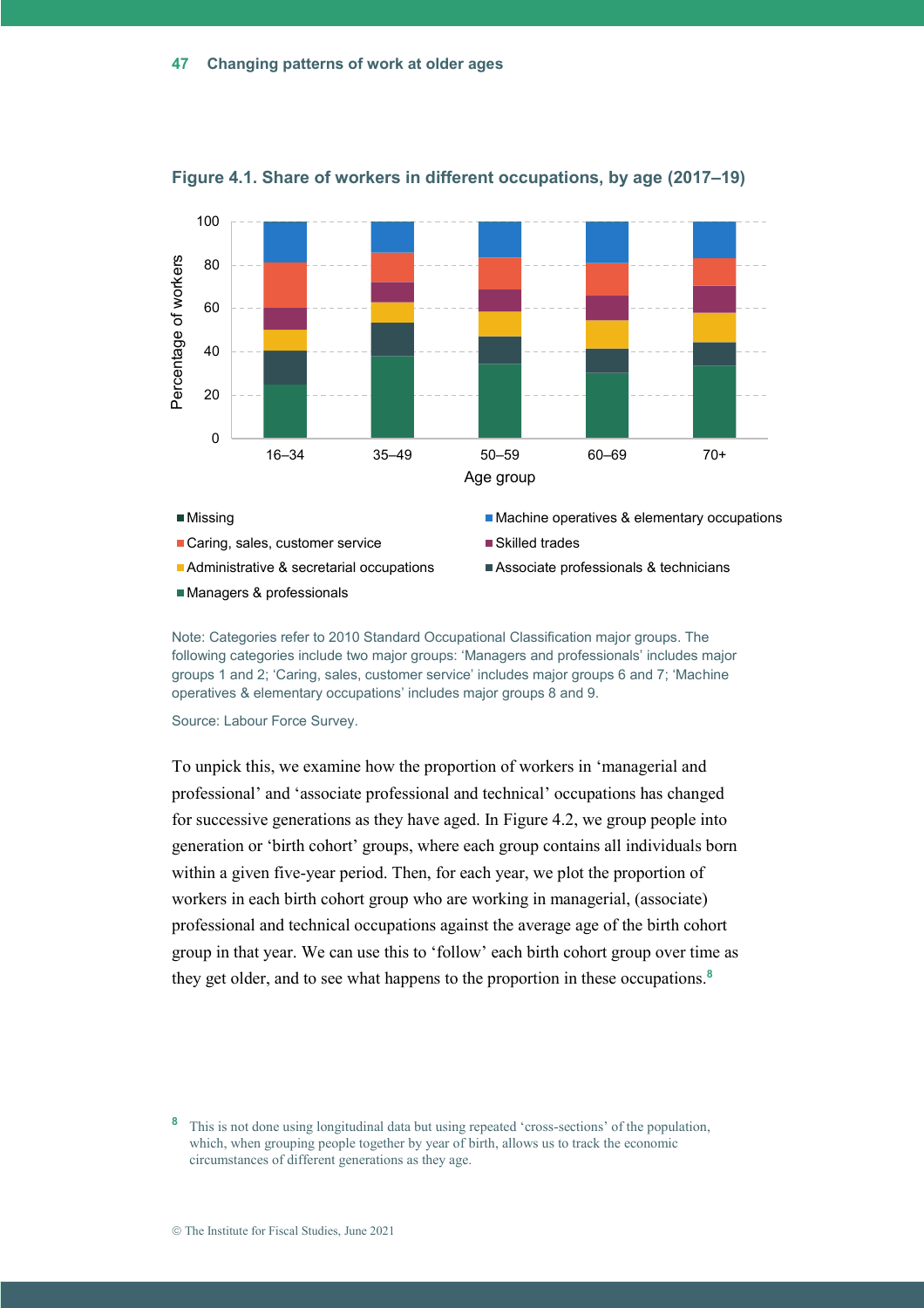**Figure 4.1. Share of workers in different occupations, by age (2017–19)**

Note: Categories refer to 2010 Standard Occupational Classification major groups. The following categories include two major groups: 'Managers and professionals' includes major groups 1 and 2; 'Caring, sales, customer service' includes major groups 6 and 7; 'Machine operatives & elementary occupations' includes major groups 8 and 9.

Source: Labour Force Survey.

To unpick this, we examine how the proportion of workers in 'managerial and professional' and 'associate professional and technical' occupations has changed for successive generations as they have aged. In Figure 4.2, we group people into generation or 'birth cohort' groups, where each group contains all individuals born within a given five-year period. Then, for each year, we plot the proportion of workers in each birth cohort group who are working in managerial, (associate) professional and technical occupations against the average age of the birth cohort group in that year. We can use this to 'follow' each birth cohort group over time as they get older, and to see what happens to the proportion in these occupations.[8]

[8] This is not done using longitudinal data but using repeated 'cross-sections' of the population, which, when grouping people together by year of birth, allows us to track the economic circumstances of different generations as they age.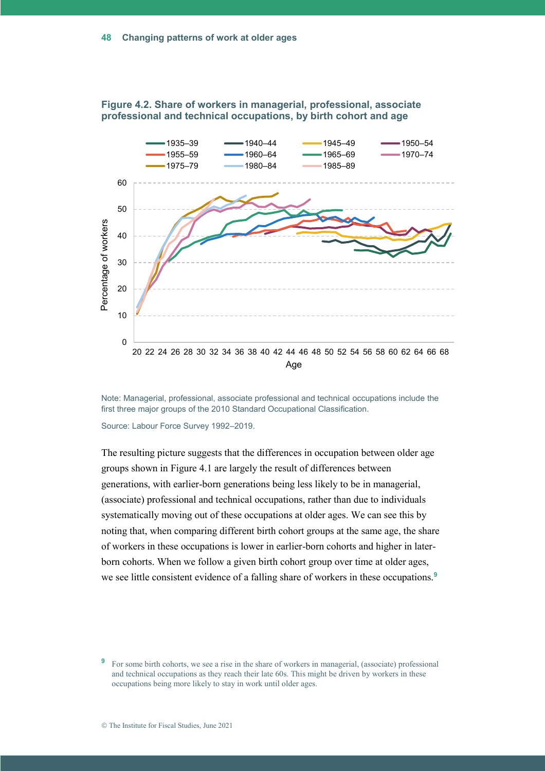**Figure 4.2. Share of workers in managerial, professional, associate professional and technical occupations, by birth cohort and age**

Note: Managerial, professional, associate professional and technical occupations include the first three major groups of the 2010 Standard Occupational Classification.

Source: Labour Force Survey 1992–2019.

The resulting picture suggests that the differences in occupation between older age groups shown in Figure 4.1 are largely the result of differences between generations, with earlier-born generations being less likely to be in managerial, (associate) professional and technical occupations, rather than due to individuals systematically moving out of these occupations at older ages. We can see this by noting that, when comparing different birth cohort groups at the same age, the share of workers in these occupations is lower in earlier-born cohorts and higher in later-born cohorts. When we follow a given birth cohort group over time at older ages, we see little consistent evidence of a falling share of workers in these occupations.[9]

[9] For some birth cohorts, we see a rise in the share of workers in managerial, (associate) professional and technical occupations as they reach their late 60s. This might be driven by workers in these occupations being more likely to stay in work until older ages.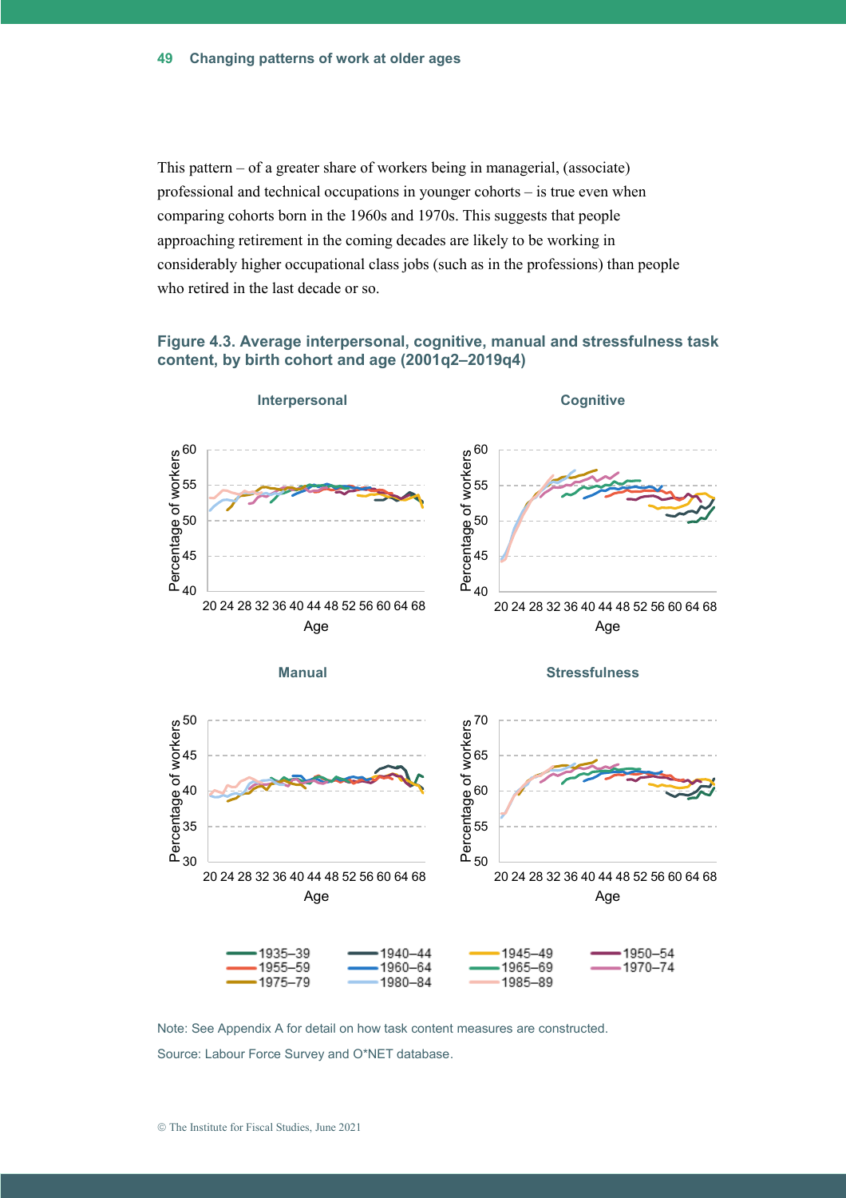This pattern – of a greater share of workers being in managerial, (associate) professional and technical occupations in younger cohorts – is true even when comparing cohorts born in the 1960s and 1970s. This suggests that people approaching retirement in the coming decades are likely to be working in considerably higher occupational class jobs (such as in the professions) than people who retired in the last decade or so.

### Figure 4.3. Average interpersonal, cognitive, manual and stressfulness task content, by birth cohort and age (2001q2–2019q4)

Note: See Appendix A for detail on how task content measures are constructed.

Source: Labour Force Survey and O*NET database.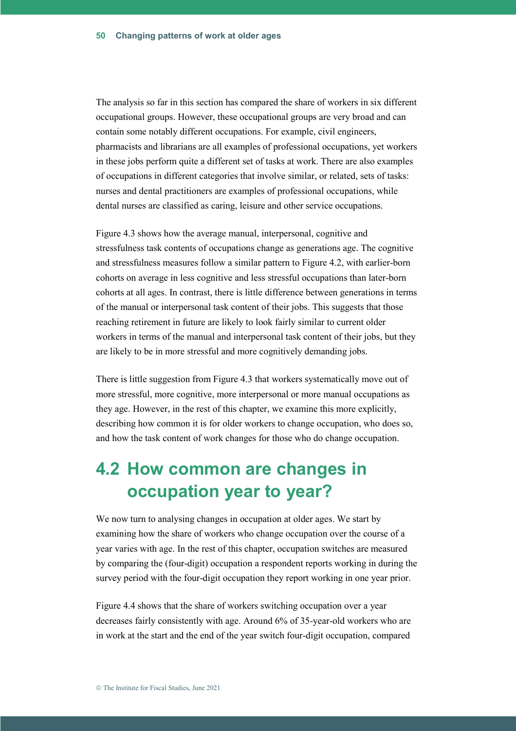The analysis so far in this section has compared the share of workers in six different occupational groups. However, these occupational groups are very broad and can contain some notably different occupations. For example, civil engineers, pharmacists and librarians are all examples of professional occupations, yet workers in these jobs perform quite a different set of tasks at work. There are also examples of occupations in different categories that involve similar, or related, sets of tasks: nurses and dental practitioners are examples of professional occupations, while dental nurses are classified as caring, leisure and other service occupations.

Figure 4.3 shows how the average manual, interpersonal, cognitive and stressfulness task contents of occupations change as generations age. The cognitive and stressfulness measures follow a similar pattern to Figure 4.2, with earlier-born cohorts on average in less cognitive and less stressful occupations than later-born cohorts at all ages. In contrast, there is little difference between generations in terms of the manual or interpersonal task content of their jobs. This suggests that those reaching retirement in future are likely to look fairly similar to current older workers in terms of the manual and interpersonal task content of their jobs, but they are likely to be in more stressful and more cognitively demanding jobs.

There is little suggestion from Figure 4.3 that workers systematically move out of more stressful, more cognitive, more interpersonal or more manual occupations as they age. However, in the rest of this chapter, we examine this more explicitly, describing how common it is for older workers to change occupation, who does so, and how the task content of work changes for those who do change occupation.

## 4.2 How common are changes in occupation year to year?

We now turn to analysing changes in occupation at older ages. We start by examining how the share of workers who change occupation over the course of a year varies with age. In the rest of this chapter, occupation switches are measured by comparing the (four-digit) occupation a respondent reports working in during the survey period with the four-digit occupation they report working in one year prior.

Figure 4.4 shows that the share of workers switching occupation over a year decreases fairly consistently with age. Around 6% of 35-year-old workers who are in work at the start and the end of the year switch four-digit occupation, compared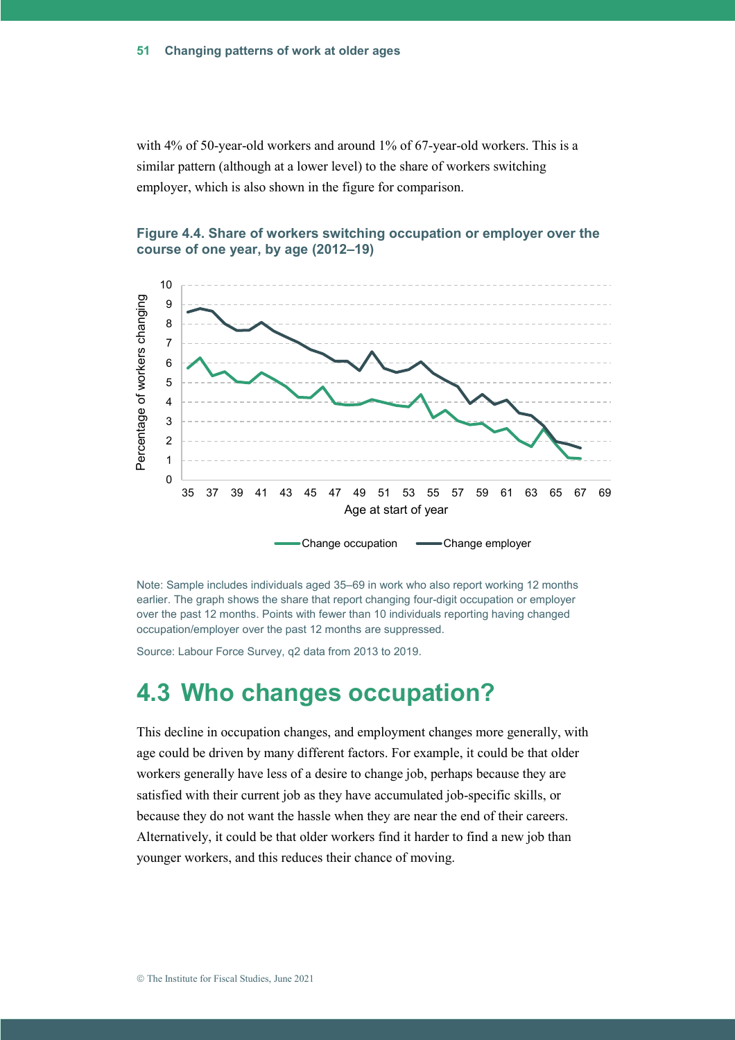with 4% of 50-year-old workers and around 1% of 67-year-old workers. This is a similar pattern (although at a lower level) to the share of workers switching employer, which is also shown in the figure for comparison.

**Figure 4.4. Share of workers switching occupation or employer over the course of one year, by age (2012–19)**

Note: Sample includes individuals aged 35–69 in work who also report working 12 months earlier. The graph shows the share that report changing four-digit occupation or employer over the past 12 months. Points with fewer than 10 individuals reporting having changed occupation/employer over the past 12 months are suppressed.

Source: Labour Force Survey, q2 data from 2013 to 2019.

## 4.3 Who changes occupation?

This decline in occupation changes, and employment changes more generally, with age could be driven by many different factors. For example, it could be that older workers generally have less of a desire to change job, perhaps because they are satisfied with their current job as they have accumulated job-specific skills, or because they do not want the hassle when they are near the end of their careers. Alternatively, it could be that older workers find it harder to find a new job than younger workers, and this reduces their chance of moving.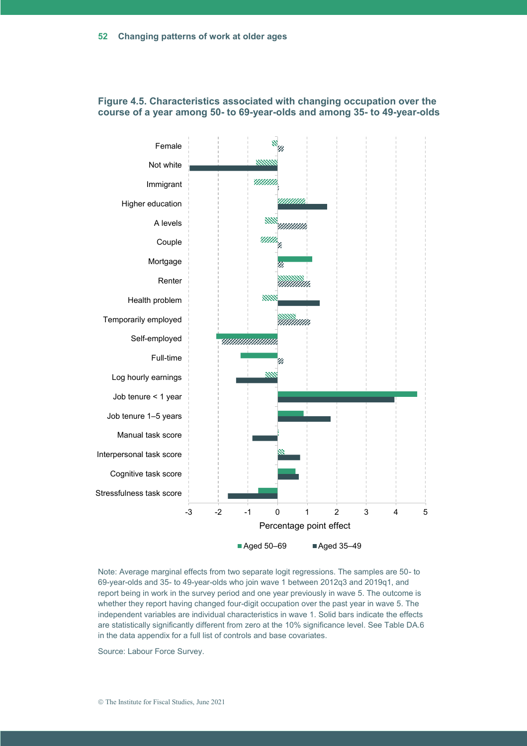**Figure 4.5. Characteristics associated with changing occupation over the course of a year among 50- to 69-year-olds and among 35- to 49-year-olds**

Note: Average marginal effects from two separate logit regressions. The samples are 50- to 69-year-olds and 35- to 49-year-olds who join wave 1 between 2012q3 and 2019q1, and report being in work in the survey period and one year previously in wave 5. The outcome is whether they report having changed four-digit occupation over the past year in wave 5. The independent variables are individual characteristics in wave 1. Solid bars indicate the effects are statistically significantly different from zero at the 10% significance level. See Table DA.6 in the data appendix for a full list of controls and base covariates.

Source: Labour Force Survey.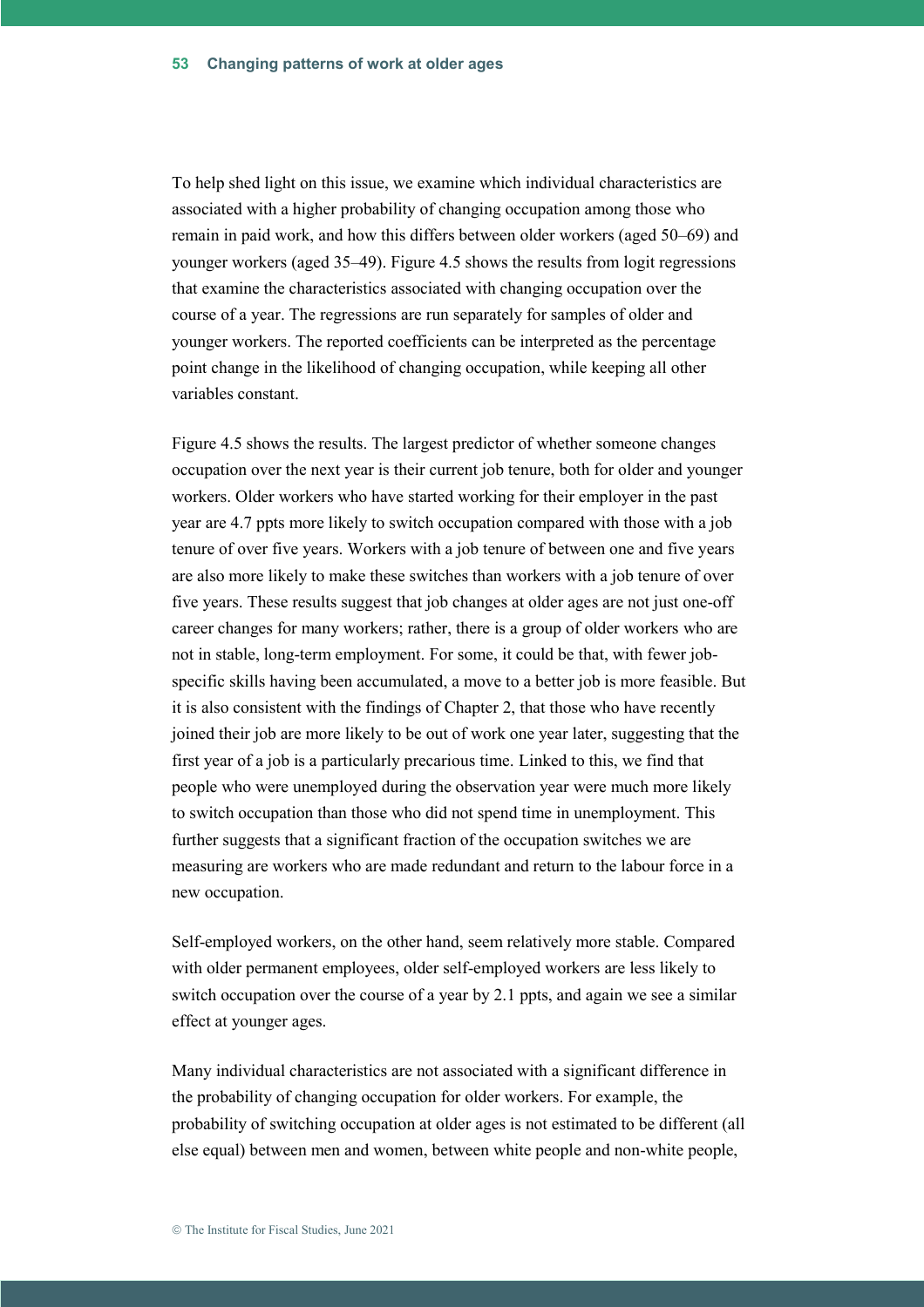To help shed light on this issue, we examine which individual characteristics are associated with a higher probability of changing occupation among those who remain in paid work, and how this differs between older workers (aged 50–69) and younger workers (aged 35–49). Figure 4.5 shows the results from logit regressions that examine the characteristics associated with changing occupation over the course of a year. The regressions are run separately for samples of older and younger workers. The reported coefficients can be interpreted as the percentage point change in the likelihood of changing occupation, while keeping all other variables constant.

Figure 4.5 shows the results. The largest predictor of whether someone changes occupation over the next year is their current job tenure, both for older and younger workers. Older workers who have started working for their employer in the past year are 4.7 ppts more likely to switch occupation compared with those with a job tenure of over five years. Workers with a job tenure of between one and five years are also more likely to make these switches than workers with a job tenure of over five years. These results suggest that job changes at older ages are not just one-off career changes for many workers; rather, there is a group of older workers who are not in stable, long-term employment. For some, it could be that, with fewer job-specific skills having been accumulated, a move to a better job is more feasible. But it is also consistent with the findings of Chapter 2, that those who have recently joined their job are more likely to be out of work one year later, suggesting that the first year of a job is a particularly precarious time. Linked to this, we find that people who were unemployed during the observation year were much more likely to switch occupation than those who did not spend time in unemployment. This further suggests that a significant fraction of the occupation switches we are measuring are workers who are made redundant and return to the labour force in a new occupation.

Self-employed workers, on the other hand, seem relatively more stable. Compared with older permanent employees, older self-employed workers are less likely to switch occupation over the course of a year by 2.1 ppts, and again we see a similar effect at younger ages.

Many individual characteristics are not associated with a significant difference in the probability of changing occupation for older workers. For example, the probability of switching occupation at older ages is not estimated to be different (all else equal) between men and women, between white people and non-white people,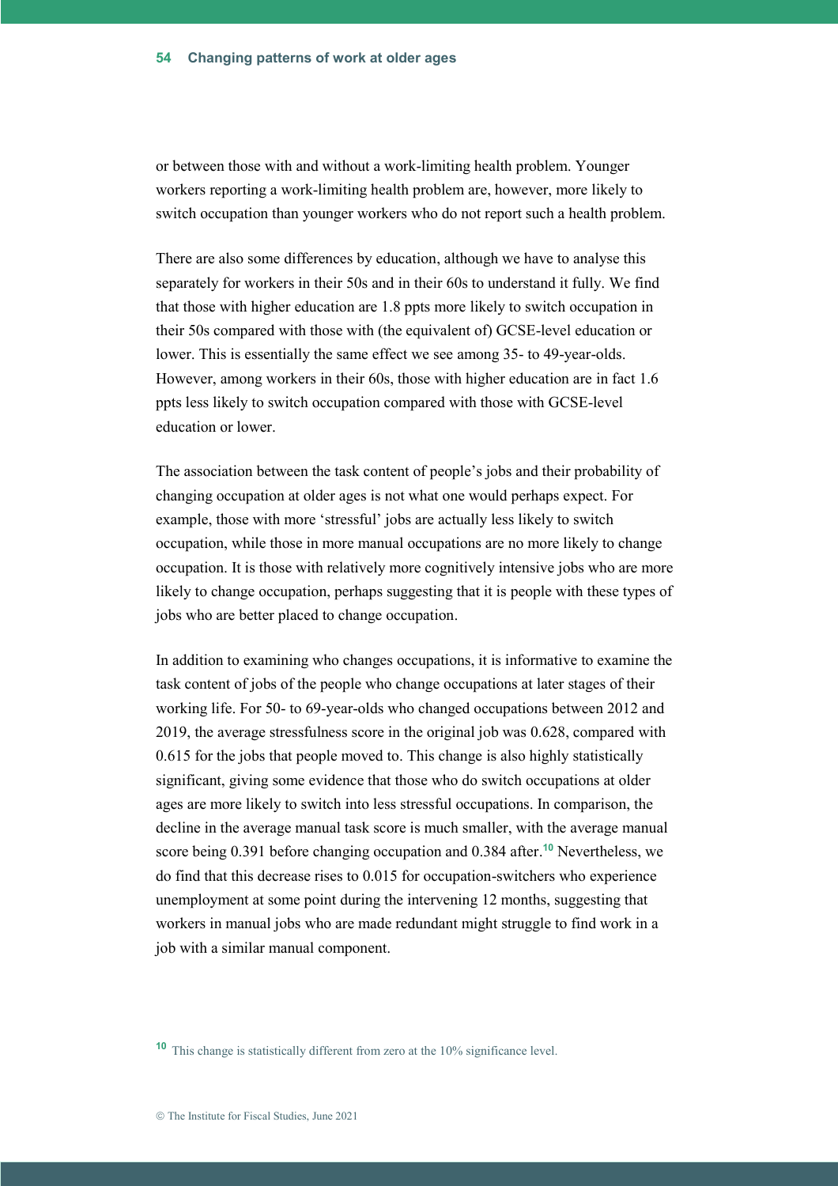or between those with and without a work-limiting health problem. Younger workers reporting a work-limiting health problem are, however, more likely to switch occupation than younger workers who do not report such a health problem.

There are also some differences by education, although we have to analyse this separately for workers in their 50s and in their 60s to understand it fully. We find that those with higher education are 1.8 ppts more likely to switch occupation in their 50s compared with those with (the equivalent of) GCSE-level education or lower. This is essentially the same effect we see among 35- to 49-year-olds. However, among workers in their 60s, those with higher education are in fact 1.6 ppts less likely to switch occupation compared with those with GCSE-level education or lower.

The association between the task content of people's jobs and their probability of changing occupation at older ages is not what one would perhaps expect. For example, those with more 'stressful' jobs are actually less likely to switch occupation, while those in more manual occupations are no more likely to change occupation. It is those with relatively more cognitively intensive jobs who are more likely to change occupation, perhaps suggesting that it is people with these types of jobs who are better placed to change occupation.

In addition to examining who changes occupations, it is informative to examine the task content of jobs of the people who change occupations at later stages of their working life. For 50- to 69-year-olds who changed occupations between 2012 and 2019, the average stressfulness score in the original job was 0.628, compared with 0.615 for the jobs that people moved to. This change is also highly statistically significant, giving some evidence that those who do switch occupations at older ages are more likely to switch into less stressful occupations. In comparison, the decline in the average manual task score is much smaller, with the average manual score being 0.391 before changing occupation and 0.384 after.[10] Nevertheless, we do find that this decrease rises to 0.015 for occupation-switchers who experience unemployment at some point during the intervening 12 months, suggesting that workers in manual jobs who are made redundant might struggle to find work in a job with a similar manual component.

[10] This change is statistically different from zero at the 10% significance level.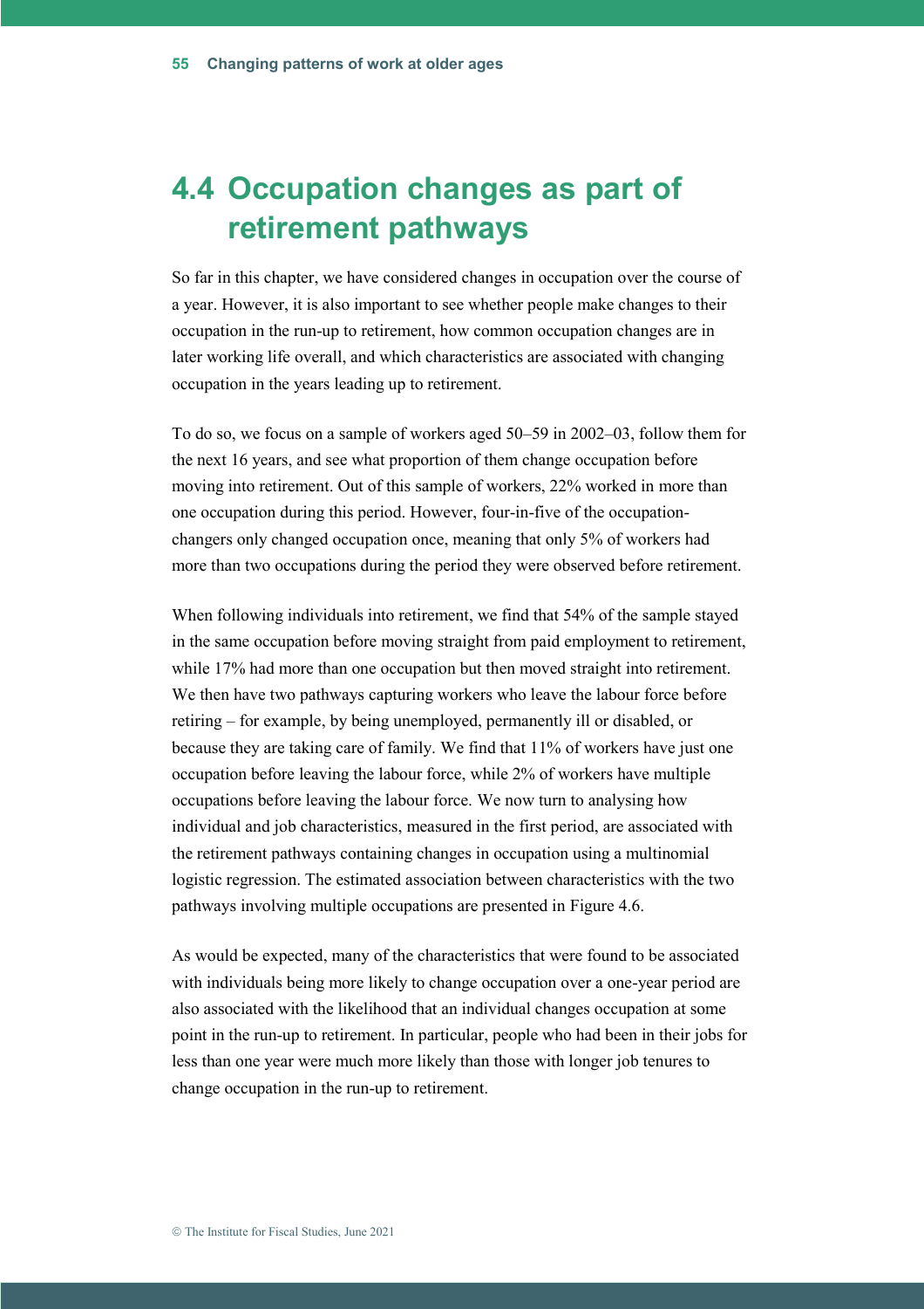# 4.4 Occupation changes as part of retirement pathways

So far in this chapter, we have considered changes in occupation over the course of a year. However, it is also important to see whether people make changes to their occupation in the run-up to retirement, how common occupation changes are in later working life overall, and which characteristics are associated with changing occupation in the years leading up to retirement.

To do so, we focus on a sample of workers aged 50–59 in 2002–03, follow them for the next 16 years, and see what proportion of them change occupation before moving into retirement. Out of this sample of workers, 22% worked in more than one occupation during this period. However, four-in-five of the occupation-changers only changed occupation once, meaning that only 5% of workers had more than two occupations during the period they were observed before retirement.

When following individuals into retirement, we find that 54% of the sample stayed in the same occupation before moving straight from paid employment to retirement, while 17% had more than one occupation but then moved straight into retirement. We then have two pathways capturing workers who leave the labour force before retiring – for example, by being unemployed, permanently ill or disabled, or because they are taking care of family. We find that 11% of workers have just one occupation before leaving the labour force, while 2% of workers have multiple occupations before leaving the labour force. We now turn to analysing how individual and job characteristics, measured in the first period, are associated with the retirement pathways containing changes in occupation using a multinomial logistic regression. The estimated association between characteristics with the two pathways involving multiple occupations are presented in Figure 4.6.

As would be expected, many of the characteristics that were found to be associated with individuals being more likely to change occupation over a one-year period are also associated with the likelihood that an individual changes occupation at some point in the run-up to retirement. In particular, people who had been in their jobs for less than one year were much more likely than those with longer job tenures to change occupation in the run-up to retirement.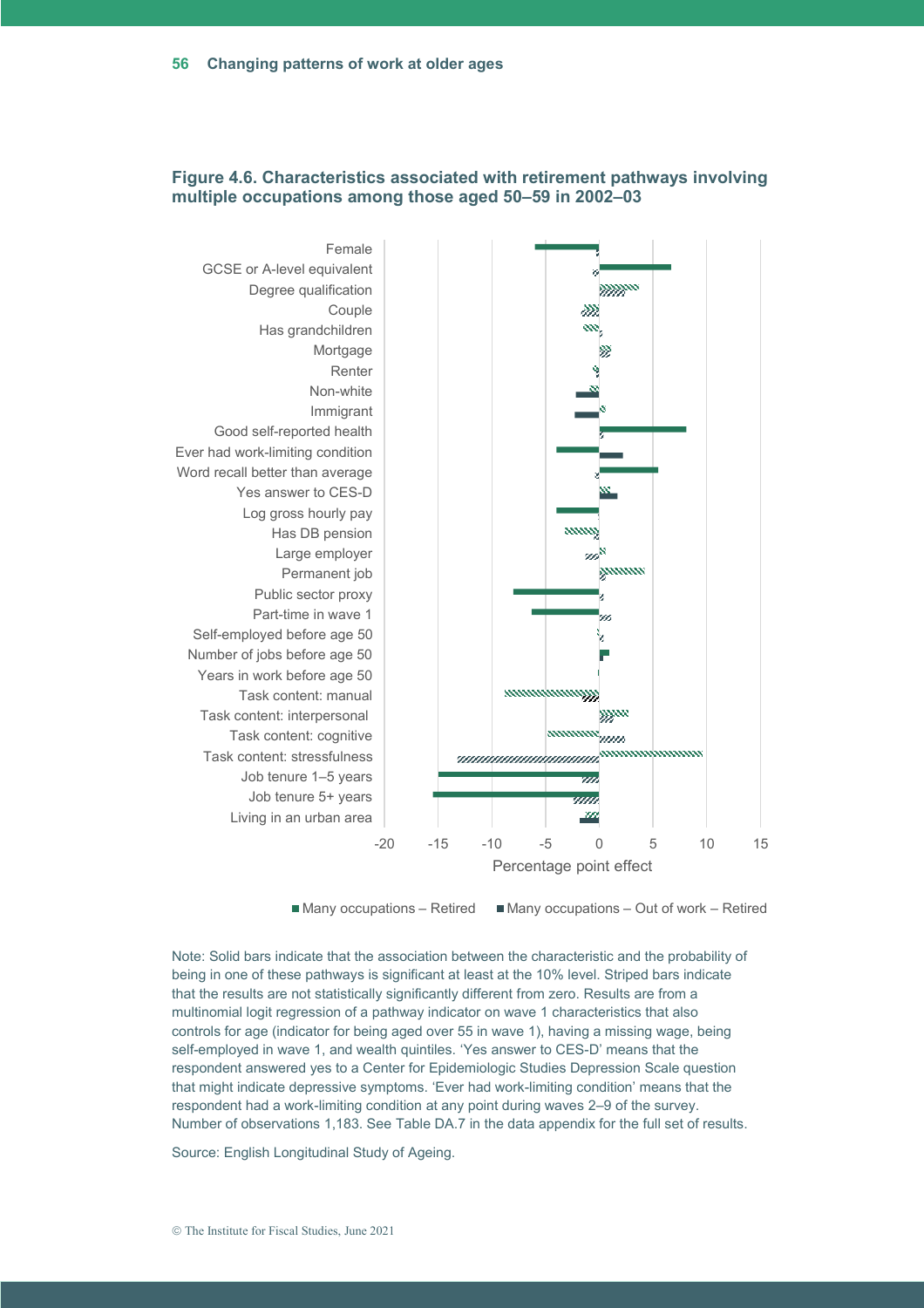**Figure 4.6. Characteristics associated with retirement pathways involving multiple occupations among those aged 50–59 in 2002–03**

Note: Solid bars indicate that the association between the characteristic and the probability of being in one of these pathways is significant at least at the 10% level. Striped bars indicate that the results are not statistically significantly different from zero. Results are from a multinomial logit regression of a pathway indicator on wave 1 characteristics that also controls for age (indicator for being aged over 55 in wave 1), having a missing wage, being self-employed in wave 1, and wealth quintiles. 'Yes answer to CES-D' means that the respondent answered yes to a Center for Epidemiologic Studies Depression Scale question that might indicate depressive symptoms. 'Ever had work-limiting condition' means that the respondent had a work-limiting condition at any point during waves 2–9 of the survey. Number of observations 1,183. See Table DA.7 in the data appendix for the full set of results.

Source: English Longitudinal Study of Ageing.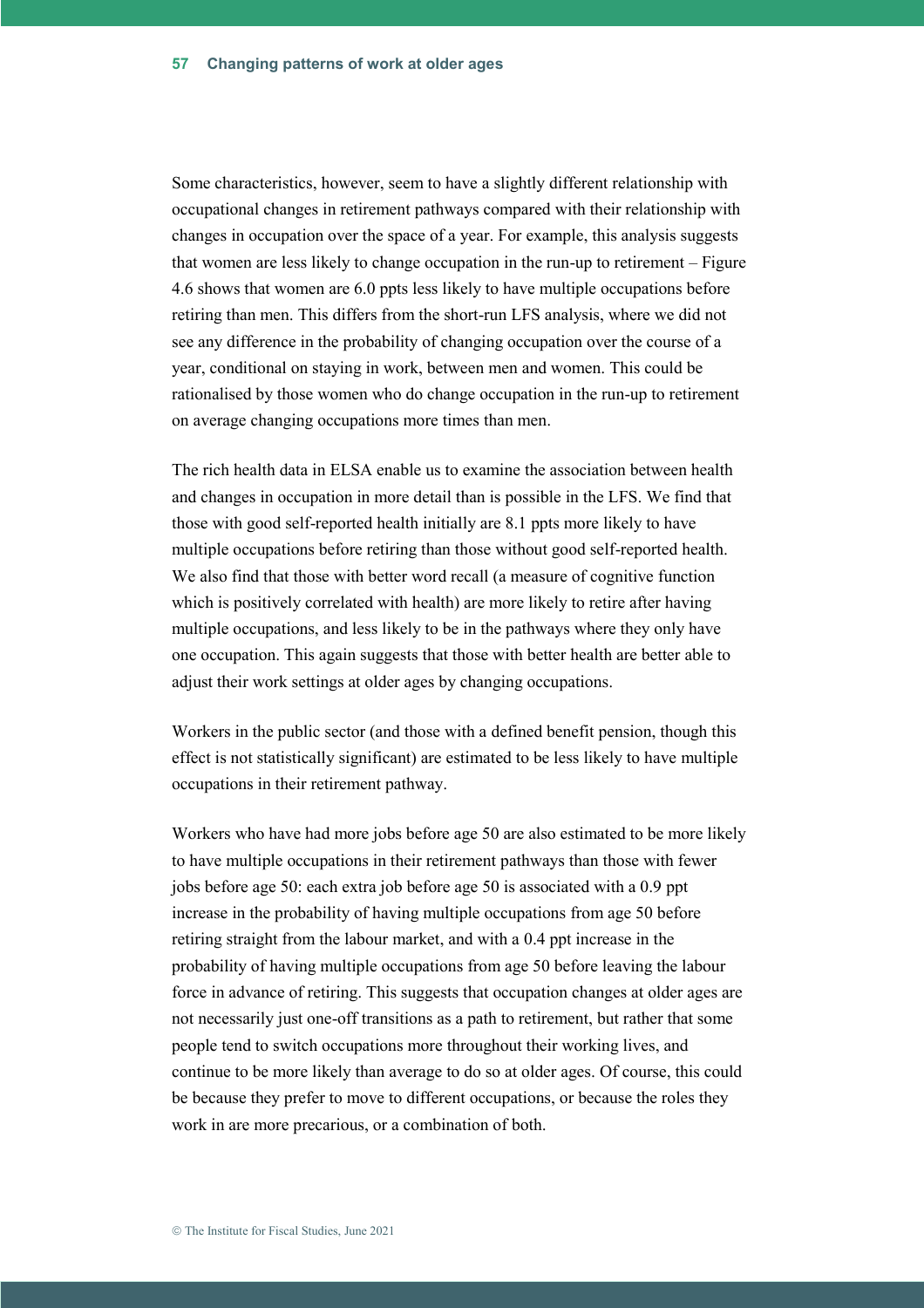Some characteristics, however, seem to have a slightly different relationship with occupational changes in retirement pathways compared with their relationship with changes in occupation over the space of a year. For example, this analysis suggests that women are less likely to change occupation in the run-up to retirement – Figure 4.6 shows that women are 6.0 ppts less likely to have multiple occupations before retiring than men. This differs from the short-run LFS analysis, where we did not see any difference in the probability of changing occupation over the course of a year, conditional on staying in work, between men and women. This could be rationalised by those women who do change occupation in the run-up to retirement on average changing occupations more times than men.

The rich health data in ELSA enable us to examine the association between health and changes in occupation in more detail than is possible in the LFS. We find that those with good self-reported health initially are 8.1 ppts more likely to have multiple occupations before retiring than those without good self-reported health. We also find that those with better word recall (a measure of cognitive function which is positively correlated with health) are more likely to retire after having multiple occupations, and less likely to be in the pathways where they only have one occupation. This again suggests that those with better health are better able to adjust their work settings at older ages by changing occupations.

Workers in the public sector (and those with a defined benefit pension, though this effect is not statistically significant) are estimated to be less likely to have multiple occupations in their retirement pathway.

Workers who have had more jobs before age 50 are also estimated to be more likely to have multiple occupations in their retirement pathways than those with fewer jobs before age 50: each extra job before age 50 is associated with a 0.9 ppt increase in the probability of having multiple occupations from age 50 before retiring straight from the labour market, and with a 0.4 ppt increase in the probability of having multiple occupations from age 50 before leaving the labour force in advance of retiring. This suggests that occupation changes at older ages are not necessarily just one-off transitions as a path to retirement, but rather that some people tend to switch occupations more throughout their working lives, and continue to be more likely than average to do so at older ages. Of course, this could be because they prefer to move to different occupations, or because the roles they work in are more precarious, or a combination of both.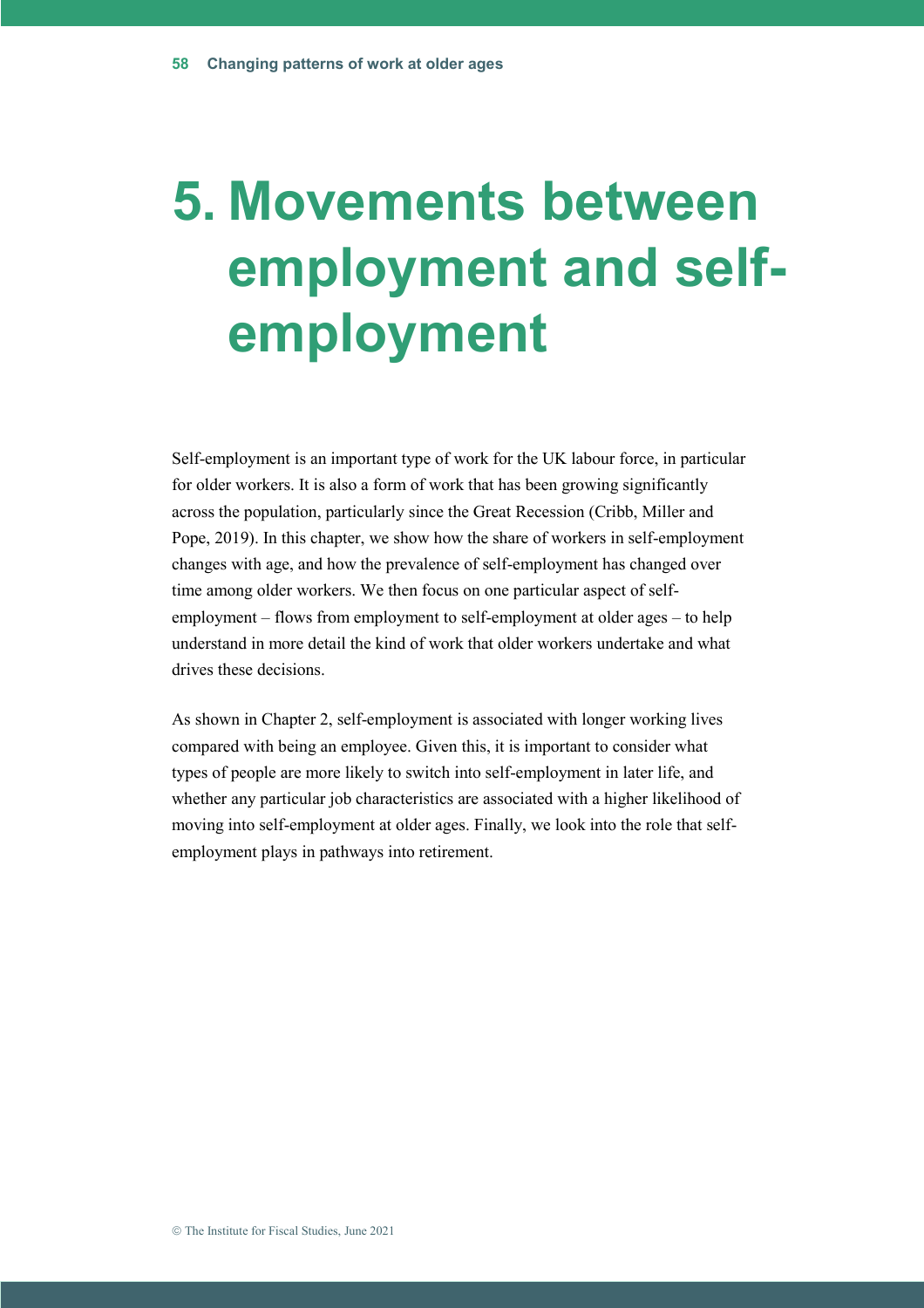# 5. Movements between employment and self-employment

Self-employment is an important type of work for the UK labour force, in particular for older workers. It is also a form of work that has been growing significantly across the population, particularly since the Great Recession (Cribb, Miller and Pope, 2019). In this chapter, we show how the share of workers in self-employment changes with age, and how the prevalence of self-employment has changed over time among older workers. We then focus on one particular aspect of self-employment – flows from employment to self-employment at older ages – to help understand in more detail the kind of work that older workers undertake and what drives these decisions.

As shown in Chapter 2, self-employment is associated with longer working lives compared with being an employee. Given this, it is important to consider what types of people are more likely to switch into self-employment in later life, and whether any particular job characteristics are associated with a higher likelihood of moving into self-employment at older ages. Finally, we look into the role that self-employment plays in pathways into retirement.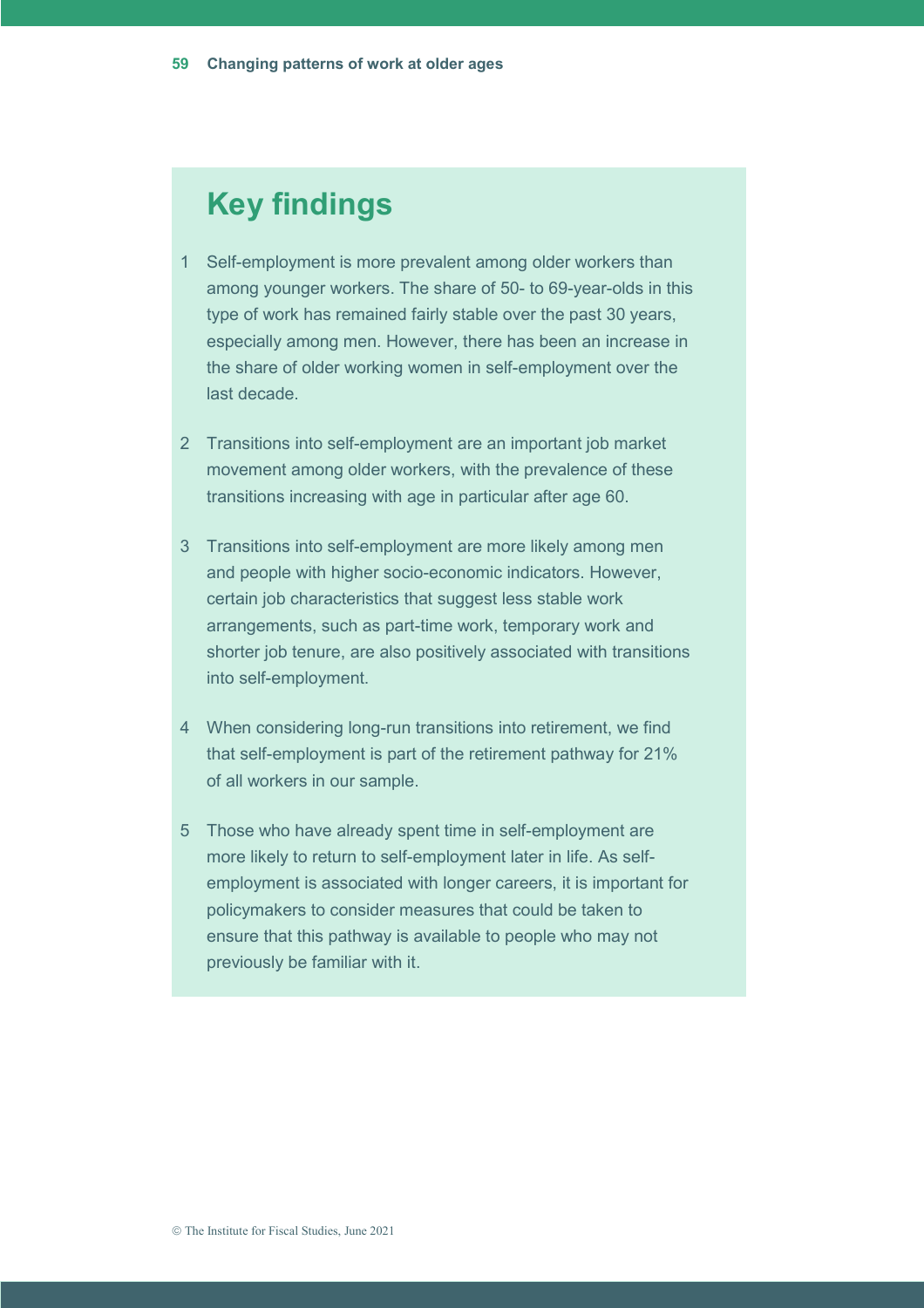## Key findings

1. Self-employment is more prevalent among older workers than among younger workers. The share of 50- to 69-year-olds in this type of work has remained fairly stable over the past 30 years, especially among men. However, there has been an increase in the share of older working women in self-employment over the last decade.

2. Transitions into self-employment are an important job market movement among older workers, with the prevalence of these transitions increasing with age in particular after age 60.

3. Transitions into self-employment are more likely among men and people with higher socio-economic indicators. However, certain job characteristics that suggest less stable work arrangements, such as part-time work, temporary work and shorter job tenure, are also positively associated with transitions into self-employment.

4. When considering long-run transitions into retirement, we find that self-employment is part of the retirement pathway for 21% of all workers in our sample.

5. Those who have already spent time in self-employment are more likely to return to self-employment later in life. As self-employment is associated with longer careers, it is important for policymakers to consider measures that could be taken to ensure that this pathway is available to people who may not previously be familiar with it.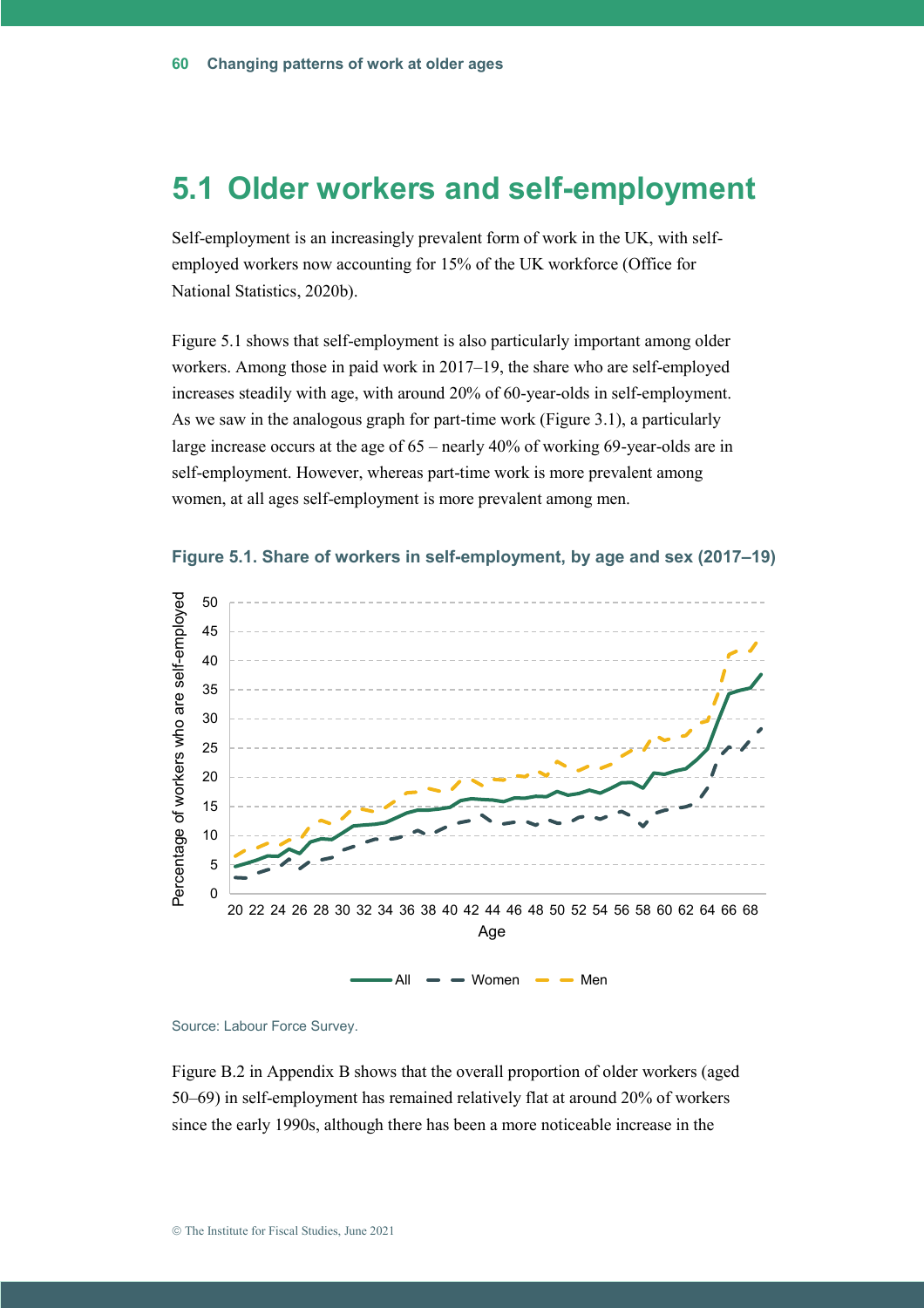## 5.1 Older workers and self-employment

Self-employment is an increasingly prevalent form of work in the UK, with self-employed workers now accounting for 15% of the UK workforce (Office for National Statistics, 2020b).

Figure 5.1 shows that self-employment is also particularly important among older workers. Among those in paid work in 2017–19, the share who are self-employed increases steadily with age, with around 20% of 60-year-olds in self-employment. As we saw in the analogous graph for part-time work (Figure 3.1), a particularly large increase occurs at the age of 65 – nearly 40% of working 69-year-olds are in self-employment. However, whereas part-time work is more prevalent among women, at all ages self-employment is more prevalent among men.

**Figure 5.1. Share of workers in self-employment, by age and sex (2017–19)**

Source: Labour Force Survey.

Figure B.2 in Appendix B shows that the overall proportion of older workers (aged 50–69) in self-employment has remained relatively flat at around 20% of workers since the early 1990s, although there has been a more noticeable increase in the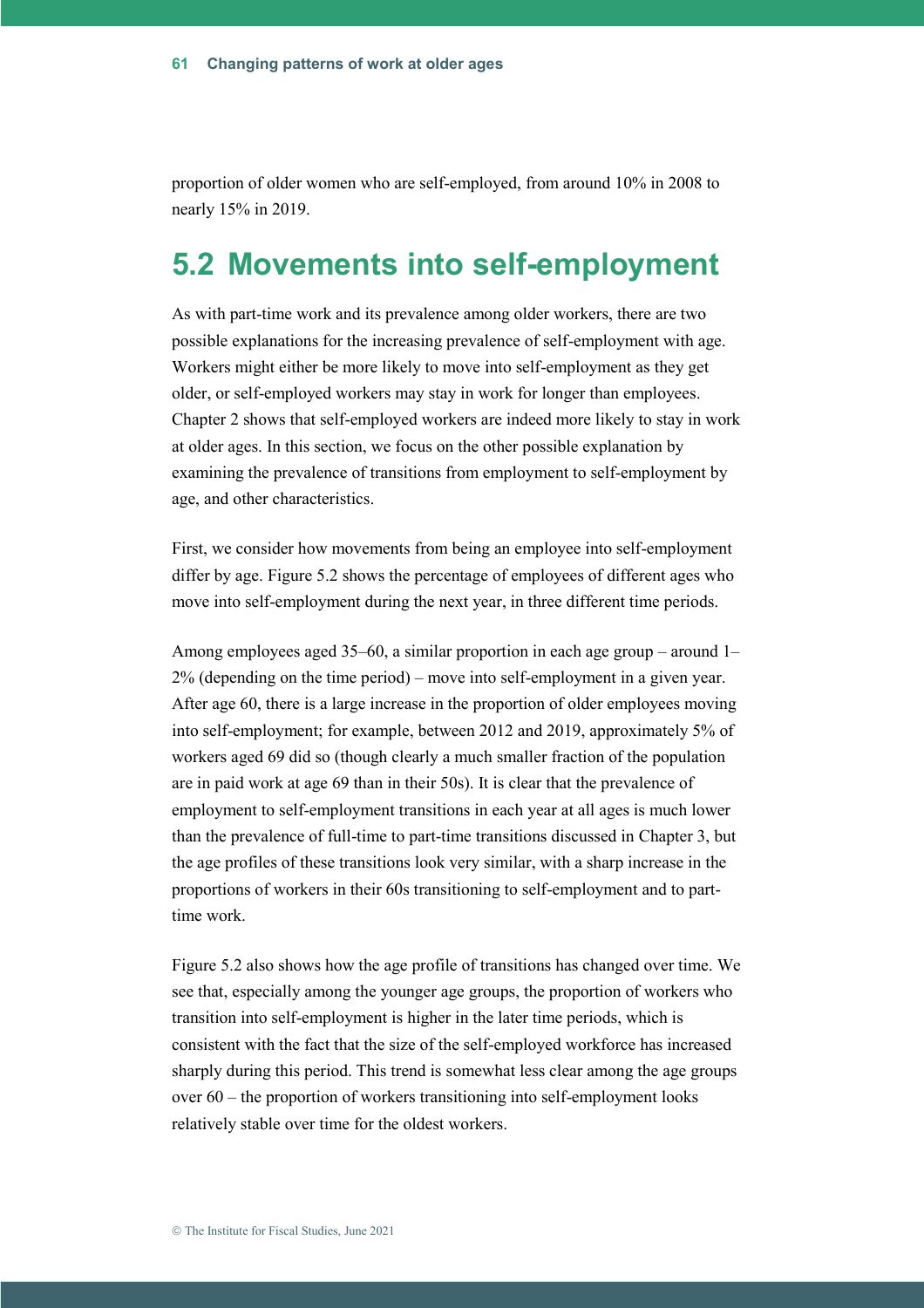proportion of older women who are self-employed, from around 10% in 2008 to nearly 15% in 2019.

## 5.2 Movements into self-employment

As with part-time work and its prevalence among older workers, there are two possible explanations for the increasing prevalence of self-employment with age. Workers might either be more likely to move into self-employment as they get older, or self-employed workers may stay in work for longer than employees. Chapter 2 shows that self-employed workers are indeed more likely to stay in work at older ages. In this section, we focus on the other possible explanation by examining the prevalence of transitions from employment to self-employment by age, and other characteristics.

First, we consider how movements from being an employee into self-employment differ by age. Figure 5.2 shows the percentage of employees of different ages who move into self-employment during the next year, in three different time periods.

Among employees aged 35–60, a similar proportion in each age group – around 1–2% (depending on the time period) – move into self-employment in a given year. After age 60, there is a large increase in the proportion of older employees moving into self-employment; for example, between 2012 and 2019, approximately 5% of workers aged 69 did so (though clearly a much smaller fraction of the population are in paid work at age 69 than in their 50s). It is clear that the prevalence of employment to self-employment transitions in each year at all ages is much lower than the prevalence of full-time to part-time transitions discussed in Chapter 3, but the age profiles of these transitions look very similar, with a sharp increase in the proportions of workers in their 60s transitioning to self-employment and to part-time work.

Figure 5.2 also shows how the age profile of transitions has changed over time. We see that, especially among the younger age groups, the proportion of workers who transition into self-employment is higher in the later time periods, which is consistent with the fact that the size of the self-employed workforce has increased sharply during this period. This trend is somewhat less clear among the age groups over 60 – the proportion of workers transitioning into self-employment looks relatively stable over time for the oldest workers.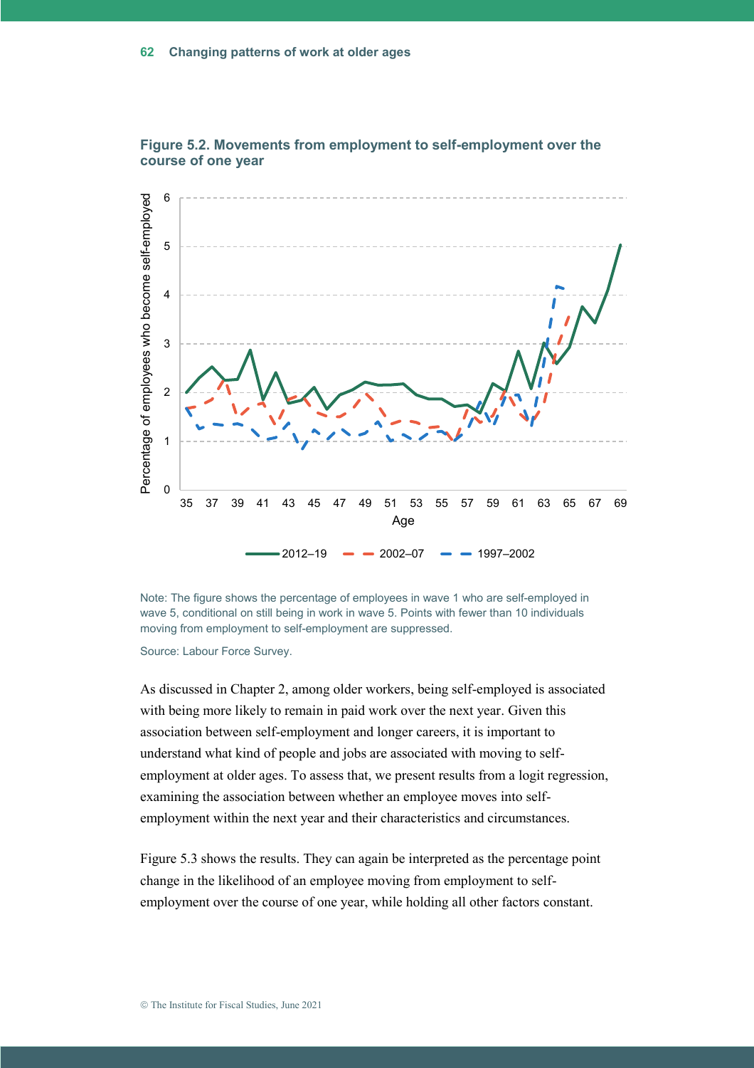**Figure 5.2. Movements from employment to self-employment over the course of one year**

Note: The figure shows the percentage of employees in wave 1 who are self-employed in wave 5, conditional on still being in work in wave 5. Points with fewer than 10 individuals moving from employment to self-employment are suppressed.

Source: Labour Force Survey.

As discussed in Chapter 2, among older workers, being self-employed is associated with being more likely to remain in paid work over the next year. Given this association between self-employment and longer careers, it is important to understand what kind of people and jobs are associated with moving to self-employment at older ages. To assess that, we present results from a logit regression, examining the association between whether an employee moves into self-employment within the next year and their characteristics and circumstances.

Figure 5.3 shows the results. They can again be interpreted as the percentage point change in the likelihood of an employee moving from employment to self-employment over the course of one year, while holding all other factors constant.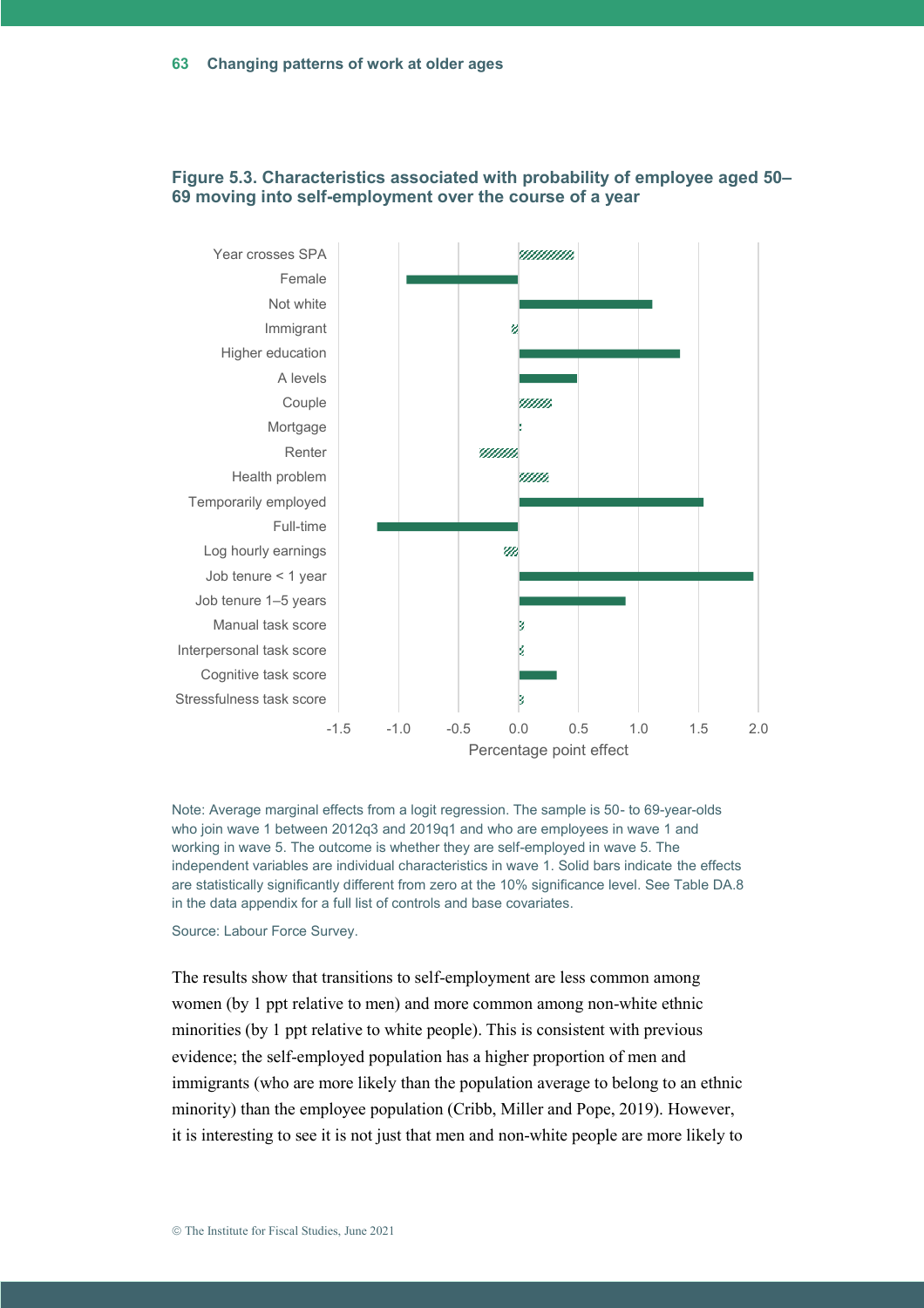**Figure 5.3. Characteristics associated with probability of employee aged 50–69 moving into self-employment over the course of a year**

Note: Average marginal effects from a logit regression. The sample is 50- to 69-year-olds who join wave 1 between 2012q3 and 2019q1 and who are employees in wave 1 and working in wave 5. The outcome is whether they are self-employed in wave 5. The independent variables are individual characteristics in wave 1. Solid bars indicate the effects are statistically significantly different from zero at the 10% significance level. See Table DA.8 in the data appendix for a full list of controls and base covariates.

Source: Labour Force Survey.

The results show that transitions to self-employment are less common among women (by 1 ppt relative to men) and more common among non-white ethnic minorities (by 1 ppt relative to white people). This is consistent with previous evidence; the self-employed population has a higher proportion of men and immigrants (who are more likely than the population average to belong to an ethnic minority) than the employee population (Cribb, Miller and Pope, 2019). However, it is interesting to see it is not just that men and non-white people are more likely to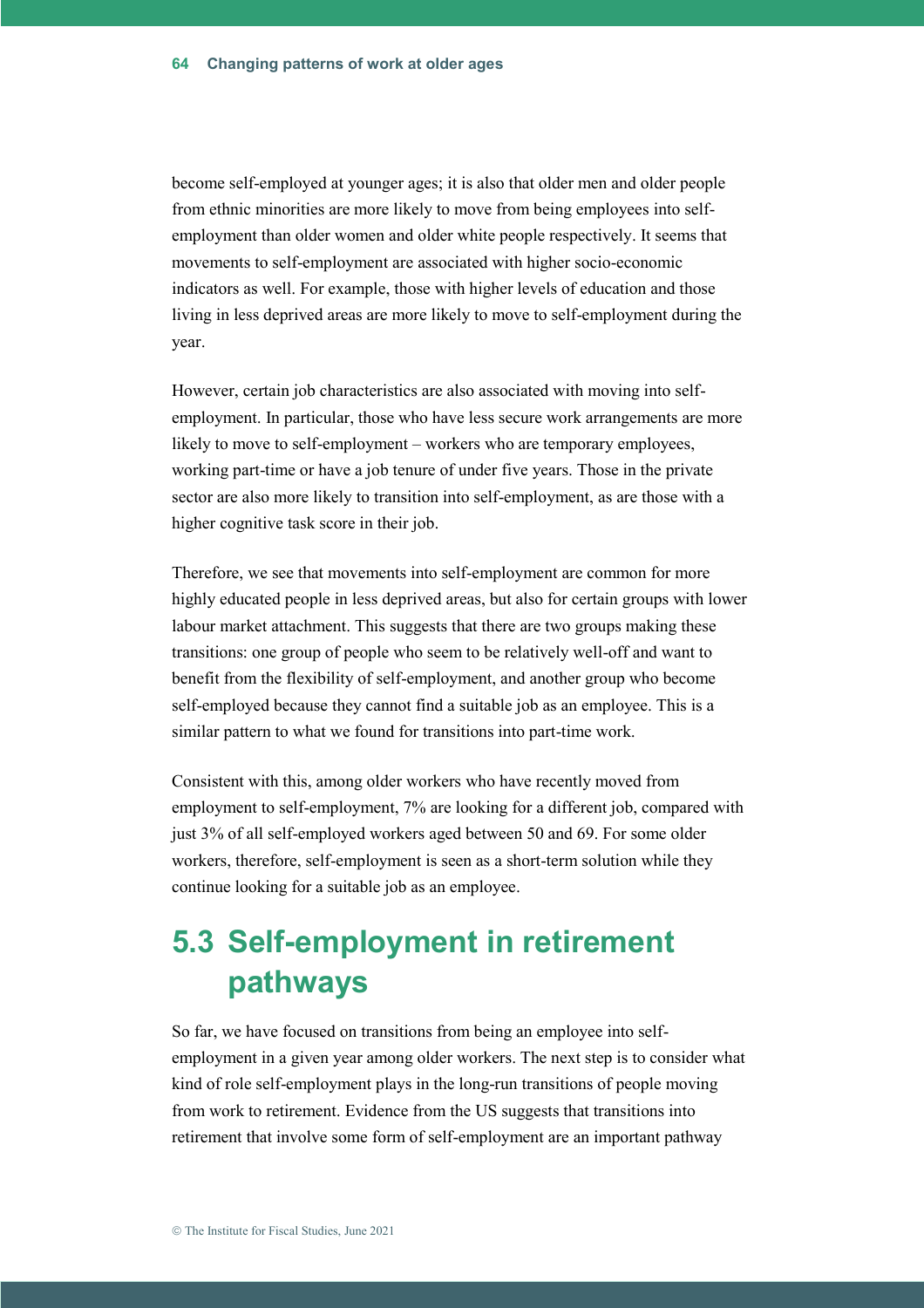become self-employed at younger ages; it is also that older men and older people from ethnic minorities are more likely to move from being employees into self-employment than older women and older white people respectively. It seems that movements to self-employment are associated with higher socio-economic indicators as well. For example, those with higher levels of education and those living in less deprived areas are more likely to move to self-employment during the year.

However, certain job characteristics are also associated with moving into self-employment. In particular, those who have less secure work arrangements are more likely to move to self-employment – workers who are temporary employees, working part-time or have a job tenure of under five years. Those in the private sector are also more likely to transition into self-employment, as are those with a higher cognitive task score in their job.

Therefore, we see that movements into self-employment are common for more highly educated people in less deprived areas, but also for certain groups with lower labour market attachment. This suggests that there are two groups making these transitions: one group of people who seem to be relatively well-off and want to benefit from the flexibility of self-employment, and another group who become self-employed because they cannot find a suitable job as an employee. This is a similar pattern to what we found for transitions into part-time work.

Consistent with this, among older workers who have recently moved from employment to self-employment, 7% are looking for a different job, compared with just 3% of all self-employed workers aged between 50 and 69. For some older workers, therefore, self-employment is seen as a short-term solution while they continue looking for a suitable job as an employee.

## 5.3 Self-employment in retirement pathways

So far, we have focused on transitions from being an employee into self-employment in a given year among older workers. The next step is to consider what kind of role self-employment plays in the long-run transitions of people moving from work to retirement. Evidence from the US suggests that transitions into retirement that involve some form of self-employment are an important pathway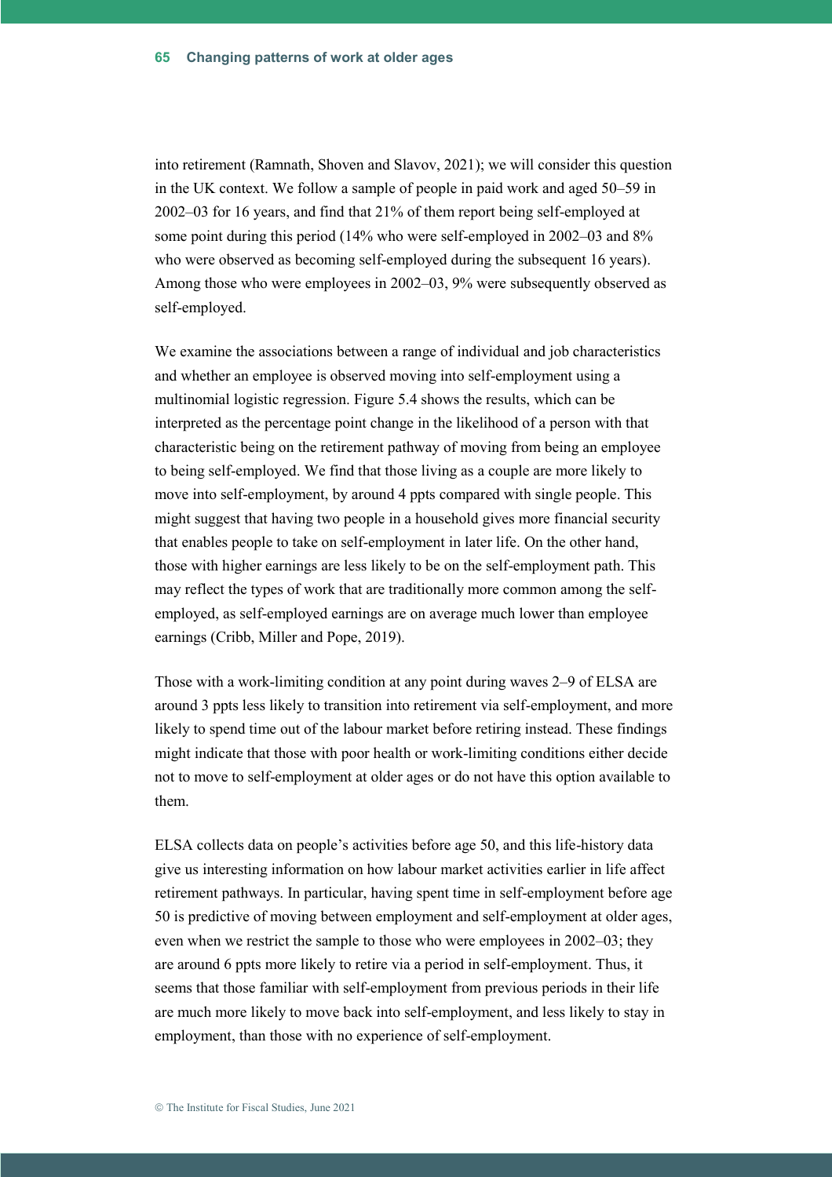into retirement (Ramnath, Shoven and Slavov, 2021); we will consider this question in the UK context. We follow a sample of people in paid work and aged 50–59 in 2002–03 for 16 years, and find that 21% of them report being self-employed at some point during this period (14% who were self-employed in 2002–03 and 8% who were observed as becoming self-employed during the subsequent 16 years). Among those who were employees in 2002–03, 9% were subsequently observed as self-employed.

We examine the associations between a range of individual and job characteristics and whether an employee is observed moving into self-employment using a multinomial logistic regression. Figure 5.4 shows the results, which can be interpreted as the percentage point change in the likelihood of a person with that characteristic being on the retirement pathway of moving from being an employee to being self-employed. We find that those living as a couple are more likely to move into self-employment, by around 4 ppts compared with single people. This might suggest that having two people in a household gives more financial security that enables people to take on self-employment in later life. On the other hand, those with higher earnings are less likely to be on the self-employment path. This may reflect the types of work that are traditionally more common among the self-employed, as self-employed earnings are on average much lower than employee earnings (Cribb, Miller and Pope, 2019).

Those with a work-limiting condition at any point during waves 2–9 of ELSA are around 3 ppts less likely to transition into retirement via self-employment, and more likely to spend time out of the labour market before retiring instead. These findings might indicate that those with poor health or work-limiting conditions either decide not to move to self-employment at older ages or do not have this option available to them.

ELSA collects data on people's activities before age 50, and this life-history data give us interesting information on how labour market activities earlier in life affect retirement pathways. In particular, having spent time in self-employment before age 50 is predictive of moving between employment and self-employment at older ages, even when we restrict the sample to those who were employees in 2002–03; they are around 6 ppts more likely to retire via a period in self-employment. Thus, it seems that those familiar with self-employment from previous periods in their life are much more likely to move back into self-employment, and less likely to stay in employment, than those with no experience of self-employment.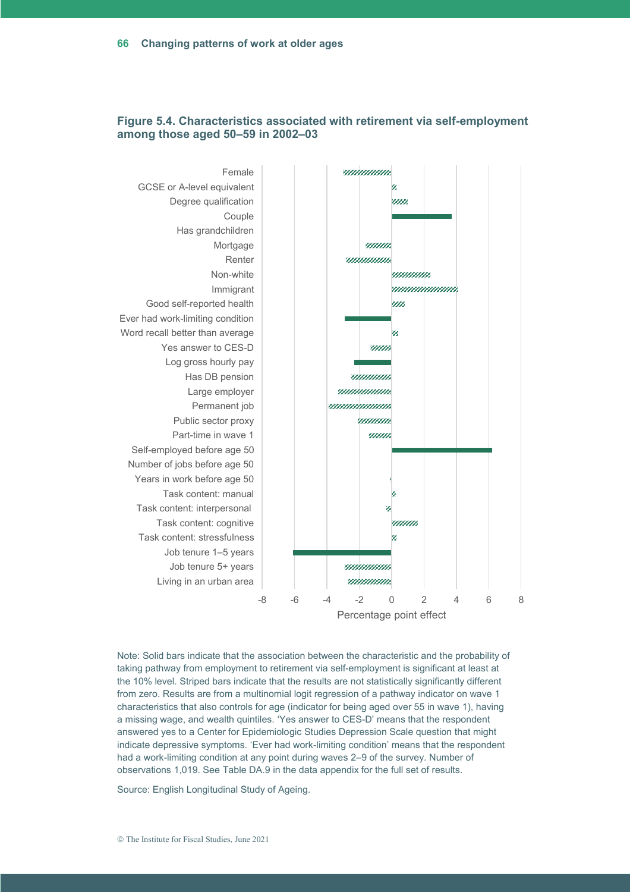### Figure 5.4. Characteristics associated with retirement via self-employment among those aged 50–59 in 2002–03

Female
GCSE or A-level equivalent
Degree qualification
Couple
Has grandchildren
Mortgage
Renter
Non-white
Immigrant
Good self-reported health
Ever had work-limiting condition
Word recall better than average
Yes answer to CES-D
Log gross hourly pay
Has DB pension
Large employer
Permanent job
Public sector proxy
Part-time in wave 1
Self-employed before age 50
Number of jobs before age 50
Years in work before age 50
Task content: manual
Task content: interpersonal
Task content: cognitive
Task content: stressfulness
Job tenure 1–5 years
Job tenure 5+ years
Living in an urban area

-8 -6 -4 -2 0 2 4 6 8

Percentage point effect

Note: Solid bars indicate that the association between the characteristic and the probability of taking pathway from employment to retirement via self-employment is significant at least at the 10% level. Striped bars indicate that the results are not statistically significantly different from zero. Results are from a multinomial logit regression of a pathway indicator on wave 1 characteristics that also controls for age (indicator for being aged over 55 in wave 1), having a missing wage, and wealth quintiles. 'Yes answer to CES-D' means that the respondent answered yes to a Center for Epidemiologic Studies Depression Scale question that might indicate depressive symptoms. 'Ever had work-limiting condition' means that the respondent had a work-limiting condition at any point during waves 2–9 of the survey. Number of observations 1,019. See Table DA.9 in the data appendix for the full set of results.

Source: English Longitudinal Study of Ageing.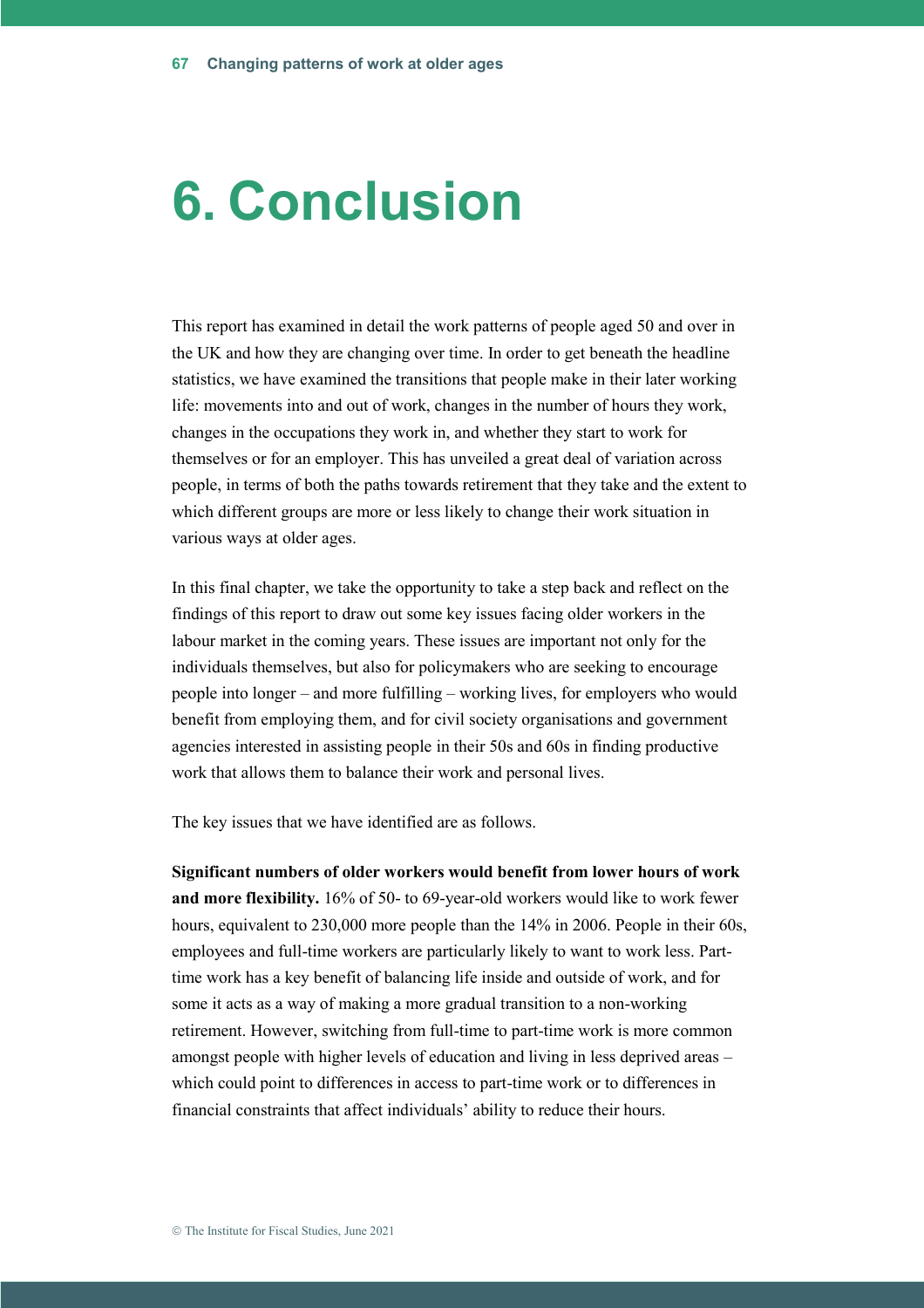# 6. Conclusion

This report has examined in detail the work patterns of people aged 50 and over in the UK and how they are changing over time. In order to get beneath the headline statistics, we have examined the transitions that people make in their later working life: movements into and out of work, changes in the number of hours they work, changes in the occupations they work in, and whether they start to work for themselves or for an employer. This has unveiled a great deal of variation across people, in terms of both the paths towards retirement that they take and the extent to which different groups are more or less likely to change their work situation in various ways at older ages.

In this final chapter, we take the opportunity to take a step back and reflect on the findings of this report to draw out some key issues facing older workers in the labour market in the coming years. These issues are important not only for the individuals themselves, but also for policymakers who are seeking to encourage people into longer – and more fulfilling – working lives, for employers who would benefit from employing them, and for civil society organisations and government agencies interested in assisting people in their 50s and 60s in finding productive work that allows them to balance their work and personal lives.

The key issues that we have identified are as follows.

**Significant numbers of older workers would benefit from lower hours of work and more flexibility.** 16% of 50- to 69-year-old workers would like to work fewer hours, equivalent to 230,000 more people than the 14% in 2006. People in their 60s, employees and full-time workers are particularly likely to want to work less. Part-time work has a key benefit of balancing life inside and outside of work, and for some it acts as a way of making a more gradual transition to a non-working retirement. However, switching from full-time to part-time work is more common amongst people with higher levels of education and living in less deprived areas – which could point to differences in access to part-time work or to differences in financial constraints that affect individuals' ability to reduce their hours.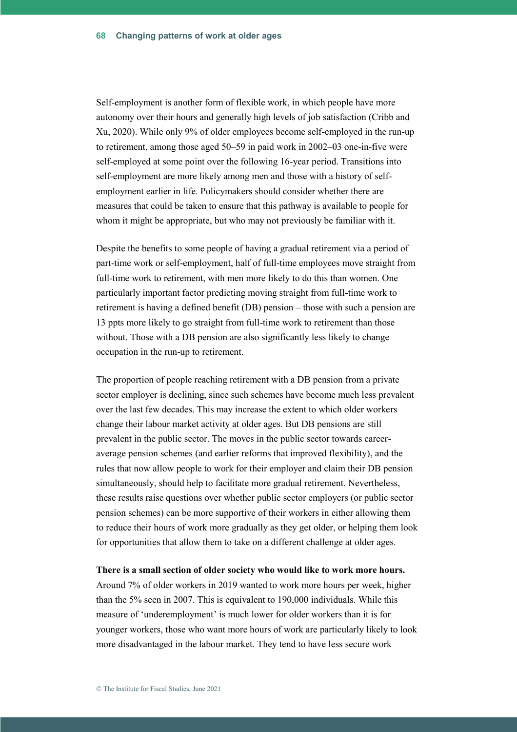Self-employment is another form of flexible work, in which people have more autonomy over their hours and generally high levels of job satisfaction (Cribb and Xu, 2020). While only 9% of older employees become self-employed in the run-up to retirement, among those aged 50–59 in paid work in 2002–03 one-in-five were self-employed at some point over the following 16-year period. Transitions into self-employment are more likely among men and those with a history of self-employment earlier in life. Policymakers should consider whether there are measures that could be taken to ensure that this pathway is available to people for whom it might be appropriate, but who may not previously be familiar with it.

Despite the benefits to some people of having a gradual retirement via a period of part-time work or self-employment, half of full-time employees move straight from full-time work to retirement, with men more likely to do this than women. One particularly important factor predicting moving straight from full-time work to retirement is having a defined benefit (DB) pension – those with such a pension are 13 ppts more likely to go straight from full-time work to retirement than those without. Those with a DB pension are also significantly less likely to change occupation in the run-up to retirement.

The proportion of people reaching retirement with a DB pension from a private sector employer is declining, since such schemes have become much less prevalent over the last few decades. This may increase the extent to which older workers change their labour market activity at older ages. But DB pensions are still prevalent in the public sector. The moves in the public sector towards career-average pension schemes (and earlier reforms that improved flexibility), and the rules that now allow people to work for their employer and claim their DB pension simultaneously, should help to facilitate more gradual retirement. Nevertheless, these results raise questions over whether public sector employers (or public sector pension schemes) can be more supportive of their workers in either allowing them to reduce their hours of work more gradually as they get older, or helping them look for opportunities that allow them to take on a different challenge at older ages.

**There is a small section of older society who would like to work more hours.** Around 7% of older workers in 2019 wanted to work more hours per week, higher than the 5% seen in 2007. This is equivalent to 190,000 individuals. While this measure of 'underemployment' is much lower for older workers than it is for younger workers, those who want more hours of work are particularly likely to look more disadvantaged in the labour market. They tend to have less secure work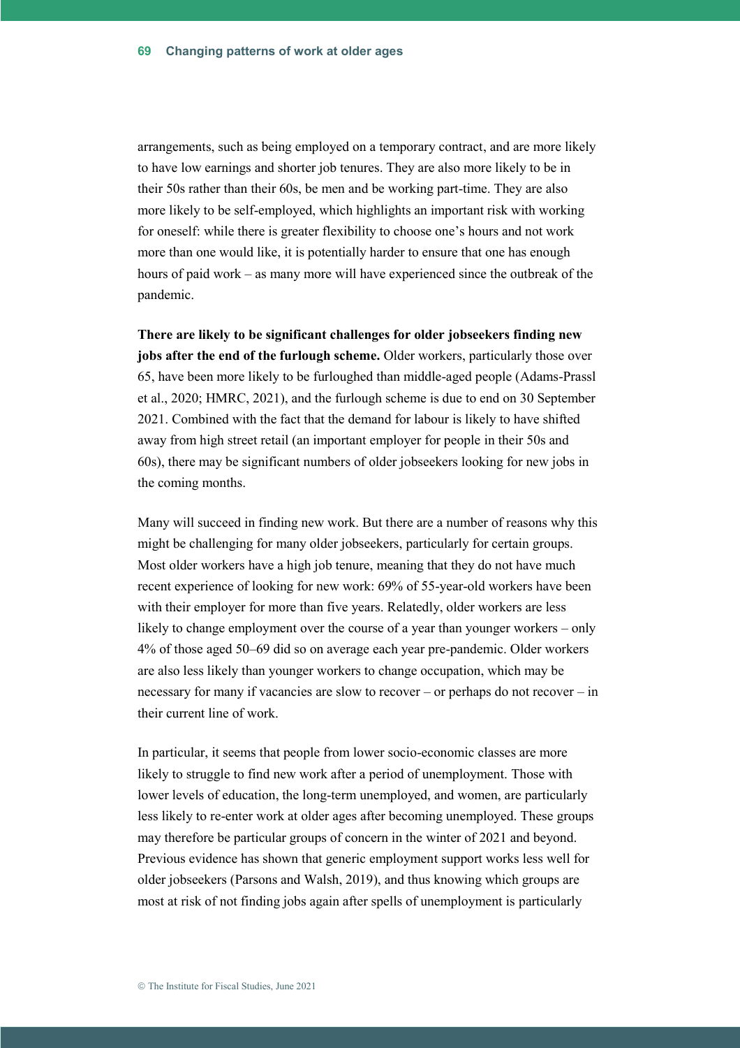arrangements, such as being employed on a temporary contract, and are more likely to have low earnings and shorter job tenures. They are also more likely to be in their 50s rather than their 60s, be men and be working part-time. They are also more likely to be self-employed, which highlights an important risk with working for oneself: while there is greater flexibility to choose one's hours and not work more than one would like, it is potentially harder to ensure that one has enough hours of paid work – as many more will have experienced since the outbreak of the pandemic.

**There are likely to be significant challenges for older jobseekers finding new jobs after the end of the furlough scheme.** Older workers, particularly those over 65, have been more likely to be furloughed than middle-aged people (Adams-Prassl et al., 2020; HMRC, 2021), and the furlough scheme is due to end on 30 September 2021. Combined with the fact that the demand for labour is likely to have shifted away from high street retail (an important employer for people in their 50s and 60s), there may be significant numbers of older jobseekers looking for new jobs in the coming months.

Many will succeed in finding new work. But there are a number of reasons why this might be challenging for many older jobseekers, particularly for certain groups. Most older workers have a high job tenure, meaning that they do not have much recent experience of looking for new work: 69% of 55-year-old workers have been with their employer for more than five years. Relatedly, older workers are less likely to change employment over the course of a year than younger workers – only 4% of those aged 50–69 did so on average each year pre-pandemic. Older workers are also less likely than younger workers to change occupation, which may be necessary for many if vacancies are slow to recover – or perhaps do not recover – in their current line of work.

In particular, it seems that people from lower socio-economic classes are more likely to struggle to find new work after a period of unemployment. Those with lower levels of education, the long-term unemployed, and women, are particularly less likely to re-enter work at older ages after becoming unemployed. These groups may therefore be particular groups of concern in the winter of 2021 and beyond. Previous evidence has shown that generic employment support works less well for older jobseekers (Parsons and Walsh, 2019), and thus knowing which groups are most at risk of not finding jobs again after spells of unemployment is particularly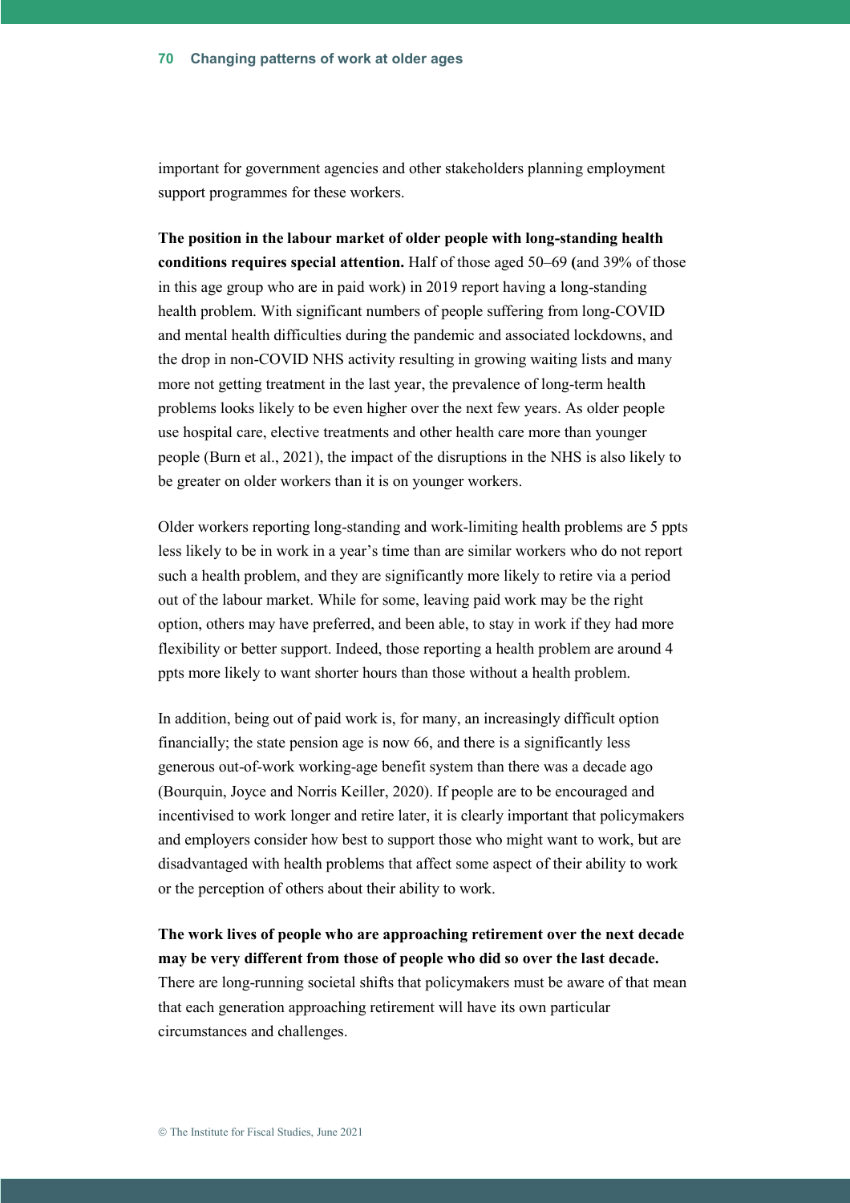important for government agencies and other stakeholders planning employment support programmes for these workers.

**The position in the labour market of older people with long-standing health conditions requires special attention.** Half of those aged 50–69 (and 39% of those in this age group who are in paid work) in 2019 report having a long-standing health problem. With significant numbers of people suffering from long-COVID and mental health difficulties during the pandemic and associated lockdowns, and the drop in non-COVID NHS activity resulting in growing waiting lists and many more not getting treatment in the last year, the prevalence of long-term health problems looks likely to be even higher over the next few years. As older people use hospital care, elective treatments and other health care more than younger people (Burn et al., 2021), the impact of the disruptions in the NHS is also likely to be greater on older workers than it is on younger workers.

Older workers reporting long-standing and work-limiting health problems are 5 ppts less likely to be in work in a year's time than are similar workers who do not report such a health problem, and they are significantly more likely to retire via a period out of the labour market. While for some, leaving paid work may be the right option, others may have preferred, and been able, to stay in work if they had more flexibility or better support. Indeed, those reporting a health problem are around 4 ppts more likely to want shorter hours than those without a health problem.

In addition, being out of paid work is, for many, an increasingly difficult option financially; the state pension age is now 66, and there is a significantly less generous out-of-work working-age benefit system than there was a decade ago (Bourquin, Joyce and Norris Keiller, 2020). If people are to be encouraged and incentivised to work longer and retire later, it is clearly important that policymakers and employers consider how best to support those who might want to work, but are disadvantaged with health problems that affect some aspect of their ability to work or the perception of others about their ability to work.

**The work lives of people who are approaching retirement over the next decade may be very different from those of people who did so over the last decade.** There are long-running societal shifts that policymakers must be aware of that mean that each generation approaching retirement will have its own particular circumstances and challenges.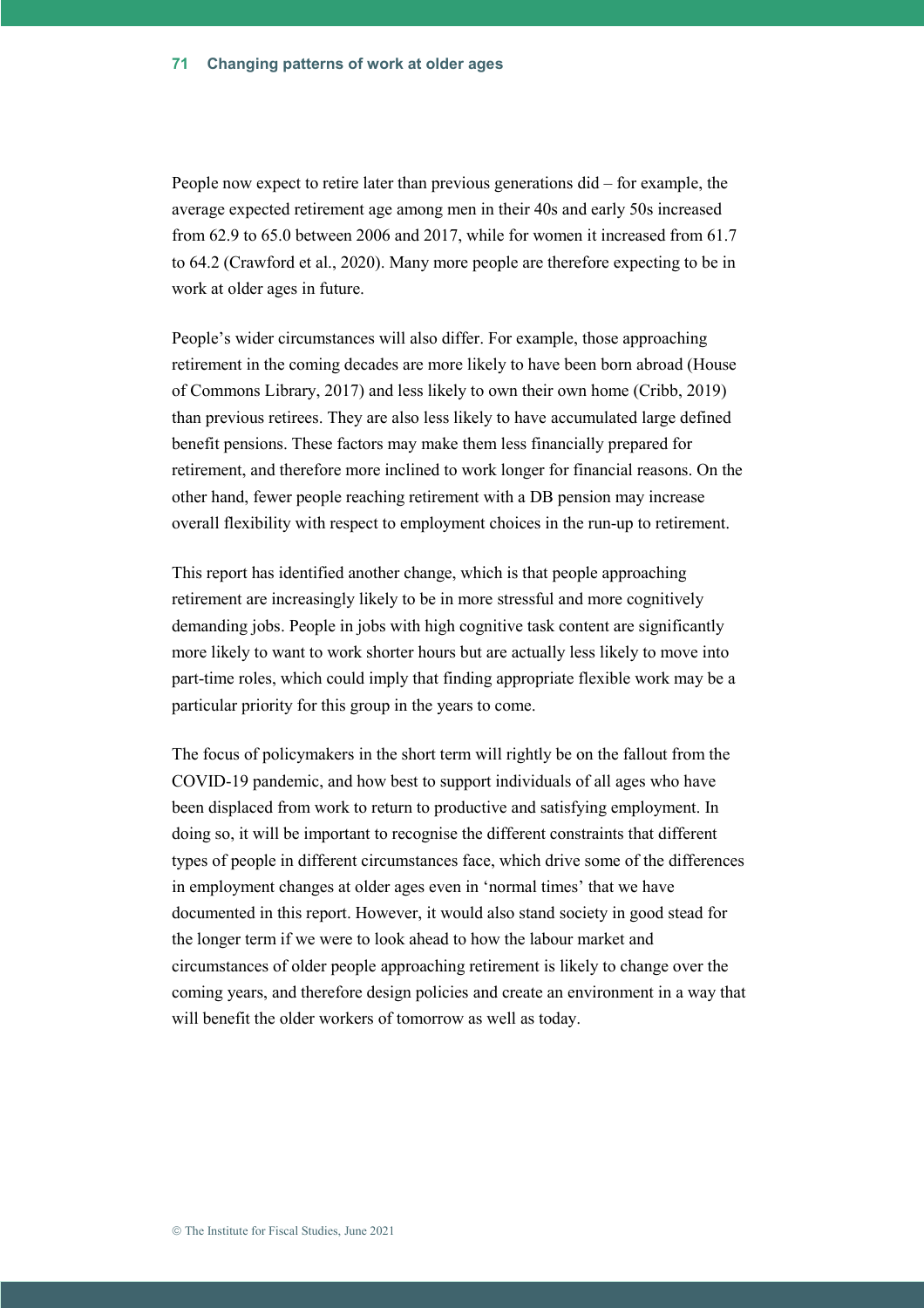People now expect to retire later than previous generations did – for example, the average expected retirement age among men in their 40s and early 50s increased from 62.9 to 65.0 between 2006 and 2017, while for women it increased from 61.7 to 64.2 (Crawford et al., 2020). Many more people are therefore expecting to be in work at older ages in future.

People's wider circumstances will also differ. For example, those approaching retirement in the coming decades are more likely to have been born abroad (House of Commons Library, 2017) and less likely to own their own home (Cribb, 2019) than previous retirees. They are also less likely to have accumulated large defined benefit pensions. These factors may make them less financially prepared for retirement, and therefore more inclined to work longer for financial reasons. On the other hand, fewer people reaching retirement with a DB pension may increase overall flexibility with respect to employment choices in the run-up to retirement.

This report has identified another change, which is that people approaching retirement are increasingly likely to be in more stressful and more cognitively demanding jobs. People in jobs with high cognitive task content are significantly more likely to want to work shorter hours but are actually less likely to move into part-time roles, which could imply that finding appropriate flexible work may be a particular priority for this group in the years to come.

The focus of policymakers in the short term will rightly be on the fallout from the COVID-19 pandemic, and how best to support individuals of all ages who have been displaced from work to return to productive and satisfying employment. In doing so, it will be important to recognise the different constraints that different types of people in different circumstances face, which drive some of the differences in employment changes at older ages even in 'normal times' that we have documented in this report. However, it would also stand society in good stead for the longer term if we were to look ahead to how the labour market and circumstances of older people approaching retirement is likely to change over the coming years, and therefore design policies and create an environment in a way that will benefit the older workers of tomorrow as well as today.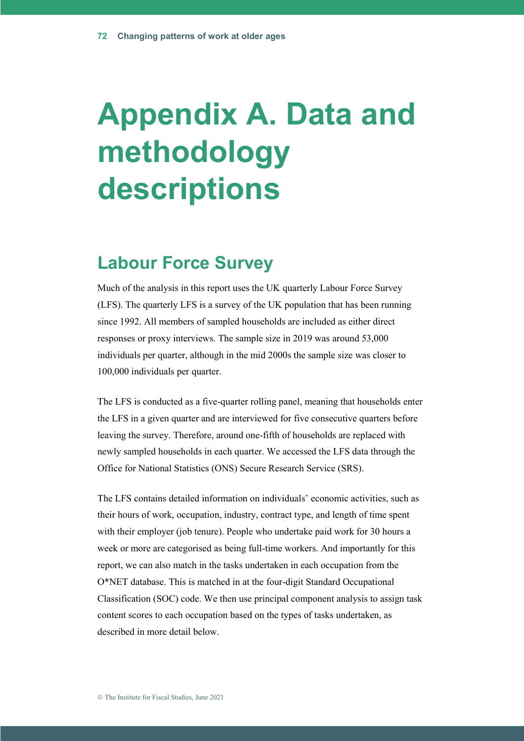# Appendix A. Data and methodology descriptions

## Labour Force Survey

Much of the analysis in this report uses the UK quarterly Labour Force Survey (LFS). The quarterly LFS is a survey of the UK population that has been running since 1992. All members of sampled households are included as either direct responses or proxy interviews. The sample size in 2019 was around 53,000 individuals per quarter, although in the mid 2000s the sample size was closer to 100,000 individuals per quarter.

The LFS is conducted as a five-quarter rolling panel, meaning that households enter the LFS in a given quarter and are interviewed for five consecutive quarters before leaving the survey. Therefore, around one-fifth of households are replaced with newly sampled households in each quarter. We accessed the LFS data through the Office for National Statistics (ONS) Secure Research Service (SRS).

The LFS contains detailed information on individuals' economic activities, such as their hours of work, occupation, industry, contract type, and length of time spent with their employer (job tenure). People who undertake paid work for 30 hours a week or more are categorised as being full-time workers. And importantly for this report, we can also match in the tasks undertaken in each occupation from the O*NET database. This is matched in at the four-digit Standard Occupational Classification (SOC) code. We then use principal component analysis to assign task content scores to each occupation based on the types of tasks undertaken, as described in more detail below.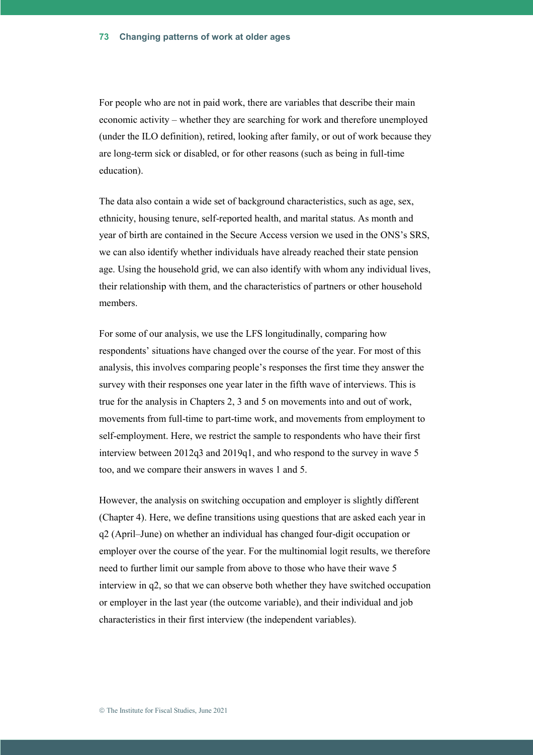For people who are not in paid work, there are variables that describe their main economic activity – whether they are searching for work and therefore unemployed (under the ILO definition), retired, looking after family, or out of work because they are long-term sick or disabled, or for other reasons (such as being in full-time education).

The data also contain a wide set of background characteristics, such as age, sex, ethnicity, housing tenure, self-reported health, and marital status. As month and year of birth are contained in the Secure Access version we used in the ONS's SRS, we can also identify whether individuals have already reached their state pension age. Using the household grid, we can also identify with whom any individual lives, their relationship with them, and the characteristics of partners or other household members.

For some of our analysis, we use the LFS longitudinally, comparing how respondents' situations have changed over the course of the year. For most of this analysis, this involves comparing people's responses the first time they answer the survey with their responses one year later in the fifth wave of interviews. This is true for the analysis in Chapters 2, 3 and 5 on movements into and out of work, movements from full-time to part-time work, and movements from employment to self-employment. Here, we restrict the sample to respondents who have their first interview between 2012q3 and 2019q1, and who respond to the survey in wave 5 too, and we compare their answers in waves 1 and 5.

However, the analysis on switching occupation and employer is slightly different (Chapter 4). Here, we define transitions using questions that are asked each year in q2 (April–June) on whether an individual has changed four-digit occupation or employer over the course of the year. For the multinomial logit results, we therefore need to further limit our sample from above to those who have their wave 5 interview in q2, so that we can observe both whether they have switched occupation or employer in the last year (the outcome variable), and their individual and job characteristics in their first interview (the independent variables).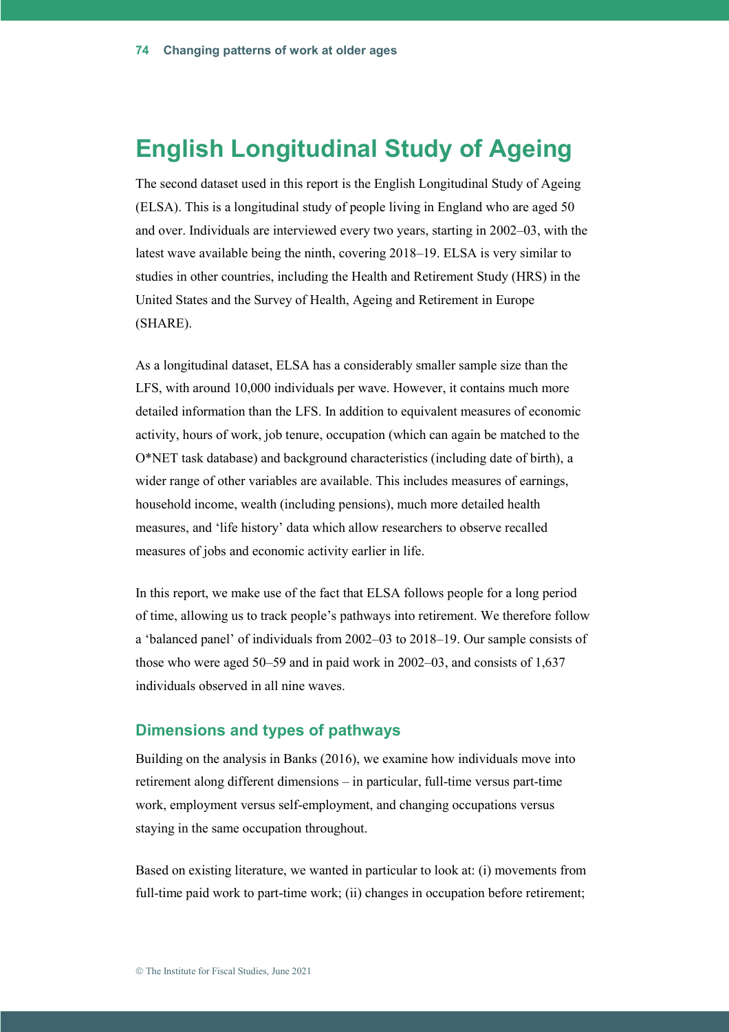# English Longitudinal Study of Ageing

The second dataset used in this report is the English Longitudinal Study of Ageing (ELSA). This is a longitudinal study of people living in England who are aged 50 and over. Individuals are interviewed every two years, starting in 2002–03, with the latest wave available being the ninth, covering 2018–19. ELSA is very similar to studies in other countries, including the Health and Retirement Study (HRS) in the United States and the Survey of Health, Ageing and Retirement in Europe (SHARE).

As a longitudinal dataset, ELSA has a considerably smaller sample size than the LFS, with around 10,000 individuals per wave. However, it contains much more detailed information than the LFS. In addition to equivalent measures of economic activity, hours of work, job tenure, occupation (which can again be matched to the O*NET task database) and background characteristics (including date of birth), a wider range of other variables are available. This includes measures of earnings, household income, wealth (including pensions), much more detailed health measures, and 'life history' data which allow researchers to observe recalled measures of jobs and economic activity earlier in life.

In this report, we make use of the fact that ELSA follows people for a long period of time, allowing us to track people's pathways into retirement. We therefore follow a 'balanced panel' of individuals from 2002–03 to 2018–19. Our sample consists of those who were aged 50–59 and in paid work in 2002–03, and consists of 1,637 individuals observed in all nine waves.

## Dimensions and types of pathways

Building on the analysis in Banks (2016), we examine how individuals move into retirement along different dimensions – in particular, full-time versus part-time work, employment versus self-employment, and changing occupations versus staying in the same occupation throughout.

Based on existing literature, we wanted in particular to look at: (i) movements from full-time paid work to part-time work; (ii) changes in occupation before retirement;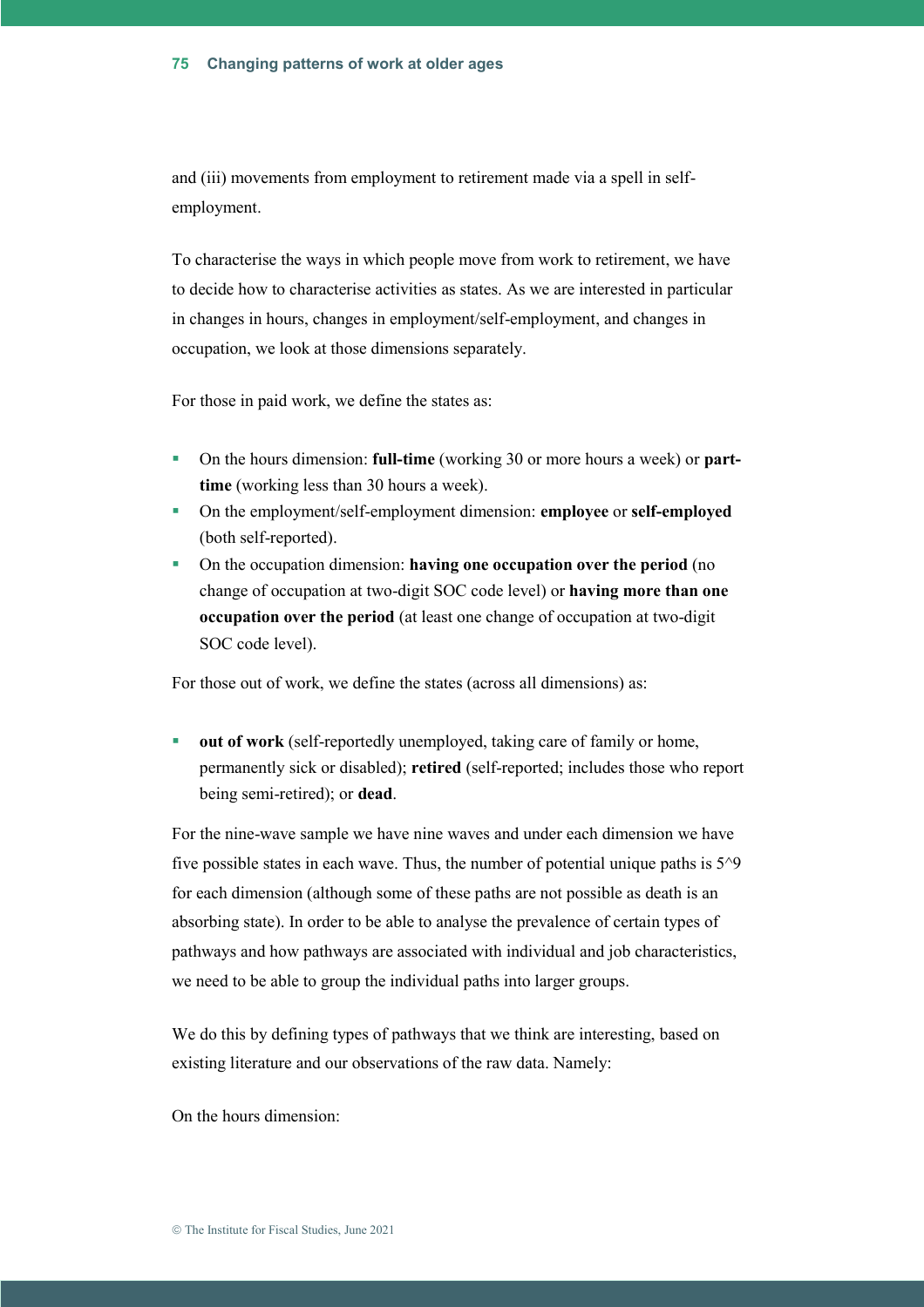and (iii) movements from employment to retirement made via a spell in self-employment.

To characterise the ways in which people move from work to retirement, we have to decide how to characterise activities as states. As we are interested in particular in changes in hours, changes in employment/self-employment, and changes in occupation, we look at those dimensions separately.

For those in paid work, we define the states as:

- On the hours dimension: **full-time** (working 30 or more hours a week) or **part-time** (working less than 30 hours a week).
- On the employment/self-employment dimension: **employee** or **self-employed** (both self-reported).
- On the occupation dimension: **having one occupation over the period** (no change of occupation at two-digit SOC code level) or **having more than one occupation over the period** (at least one change of occupation at two-digit SOC code level).

For those out of work, we define the states (across all dimensions) as:

- **out of work** (self-reportedly unemployed, taking care of family or home, permanently sick or disabled); **retired** (self-reported; includes those who report being semi-retired); or **dead**.

For the nine-wave sample we have nine waves and under each dimension we have five possible states in each wave. Thus, the number of potential unique paths is $5^9$ for each dimension (although some of these paths are not possible as death is an absorbing state). In order to be able to analyse the prevalence of certain types of pathways and how pathways are associated with individual and job characteristics, we need to be able to group the individual paths into larger groups.

We do this by defining types of pathways that we think are interesting, based on existing literature and our observations of the raw data. Namely:

On the hours dimension: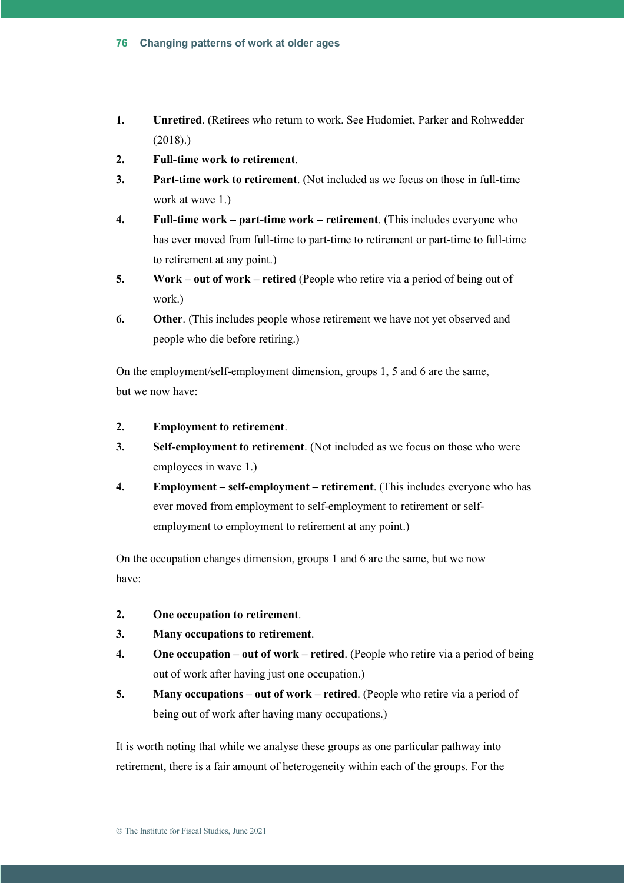1. **Unretired**. (Retirees who return to work. See Hudomiet, Parker and Rohwedder (2018).)
2. **Full-time work to retirement**.
3. **Part-time work to retirement**. (Not included as we focus on those in full-time work at wave 1.)
4. **Full-time work – part-time work – retirement**. (This includes everyone who has ever moved from full-time to part-time to retirement or part-time to full-time to retirement at any point.)
5. **Work – out of work – retired** (People who retire via a period of being out of work.)
6. **Other**. (This includes people whose retirement we have not yet observed and people who die before retiring.)

On the employment/self-employment dimension, groups 1, 5 and 6 are the same, but we now have:

2. **Employment to retirement**.
3. **Self-employment to retirement**. (Not included as we focus on those who were employees in wave 1.)
4. **Employment – self-employment – retirement**. (This includes everyone who has ever moved from employment to self-employment to retirement or self-employment to employment to retirement at any point.)

On the occupation changes dimension, groups 1 and 6 are the same, but we now have:

2. **One occupation to retirement**.
3. **Many occupations to retirement**.
4. **One occupation – out of work – retired**. (People who retire via a period of being out of work after having just one occupation.)
5. **Many occupations – out of work – retired**. (People who retire via a period of being out of work after having many occupations.)

It is worth noting that while we analyse these groups as one particular pathway into retirement, there is a fair amount of heterogeneity within each of the groups. For the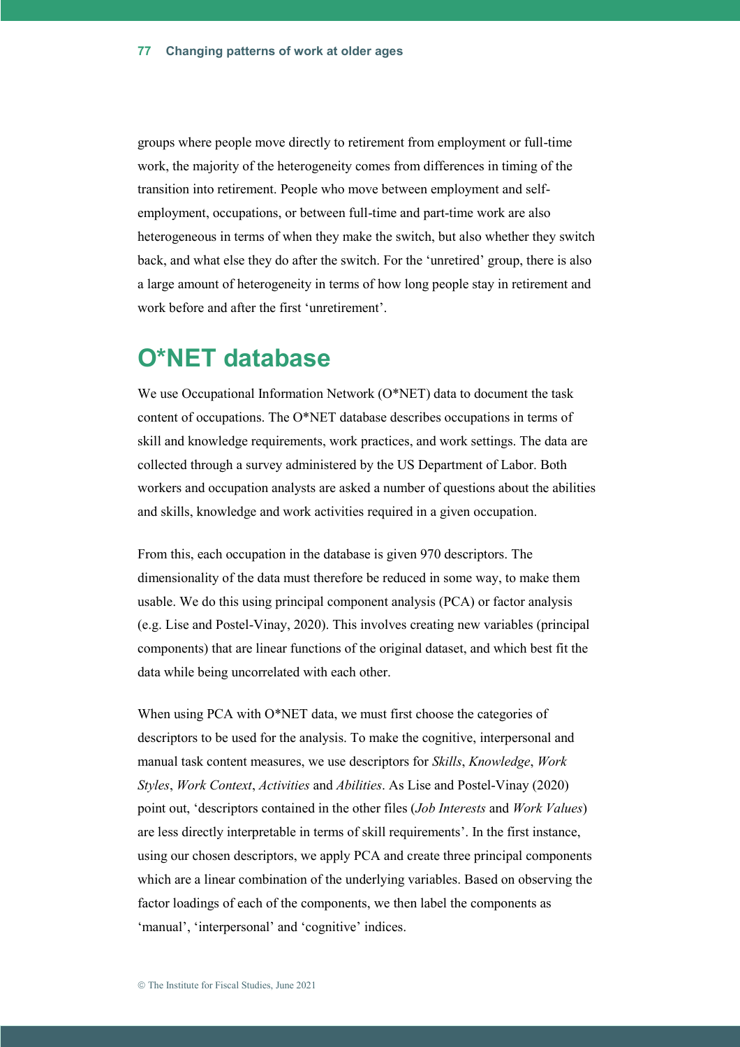groups where people move directly to retirement from employment or full-time work, the majority of the heterogeneity comes from differences in timing of the transition into retirement. People who move between employment and self-employment, occupations, or between full-time and part-time work are also heterogeneous in terms of when they make the switch, but also whether they switch back, and what else they do after the switch. For the 'unretired' group, there is also a large amount of heterogeneity in terms of how long people stay in retirement and work before and after the first 'unretirement'.

# O*NET database

We use Occupational Information Network (O*NET) data to document the task content of occupations. The O*NET database describes occupations in terms of skill and knowledge requirements, work practices, and work settings. The data are collected through a survey administered by the US Department of Labor. Both workers and occupation analysts are asked a number of questions about the abilities and skills, knowledge and work activities required in a given occupation.

From this, each occupation in the database is given 970 descriptors. The dimensionality of the data must therefore be reduced in some way, to make them usable. We do this using principal component analysis (PCA) or factor analysis (e.g. Lise and Postel-Vinay, 2020). This involves creating new variables (principal components) that are linear functions of the original dataset, and which best fit the data while being uncorrelated with each other.

When using PCA with O*NET data, we must first choose the categories of descriptors to be used for the analysis. To make the cognitive, interpersonal and manual task content measures, we use descriptors for *Skills*, *Knowledge*, *Work Styles*, *Work Context*, *Activities* and *Abilities*. As Lise and Postel-Vinay (2020) point out, 'descriptors contained in the other files (*Job Interests* and *Work Values*) are less directly interpretable in terms of skill requirements'. In the first instance, using our chosen descriptors, we apply PCA and create three principal components which are a linear combination of the underlying variables. Based on observing the factor loadings of each of the components, we then label the components as 'manual', 'interpersonal' and 'cognitive' indices.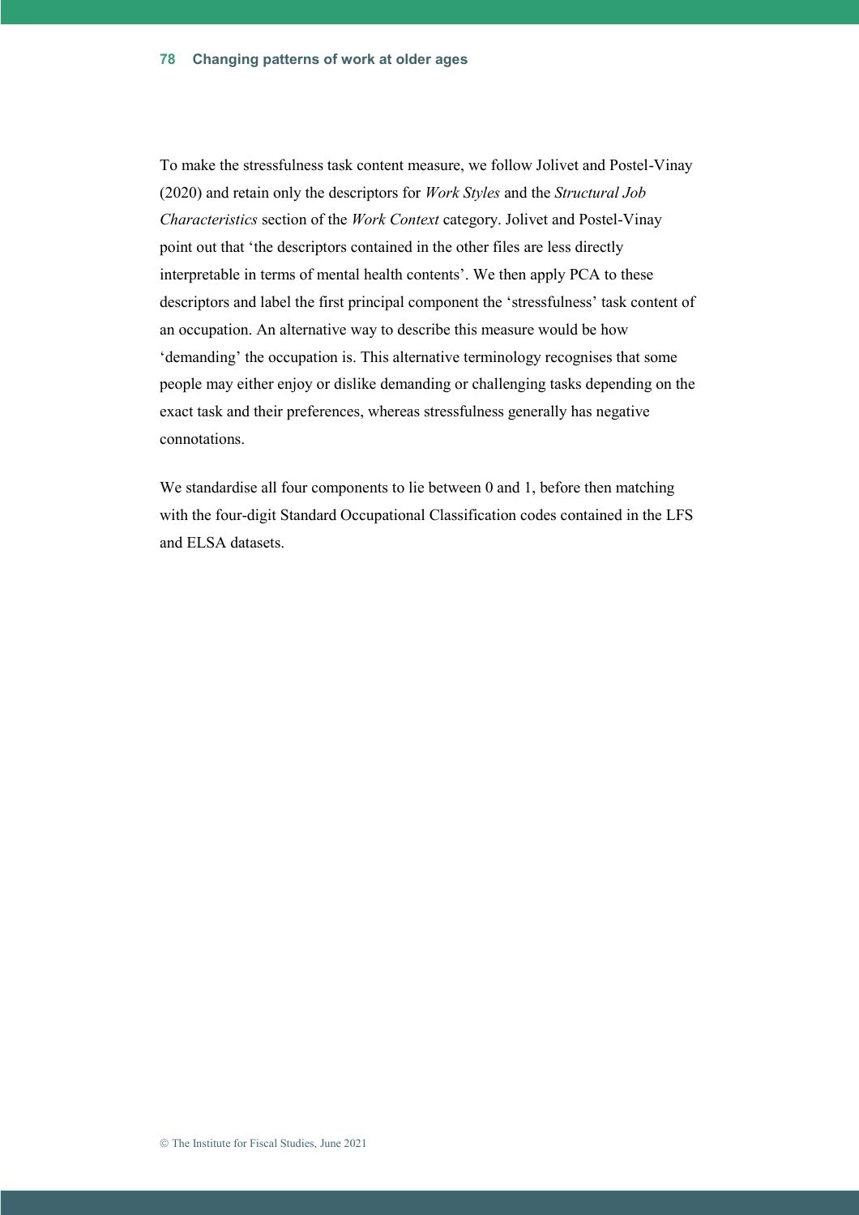To make the stressfulness task content measure, we follow Jolivet and Postel-Vinay (2020) and retain only the descriptors for *Work Styles* and the *Structural Job Characteristics* section of the *Work Context* category. Jolivet and Postel-Vinay point out that 'the descriptors contained in the other files are less directly interpretable in terms of mental health contents'. We then apply PCA to these descriptors and label the first principal component the 'stressfulness' task content of an occupation. An alternative way to describe this measure would be how 'demanding' the occupation is. This alternative terminology recognises that some people may either enjoy or dislike demanding or challenging tasks depending on the exact task and their preferences, whereas stressfulness generally has negative connotations.

We standardise all four components to lie between 0 and 1, before then matching with the four-digit Standard Occupational Classification codes contained in the LFS and ELSA datasets.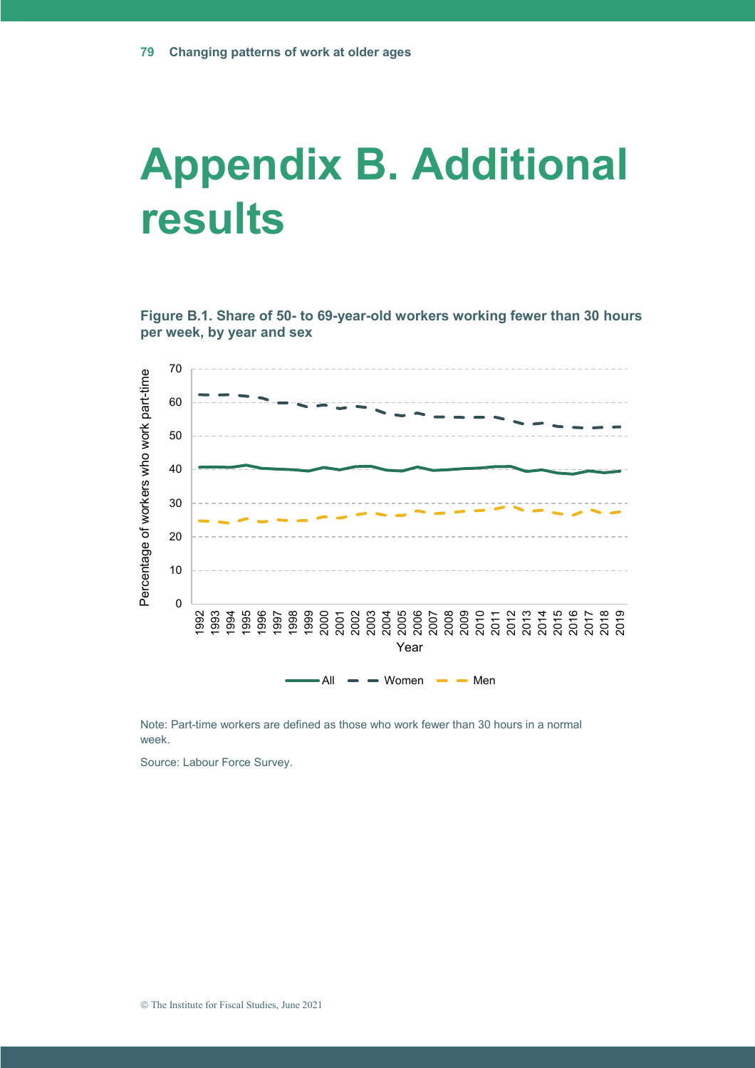# Appendix B. Additional results

**Figure B.1. Share of 50- to 69-year-old workers working fewer than 30 hours per week, by year and sex**

Note: Part-time workers are defined as those who work fewer than 30 hours in a normal week.

Source: Labour Force Survey.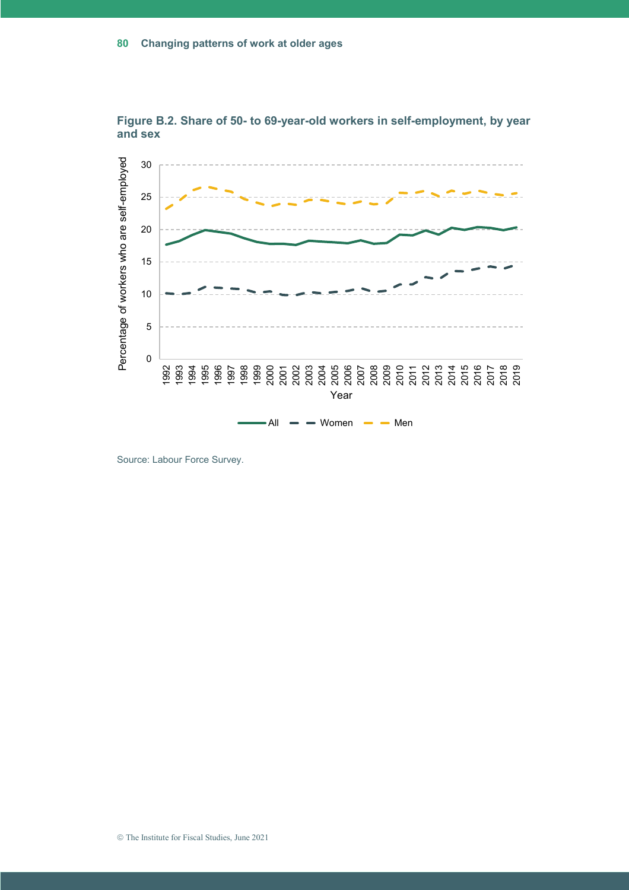**Figure B.2. Share of 50- to 69-year-old workers in self-employment, by year and sex**

Source: Labour Force Survey.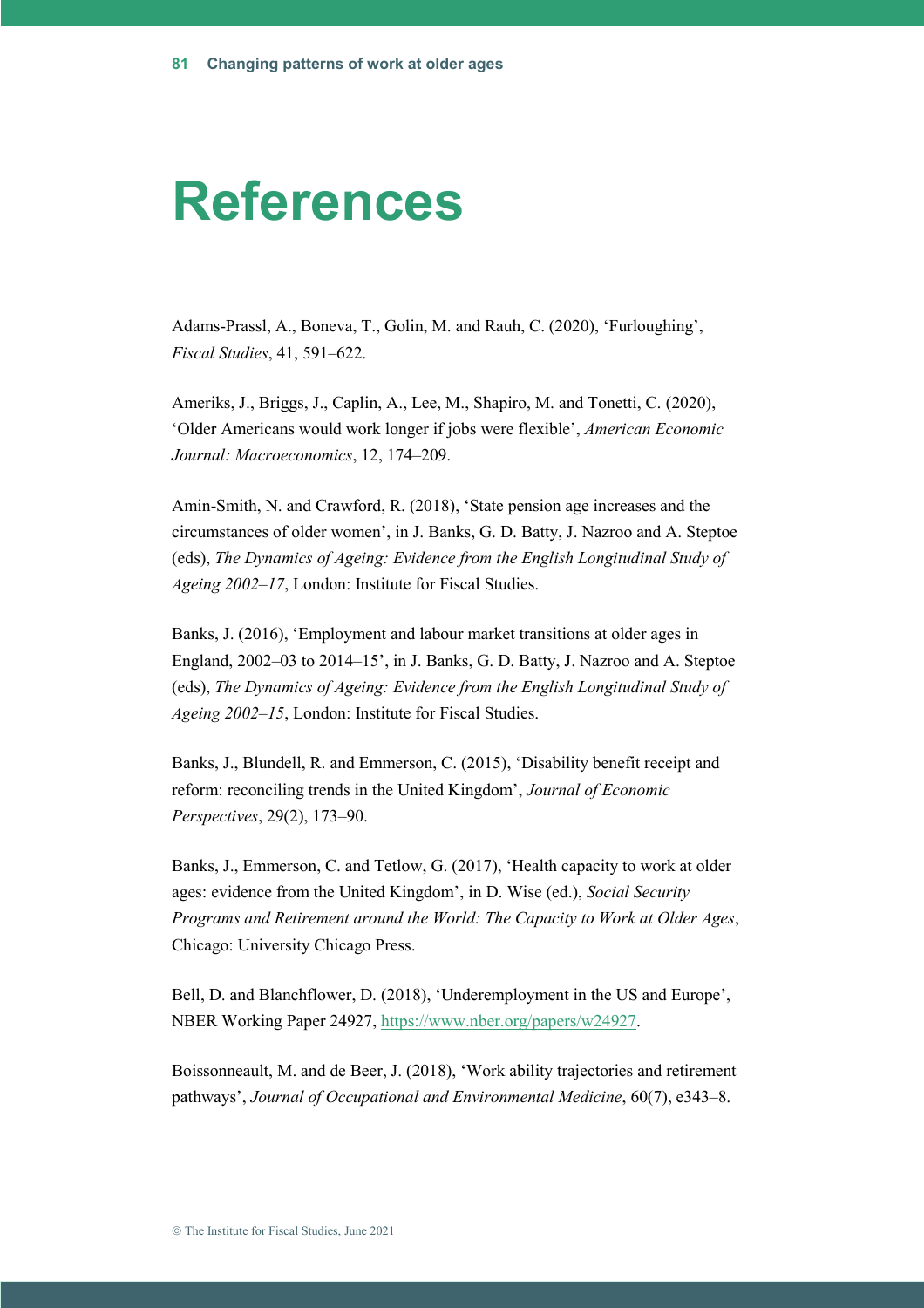# References

Adams-Prassl, A., Boneva, T., Golin, M. and Rauh, C. (2020), ‘Furloughing’, *Fiscal Studies*, 41, 591–622.

Ameriks, J., Briggs, J., Caplin, A., Lee, M., Shapiro, M. and Tonetti, C. (2020), ‘Older Americans would work longer if jobs were flexible’, *American Economic Journal: Macroeconomics*, 12, 174–209.

Amin-Smith, N. and Crawford, R. (2018), ‘State pension age increases and the circumstances of older women’, in J. Banks, G. D. Batty, J. Nazroo and A. Steptoe (eds), *The Dynamics of Ageing: Evidence from the English Longitudinal Study of Ageing 2002–17*, London: Institute for Fiscal Studies.

Banks, J. (2016), ‘Employment and labour market transitions at older ages in England, 2002–03 to 2014–15’, in J. Banks, G. D. Batty, J. Nazroo and A. Steptoe (eds), *The Dynamics of Ageing: Evidence from the English Longitudinal Study of Ageing 2002–15*, London: Institute for Fiscal Studies.

Banks, J., Blundell, R. and Emmerson, C. (2015), ‘Disability benefit receipt and reform: reconciling trends in the United Kingdom’, *Journal of Economic Perspectives*, 29(2), 173–90.

Banks, J., Emmerson, C. and Tetlow, G. (2017), ‘Health capacity to work at older ages: evidence from the United Kingdom’, in D. Wise (ed.), *Social Security Programs and Retirement around the World: The Capacity to Work at Older Ages*, Chicago: University Chicago Press.

Bell, D. and Blanchflower, D. (2018), ‘Underemployment in the US and Europe’, NBER Working Paper 24927, https://www.nber.org/papers/w24927.

Boissonneault, M. and de Beer, J. (2018), ‘Work ability trajectories and retirement pathways’, *Journal of Occupational and Environmental Medicine*, 60(7), e343–8.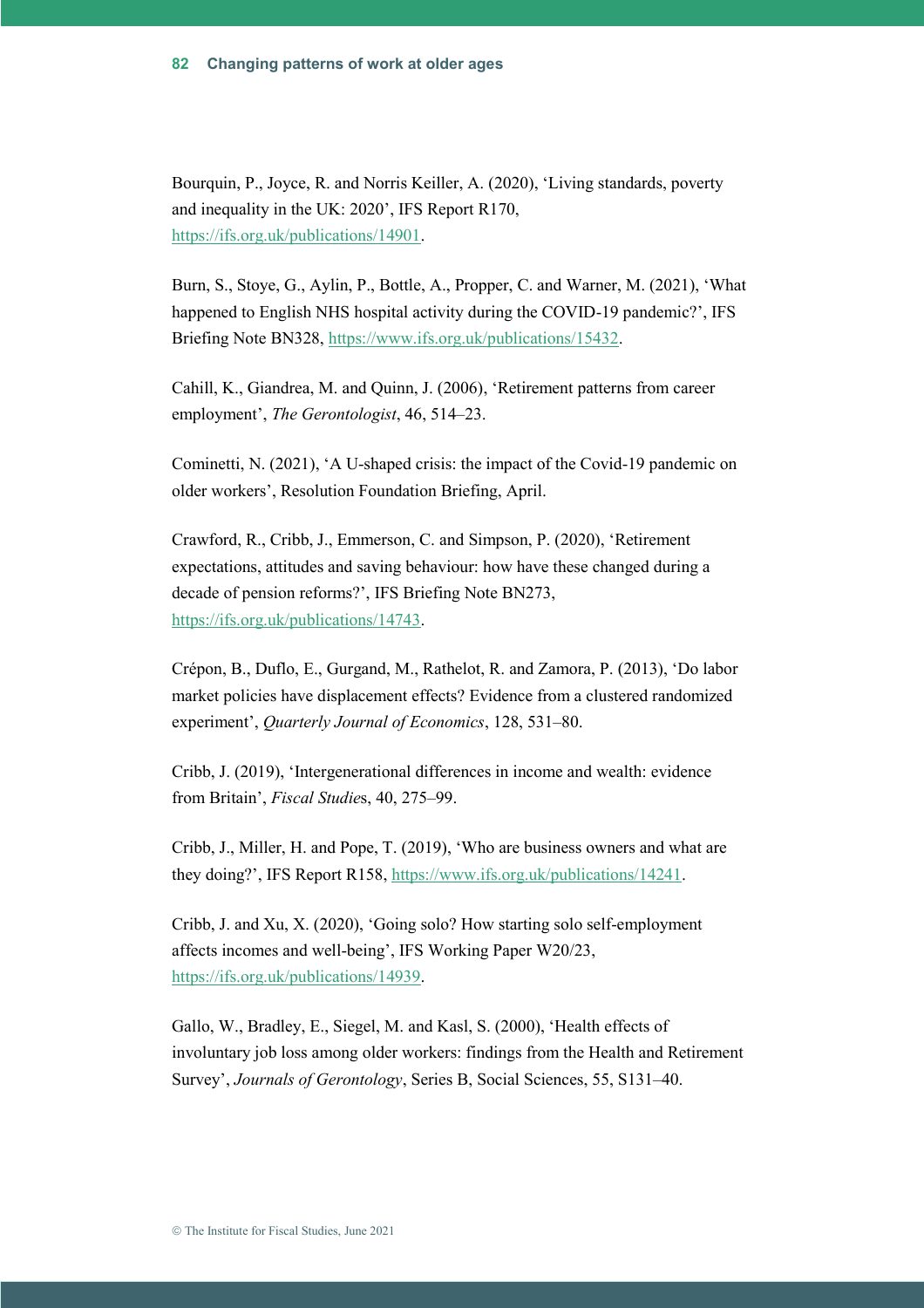Bourquin, P., Joyce, R. and Norris Keiller, A. (2020), 'Living standards, poverty and inequality in the UK: 2020', IFS Report R170, https://ifs.org.uk/publications/14901.

Burn, S., Stoye, G., Aylin, P., Bottle, A., Propper, C. and Warner, M. (2021), 'What happened to English NHS hospital activity during the COVID-19 pandemic?', IFS Briefing Note BN328, https://www.ifs.org.uk/publications/15432.

Cahill, K., Giandrea, M. and Quinn, J. (2006), 'Retirement patterns from career employment', *The Gerontologist*, 46, 514–23.

Cominetti, N. (2021), 'A U-shaped crisis: the impact of the Covid-19 pandemic on older workers', Resolution Foundation Briefing, April.

Crawford, R., Cribb, J., Emmerson, C. and Simpson, P. (2020), 'Retirement expectations, attitudes and saving behaviour: how have these changed during a decade of pension reforms?', IFS Briefing Note BN273, https://ifs.org.uk/publications/14743.

Crépon, B., Duflo, E., Gurgand, M., Rathelot, R. and Zamora, P. (2013), 'Do labor market policies have displacement effects? Evidence from a clustered randomized experiment', *Quarterly Journal of Economics*, 128, 531–80.

Cribb, J. (2019), 'Intergenerational differences in income and wealth: evidence from Britain', *Fiscal Studies*, 40, 275–99.

Cribb, J., Miller, H. and Pope, T. (2019), 'Who are business owners and what are they doing?', IFS Report R158, https://www.ifs.org.uk/publications/14241.

Cribb, J. and Xu, X. (2020), 'Going solo? How starting solo self-employment affects incomes and well-being', IFS Working Paper W20/23, https://ifs.org.uk/publications/14939.

Gallo, W., Bradley, E., Siegel, M. and Kasl, S. (2000), 'Health effects of involuntary job loss among older workers: findings from the Health and Retirement Survey', *Journals of Gerontology*, Series B, Social Sciences, 55, S131–40.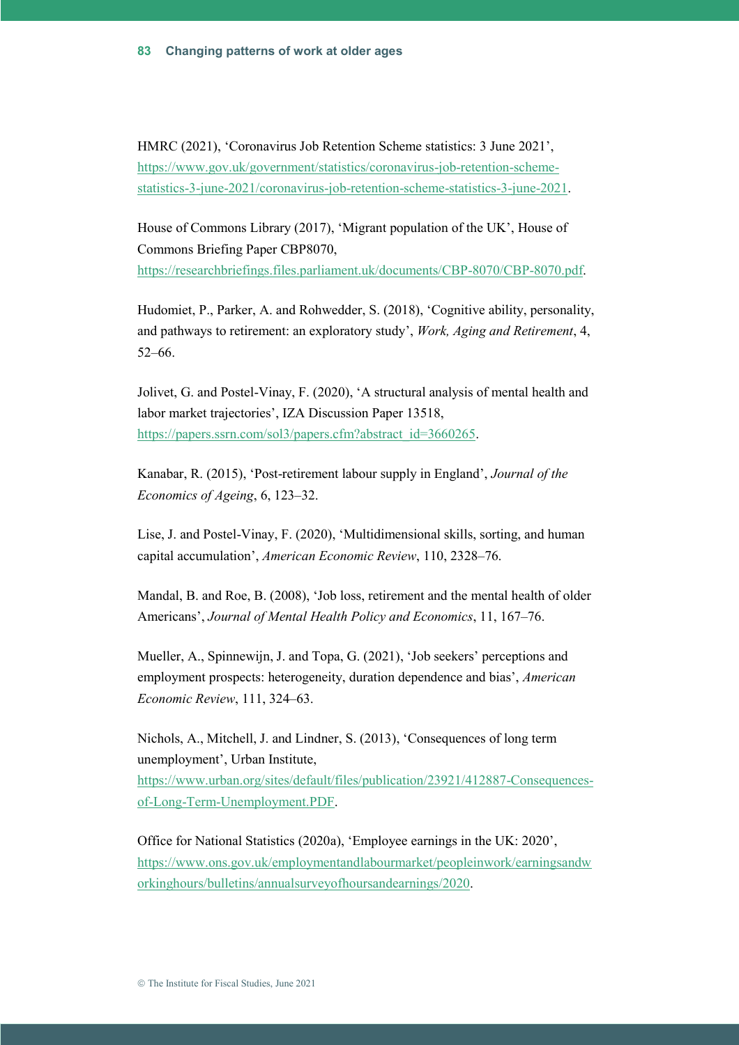HMRC (2021), 'Coronavirus Job Retention Scheme statistics: 3 June 2021', https://www.gov.uk/government/statistics/coronavirus-job-retention-scheme-statistics-3-june-2021/coronavirus-job-retention-scheme-statistics-3-june-2021.

House of Commons Library (2017), 'Migrant population of the UK', House of Commons Briefing Paper CBP8070, https://researchbriefings.files.parliament.uk/documents/CBP-8070/CBP-8070.pdf.

Hudomiet, P., Parker, A. and Rohwedder, S. (2018), 'Cognitive ability, personality, and pathways to retirement: an exploratory study', *Work, Aging and Retirement*, 4, 52–66.

Jolivet, G. and Postel-Vinay, F. (2020), 'A structural analysis of mental health and labor market trajectories', IZA Discussion Paper 13518, https://papers.ssrn.com/sol3/papers.cfm?abstract_id=3660265.

Kanabar, R. (2015), 'Post-retirement labour supply in England', *Journal of the Economics of Ageing*, 6, 123–32.

Lise, J. and Postel-Vinay, F. (2020), 'Multidimensional skills, sorting, and human capital accumulation', *American Economic Review*, 110, 2328–76.

Mandal, B. and Roe, B. (2008), 'Job loss, retirement and the mental health of older Americans', *Journal of Mental Health Policy and Economics*, 11, 167–76.

Mueller, A., Spinnewijn, J. and Topa, G. (2021), 'Job seekers' perceptions and employment prospects: heterogeneity, duration dependence and bias', *American Economic Review*, 111, 324–63.

Nichols, A., Mitchell, J. and Lindner, S. (2013), 'Consequences of long term unemployment', Urban Institute, https://www.urban.org/sites/default/files/publication/23921/412887-Consequences-of-Long-Term-Unemployment.PDF.

Office for National Statistics (2020a), 'Employee earnings in the UK: 2020', https://www.ons.gov.uk/employmentandlabourmarket/peopleinwork/earningsandworkinghours/bulletins/annualsurveyofhoursandearnings/2020.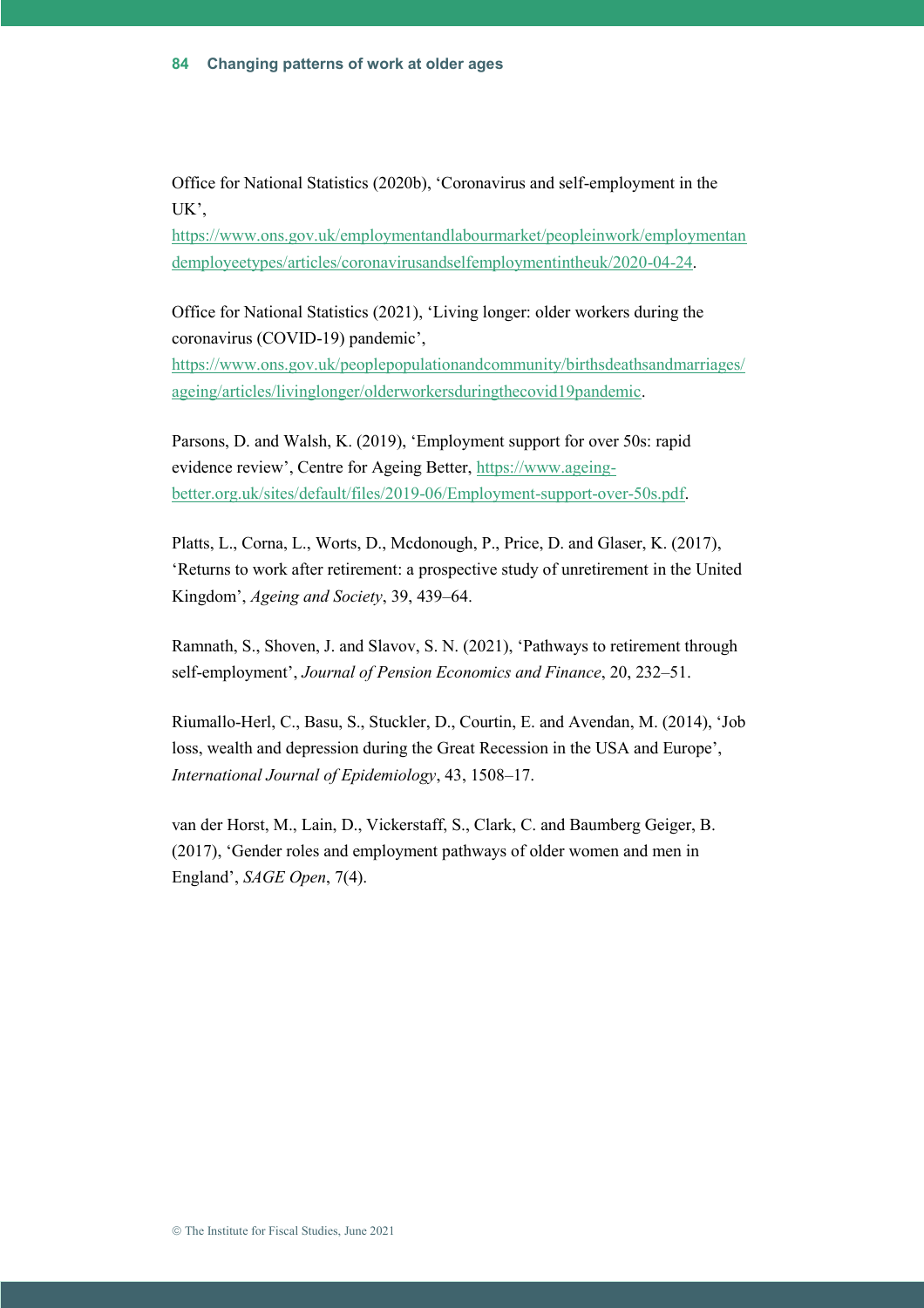Office for National Statistics (2020b), 'Coronavirus and self-employment in the UK', https://www.ons.gov.uk/employmentandlabourmarket/peopleinwork/employmentandemployeetypes/articles/coronavirusandselfemploymentintheuk/2020-04-24.

Office for National Statistics (2021), 'Living longer: older workers during the coronavirus (COVID-19) pandemic', https://www.ons.gov.uk/peoplepopulationandcommunity/birthsdeathsandmarriages/ageing/articles/livinglonger/olderworkersduringthecovid19pandemic.

Parsons, D. and Walsh, K. (2019), 'Employment support for over 50s: rapid evidence review', Centre for Ageing Better, https://www.ageing-better.org.uk/sites/default/files/2019-06/Employment-support-over-50s.pdf.

Platts, L., Corna, L., Worts, D., Mcdonough, P., Price, D. and Glaser, K. (2017), 'Returns to work after retirement: a prospective study of unretirement in the United Kingdom', *Ageing and Society*, 39, 439–64.

Ramnath, S., Shoven, J. and Slavov, S. N. (2021), 'Pathways to retirement through self-employment', *Journal of Pension Economics and Finance*, 20, 232–51.

Riumallo-Herl, C., Basu, S., Stuckler, D., Courtin, E. and Avendan, M. (2014), 'Job loss, wealth and depression during the Great Recession in the USA and Europe', *International Journal of Epidemiology*, 43, 1508–17.

van der Horst, M., Lain, D., Vickerstaff, S., Clark, C. and Baumberg Geiger, B. (2017), 'Gender roles and employment pathways of older women and men in England', *SAGE Open*, 7(4).